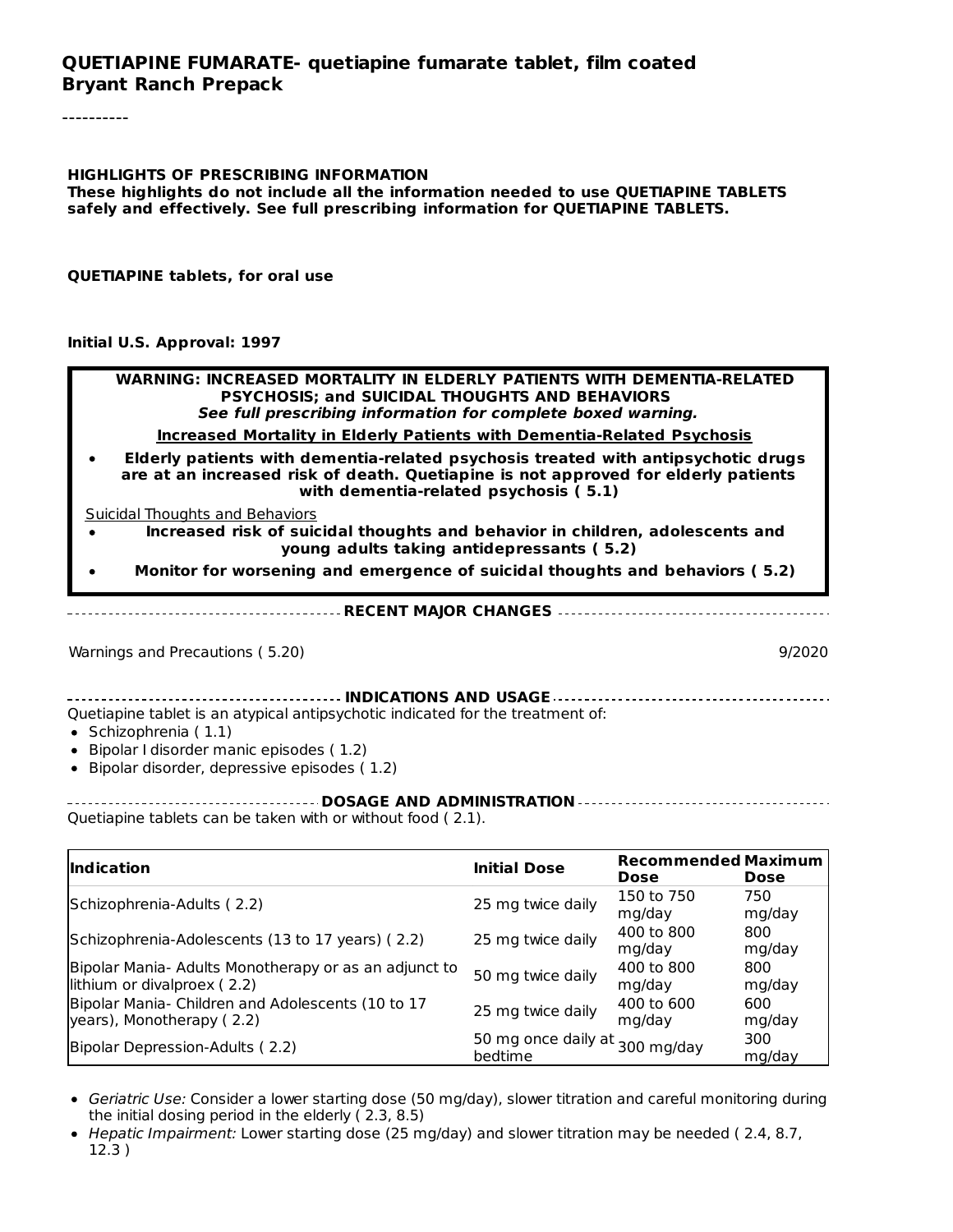# QUETIAPINE FUMARATE- quetiapine fumarate tablet, film coated
**Bryant Ranch Prepack**

----------

**HIGHLIGHTS OF PRESCRIBING INFORMATION**
**These highlights do not include all the information needed to use QUETIAPINE TABLETS safely and effectively. See full prescribing information for QUETIAPINE TABLETS.**

**QUETIAPINE tablets, for oral use**

**Initial U.S. Approval: 1997**

**WARNING: INCREASED MORTALITY IN ELDERLY PATIENTS WITH DEMENTIA-RELATED PSYCHOSIS; and SUICIDAL THOUGHTS AND BEHAVIORS**
***See full prescribing information for complete boxed warning.***

**Increased Mortality in Elderly Patients with Dementia-Related Psychosis**

- **Elderly patients with dementia-related psychosis treated with antipsychotic drugs are at an increased risk of death. Quetiapine is not approved for elderly patients with dementia-related psychosis ( 5.1)**

Suicidal Thoughts and Behaviors

- **Increased risk of suicidal thoughts and behavior in children, adolescents and young adults taking antidepressants ( 5.2)**
- **Monitor for worsening and emergence of suicidal thoughts and behaviors ( 5.2)**

**RECENT MAJOR CHANGES**

Warnings and Precautions ( 5.20) 9/2020

**INDICATIONS AND USAGE**

Quetiapine tablet is an atypical antipsychotic indicated for the treatment of:

- Schizophrenia ( 1.1)
- Bipolar I disorder manic episodes ( 1.2)
- Bipolar disorder, depressive episodes ( 1.2)

**DOSAGE AND ADMINISTRATION**

Quetiapine tablets can be taken with or without food ( 2.1).

| Indication | Initial Dose | Recommended Dose | Maximum Dose |
|---|---|---|---|
| Schizophrenia-Adults ( 2.2) | 25 mg twice daily | 150 to 750 mg/day | 750 mg/day |
| Schizophrenia-Adolescents (13 to 17 years) ( 2.2) | 25 mg twice daily | 400 to 800 mg/day | 800 mg/day |
| Bipolar Mania- Adults Monotherapy or as an adjunct to lithium or divalproex ( 2.2) | 50 mg twice daily | 400 to 800 mg/day | 800 mg/day |
| Bipolar Mania- Children and Adolescents (10 to 17 years), Monotherapy ( 2.2) | 25 mg twice daily | 400 to 600 mg/day | 600 mg/day |
| Bipolar Depression-Adults ( 2.2) | 50 mg once daily at bedtime | 300 mg/day | 300 mg/day |

- *Geriatric Use:* Consider a lower starting dose (50 mg/day), slower titration and careful monitoring during the initial dosing period in the elderly ( 2.3, 8.5)
- *Hepatic Impairment:* Lower starting dose (25 mg/day) and slower titration may be needed ( 2.4, 8.7, 12.3 )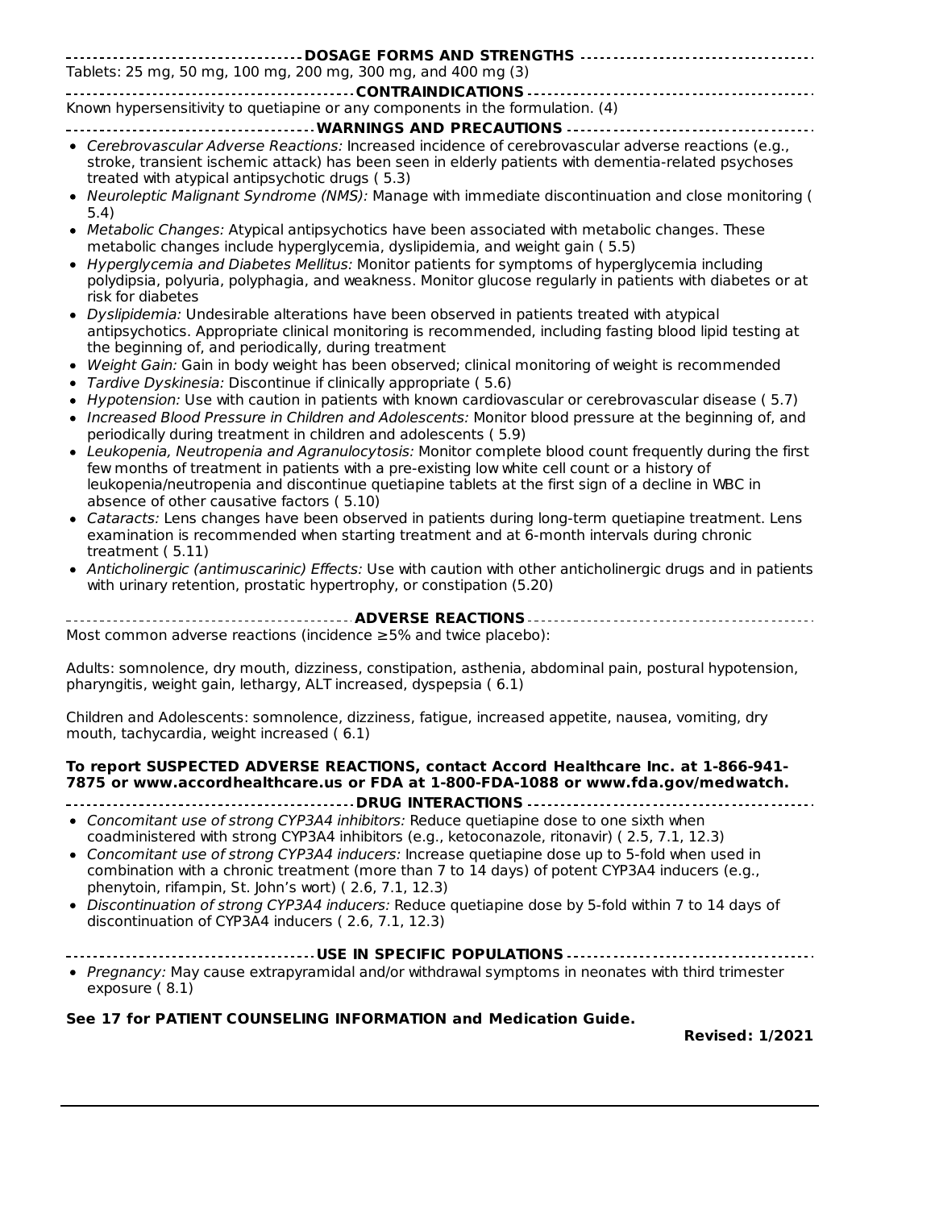## DOSAGE FORMS AND STRENGTHS

Tablets: 25 mg, 50 mg, 100 mg, 200 mg, 300 mg, and 400 mg (3)

## CONTRAINDICATIONS

Known hypersensitivity to quetiapine or any components in the formulation. (4)

## WARNINGS AND PRECAUTIONS

- *Cerebrovascular Adverse Reactions:* Increased incidence of cerebrovascular adverse reactions (e.g., stroke, transient ischemic attack) has been seen in elderly patients with dementia-related psychoses treated with atypical antipsychotic drugs ( 5.3)
- *Neuroleptic Malignant Syndrome (NMS):* Manage with immediate discontinuation and close monitoring ( 5.4)
- *Metabolic Changes:* Atypical antipsychotics have been associated with metabolic changes. These metabolic changes include hyperglycemia, dyslipidemia, and weight gain ( 5.5)
- *Hyperglycemia and Diabetes Mellitus:* Monitor patients for symptoms of hyperglycemia including polydipsia, polyuria, polyphagia, and weakness. Monitor glucose regularly in patients with diabetes or at risk for diabetes
- *Dyslipidemia:* Undesirable alterations have been observed in patients treated with atypical antipsychotics. Appropriate clinical monitoring is recommended, including fasting blood lipid testing at the beginning of, and periodically, during treatment
- *Weight Gain:* Gain in body weight has been observed; clinical monitoring of weight is recommended
- *Tardive Dyskinesia:* Discontinue if clinically appropriate ( 5.6)
- *Hypotension:* Use with caution in patients with known cardiovascular or cerebrovascular disease ( 5.7)
- *Increased Blood Pressure in Children and Adolescents:* Monitor blood pressure at the beginning of, and periodically during treatment in children and adolescents ( 5.9)
- *Leukopenia, Neutropenia and Agranulocytosis:* Monitor complete blood count frequently during the first few months of treatment in patients with a pre-existing low white cell count or a history of leukopenia/neutropenia and discontinue quetiapine tablets at the first sign of a decline in WBC in absence of other causative factors ( 5.10)
- *Cataracts:* Lens changes have been observed in patients during long-term quetiapine treatment. Lens examination is recommended when starting treatment and at 6-month intervals during chronic treatment ( 5.11)
- *Anticholinergic (antimuscarinic) Effects:* Use with caution with other anticholinergic drugs and in patients with urinary retention, prostatic hypertrophy, or constipation (5.20)

## ADVERSE REACTIONS

Most common adverse reactions (incidence ≥5% and twice placebo):

Adults: somnolence, dry mouth, dizziness, constipation, asthenia, abdominal pain, postural hypotension, pharyngitis, weight gain, lethargy, ALT increased, dyspepsia ( 6.1)

Children and Adolescents: somnolence, dizziness, fatigue, increased appetite, nausea, vomiting, dry mouth, tachycardia, weight increased ( 6.1)

**To report SUSPECTED ADVERSE REACTIONS, contact Accord Healthcare Inc. at 1-866-941-7875 or www.accordhealthcare.us or FDA at 1-800-FDA-1088 or www.fda.gov/medwatch.**

## DRUG INTERACTIONS

- *Concomitant use of strong CYP3A4 inhibitors:* Reduce quetiapine dose to one sixth when coadministered with strong CYP3A4 inhibitors (e.g., ketoconazole, ritonavir) ( 2.5, 7.1, 12.3)
- *Concomitant use of strong CYP3A4 inducers:* Increase quetiapine dose up to 5-fold when used in combination with a chronic treatment (more than 7 to 14 days) of potent CYP3A4 inducers (e.g., phenytoin, rifampin, St. John's wort) ( 2.6, 7.1, 12.3)
- *Discontinuation of strong CYP3A4 inducers:* Reduce quetiapine dose by 5-fold within 7 to 14 days of discontinuation of CYP3A4 inducers ( 2.6, 7.1, 12.3)

## USE IN SPECIFIC POPULATIONS

- *Pregnancy:* May cause extrapyramidal and/or withdrawal symptoms in neonates with third trimester exposure ( 8.1)

**See 17 for PATIENT COUNSELING INFORMATION and Medication Guide.**

**Revised: 1/2021**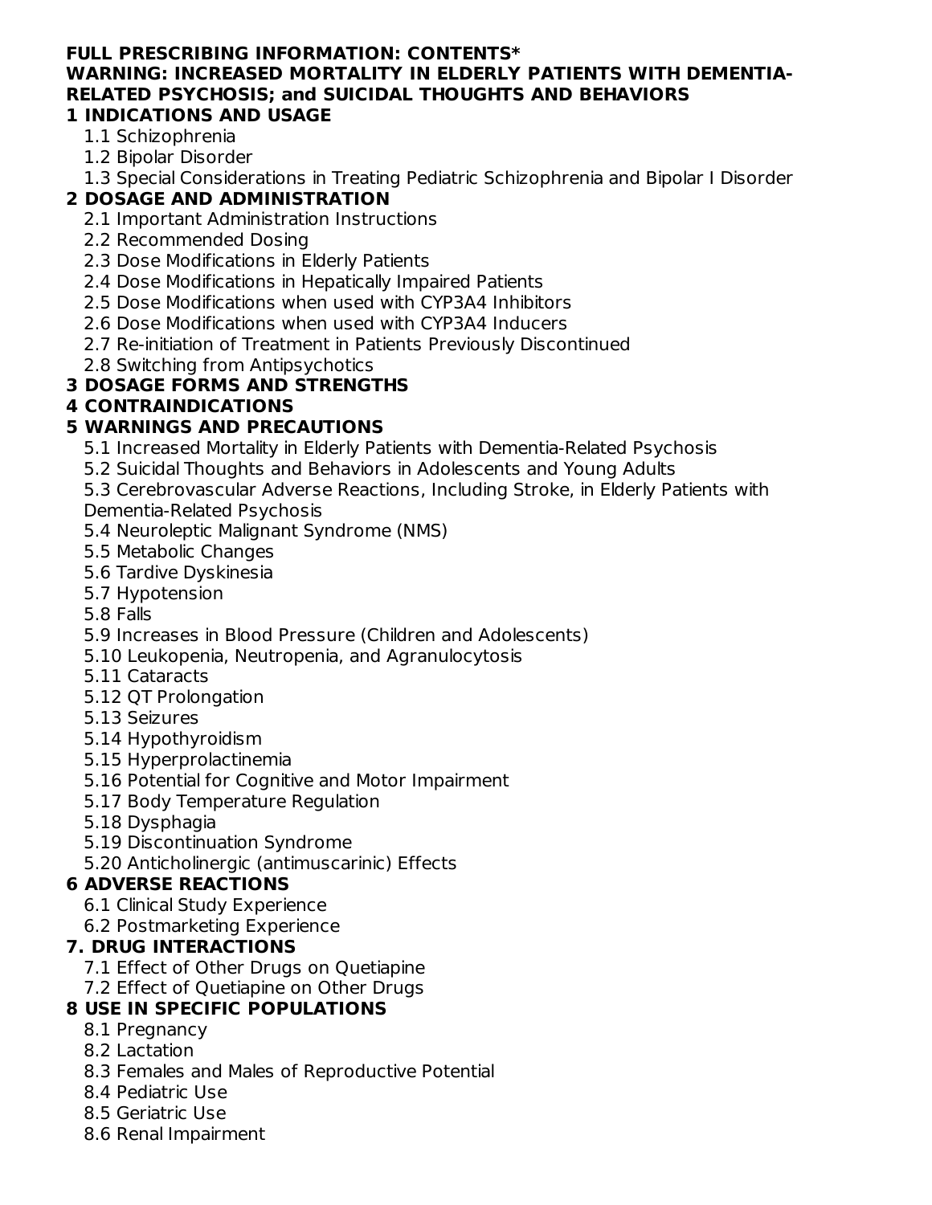**FULL PRESCRIBING INFORMATION: CONTENTS***

**WARNING: INCREASED MORTALITY IN ELDERLY PATIENTS WITH DEMENTIA-RELATED PSYCHOSIS; and SUICIDAL THOUGHTS AND BEHAVIORS**

**1 INDICATIONS AND USAGE**

- 1.1 Schizophrenia
- 1.2 Bipolar Disorder
- 1.3 Special Considerations in Treating Pediatric Schizophrenia and Bipolar I Disorder

**2 DOSAGE AND ADMINISTRATION**

- 2.1 Important Administration Instructions
- 2.2 Recommended Dosing
- 2.3 Dose Modifications in Elderly Patients
- 2.4 Dose Modifications in Hepatically Impaired Patients
- 2.5 Dose Modifications when used with CYP3A4 Inhibitors
- 2.6 Dose Modifications when used with CYP3A4 Inducers
- 2.7 Re-initiation of Treatment in Patients Previously Discontinued
- 2.8 Switching from Antipsychotics

**3 DOSAGE FORMS AND STRENGTHS**

**4 CONTRAINDICATIONS**

**5 WARNINGS AND PRECAUTIONS**

- 5.1 Increased Mortality in Elderly Patients with Dementia-Related Psychosis
- 5.2 Suicidal Thoughts and Behaviors in Adolescents and Young Adults
- 5.3 Cerebrovascular Adverse Reactions, Including Stroke, in Elderly Patients with Dementia-Related Psychosis
- 5.4 Neuroleptic Malignant Syndrome (NMS)
- 5.5 Metabolic Changes
- 5.6 Tardive Dyskinesia
- 5.7 Hypotension
- 5.8 Falls
- 5.9 Increases in Blood Pressure (Children and Adolescents)
- 5.10 Leukopenia, Neutropenia, and Agranulocytosis
- 5.11 Cataracts
- 5.12 QT Prolongation
- 5.13 Seizures
- 5.14 Hypothyroidism
- 5.15 Hyperprolactinemia
- 5.16 Potential for Cognitive and Motor Impairment
- 5.17 Body Temperature Regulation
- 5.18 Dysphagia
- 5.19 Discontinuation Syndrome
- 5.20 Anticholinergic (antimuscarinic) Effects

**6 ADVERSE REACTIONS**

- 6.1 Clinical Study Experience
- 6.2 Postmarketing Experience

**7. DRUG INTERACTIONS**

- 7.1 Effect of Other Drugs on Quetiapine
- 7.2 Effect of Quetiapine on Other Drugs

**8 USE IN SPECIFIC POPULATIONS**

- 8.1 Pregnancy
- 8.2 Lactation
- 8.3 Females and Males of Reproductive Potential
- 8.4 Pediatric Use
- 8.5 Geriatric Use
- 8.6 Renal Impairment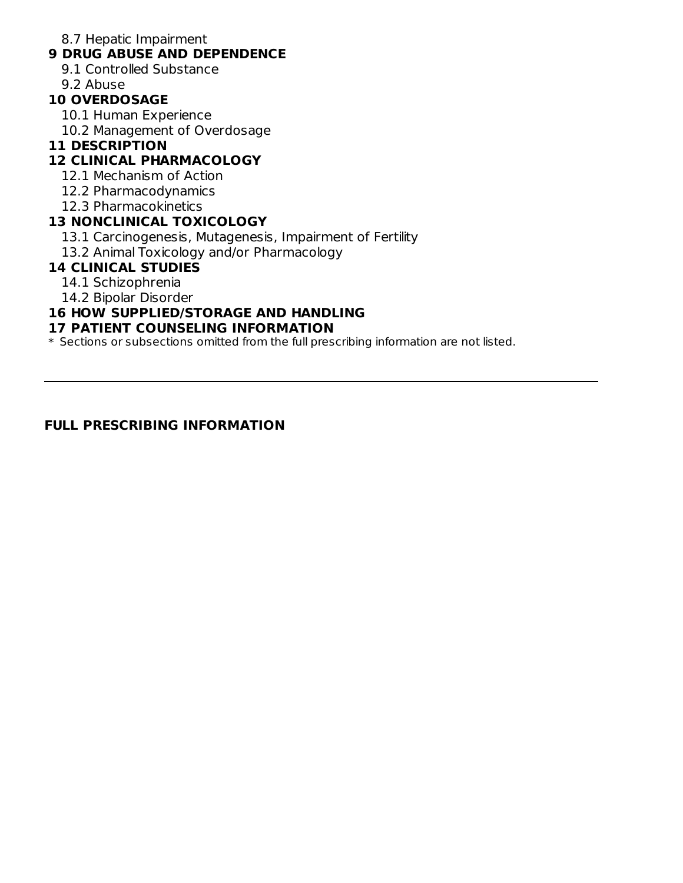8.7 Hepatic Impairment

**9 DRUG ABUSE AND DEPENDENCE**

9.1 Controlled Substance

9.2 Abuse

**10 OVERDOSAGE**

10.1 Human Experience

10.2 Management of Overdosage

**11 DESCRIPTION**

**12 CLINICAL PHARMACOLOGY**

12.1 Mechanism of Action

12.2 Pharmacodynamics

12.3 Pharmacokinetics

**13 NONCLINICAL TOXICOLOGY**

13.1 Carcinogenesis, Mutagenesis, Impairment of Fertility

13.2 Animal Toxicology and/or Pharmacology

**14 CLINICAL STUDIES**

14.1 Schizophrenia

14.2 Bipolar Disorder

**16 HOW SUPPLIED/STORAGE AND HANDLING**

**17 PATIENT COUNSELING INFORMATION**

* Sections or subsections omitted from the full prescribing information are not listed.

---

**FULL PRESCRIBING INFORMATION**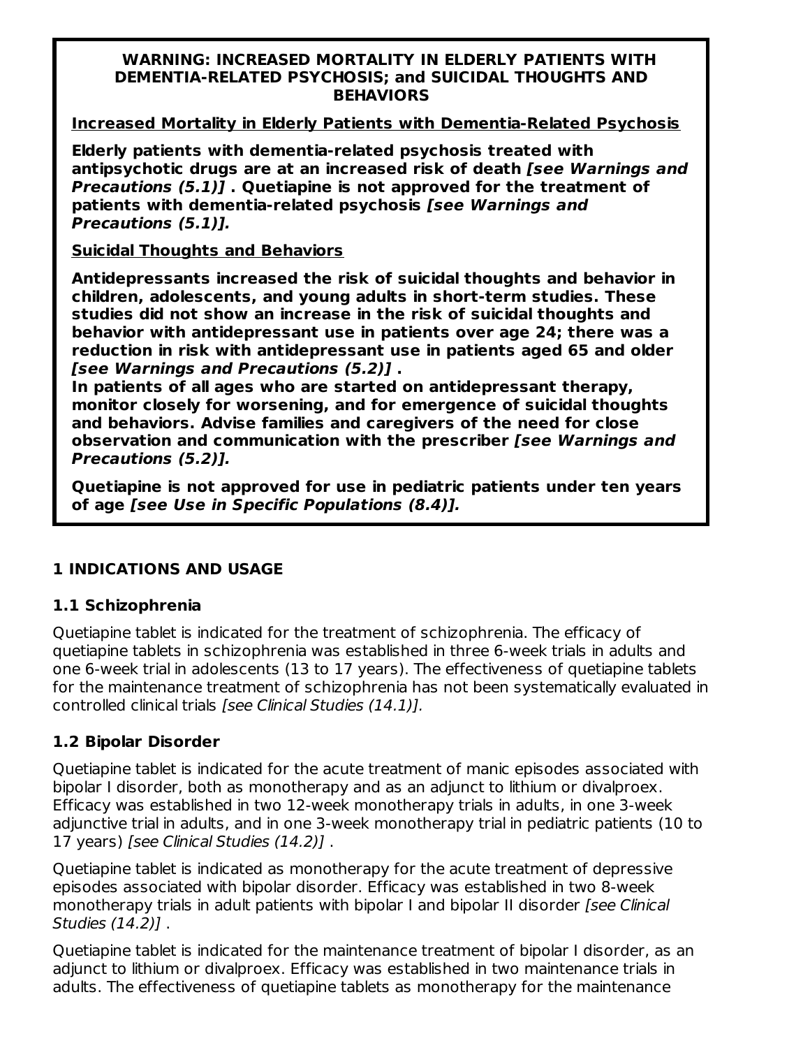**WARNING: INCREASED MORTALITY IN ELDERLY PATIENTS WITH DEMENTIA-RELATED PSYCHOSIS; and SUICIDAL THOUGHTS AND BEHAVIORS**

**Increased Mortality in Elderly Patients with Dementia-Related Psychosis**

**Elderly patients with dementia-related psychosis treated with antipsychotic drugs are at an increased risk of death *[see Warnings and Precautions (5.1)]* . Quetiapine is not approved for the treatment of patients with dementia-related psychosis *[see Warnings and Precautions (5.1)].***

**Suicidal Thoughts and Behaviors**

**Antidepressants increased the risk of suicidal thoughts and behavior in children, adolescents, and young adults in short-term studies. These studies did not show an increase in the risk of suicidal thoughts and behavior with antidepressant use in patients over age 24; there was a reduction in risk with antidepressant use in patients aged 65 and older *[see Warnings and Precautions (5.2)]* .**
**In patients of all ages who are started on antidepressant therapy, monitor closely for worsening, and for emergence of suicidal thoughts and behaviors. Advise families and caregivers of the need for close observation and communication with the prescriber *[see Warnings and Precautions (5.2)].***

**Quetiapine is not approved for use in pediatric patients under ten years of age *[see Use in Specific Populations (8.4)].***

## 1 INDICATIONS AND USAGE

### 1.1 Schizophrenia

Quetiapine tablet is indicated for the treatment of schizophrenia. The efficacy of quetiapine tablets in schizophrenia was established in three 6-week trials in adults and one 6-week trial in adolescents (13 to 17 years). The effectiveness of quetiapine tablets for the maintenance treatment of schizophrenia has not been systematically evaluated in controlled clinical trials *[see Clinical Studies (14.1)].*

### 1.2 Bipolar Disorder

Quetiapine tablet is indicated for the acute treatment of manic episodes associated with bipolar I disorder, both as monotherapy and as an adjunct to lithium or divalproex. Efficacy was established in two 12-week monotherapy trials in adults, in one 3-week adjunctive trial in adults, and in one 3-week monotherapy trial in pediatric patients (10 to 17 years) *[see Clinical Studies (14.2)]* .

Quetiapine tablet is indicated as monotherapy for the acute treatment of depressive episodes associated with bipolar disorder. Efficacy was established in two 8-week monotherapy trials in adult patients with bipolar I and bipolar II disorder *[see Clinical Studies (14.2)]* .

Quetiapine tablet is indicated for the maintenance treatment of bipolar I disorder, as an adjunct to lithium or divalproex. Efficacy was established in two maintenance trials in adults. The effectiveness of quetiapine tablets as monotherapy for the maintenance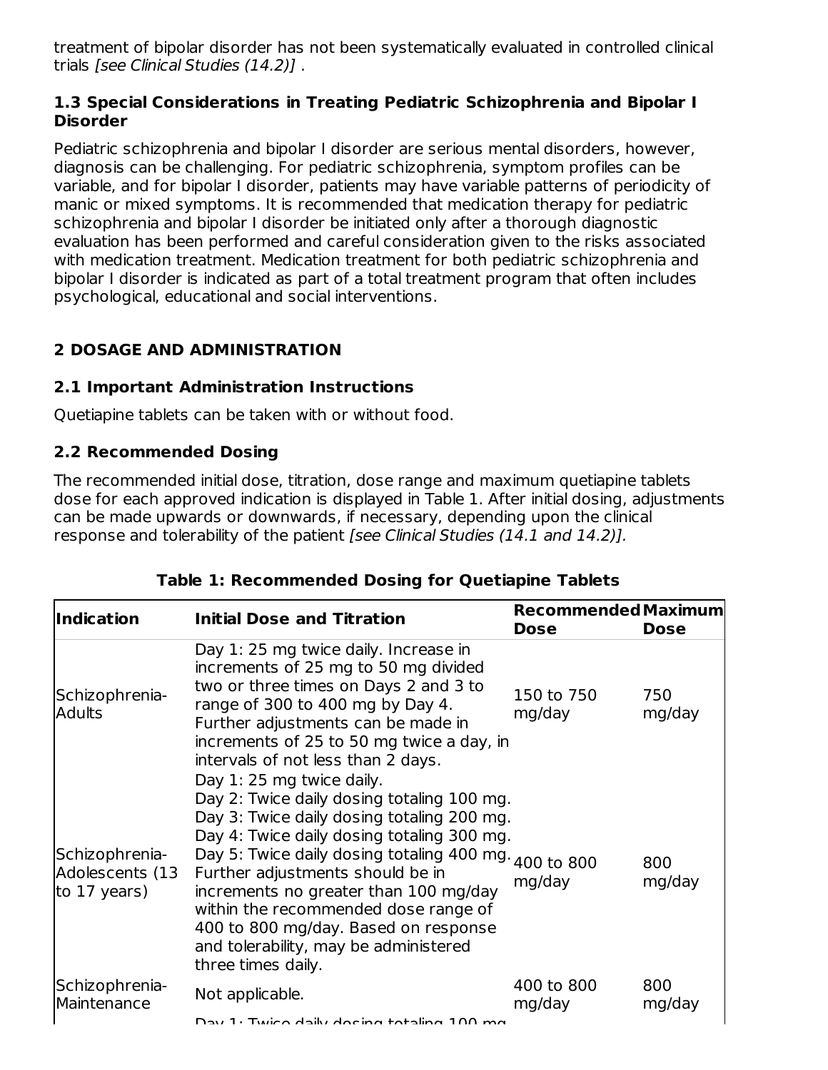treatment of bipolar disorder has not been systematically evaluated in controlled clinical trials *[see Clinical Studies (14.2)]* .

### 1.3 Special Considerations in Treating Pediatric Schizophrenia and Bipolar I Disorder

Pediatric schizophrenia and bipolar I disorder are serious mental disorders, however, diagnosis can be challenging. For pediatric schizophrenia, symptom profiles can be variable, and for bipolar I disorder, patients may have variable patterns of periodicity of manic or mixed symptoms. It is recommended that medication therapy for pediatric schizophrenia and bipolar I disorder be initiated only after a thorough diagnostic evaluation has been performed and careful consideration given to the risks associated with medication treatment. Medication treatment for both pediatric schizophrenia and bipolar I disorder is indicated as part of a total treatment program that often includes psychological, educational and social interventions.

## 2 DOSAGE AND ADMINISTRATION

### 2.1 Important Administration Instructions

Quetiapine tablets can be taken with or without food.

### 2.2 Recommended Dosing

The recommended initial dose, titration, dose range and maximum quetiapine tablets dose for each approved indication is displayed in Table 1. After initial dosing, adjustments can be made upwards or downwards, if necessary, depending upon the clinical response and tolerability of the patient *[see Clinical Studies (14.1 and 14.2)].*

**Table 1: Recommended Dosing for Quetiapine Tablets**

| Indication | Initial Dose and Titration | Recommended Dose | Maximum Dose |
|---|---|---|---|
| Schizophrenia-Adults | Day 1: 25 mg twice daily. Increase in increments of 25 mg to 50 mg divided two or three times on Days 2 and 3 to range of 300 to 400 mg by Day 4. Further adjustments can be made in increments of 25 to 50 mg twice a day, in intervals of not less than 2 days. | 150 to 750 mg/day | 750 mg/day |
| Schizophrenia-Adolescents (13 to 17 years) | Day 1: 25 mg twice daily. Day 2: Twice daily dosing totaling 100 mg. Day 3: Twice daily dosing totaling 200 mg. Day 4: Twice daily dosing totaling 300 mg. Day 5: Twice daily dosing totaling 400 mg. Further adjustments should be in increments no greater than 100 mg/day within the recommended dose range of 400 to 800 mg/day. Based on response and tolerability, may be administered three times daily. | 400 to 800 mg/day | 800 mg/day |
| Schizophrenia-Maintenance | Not applicable. | 400 to 800 mg/day | 800 mg/day |
| | Day 1: Twice daily dosing totaling 100 mg | | |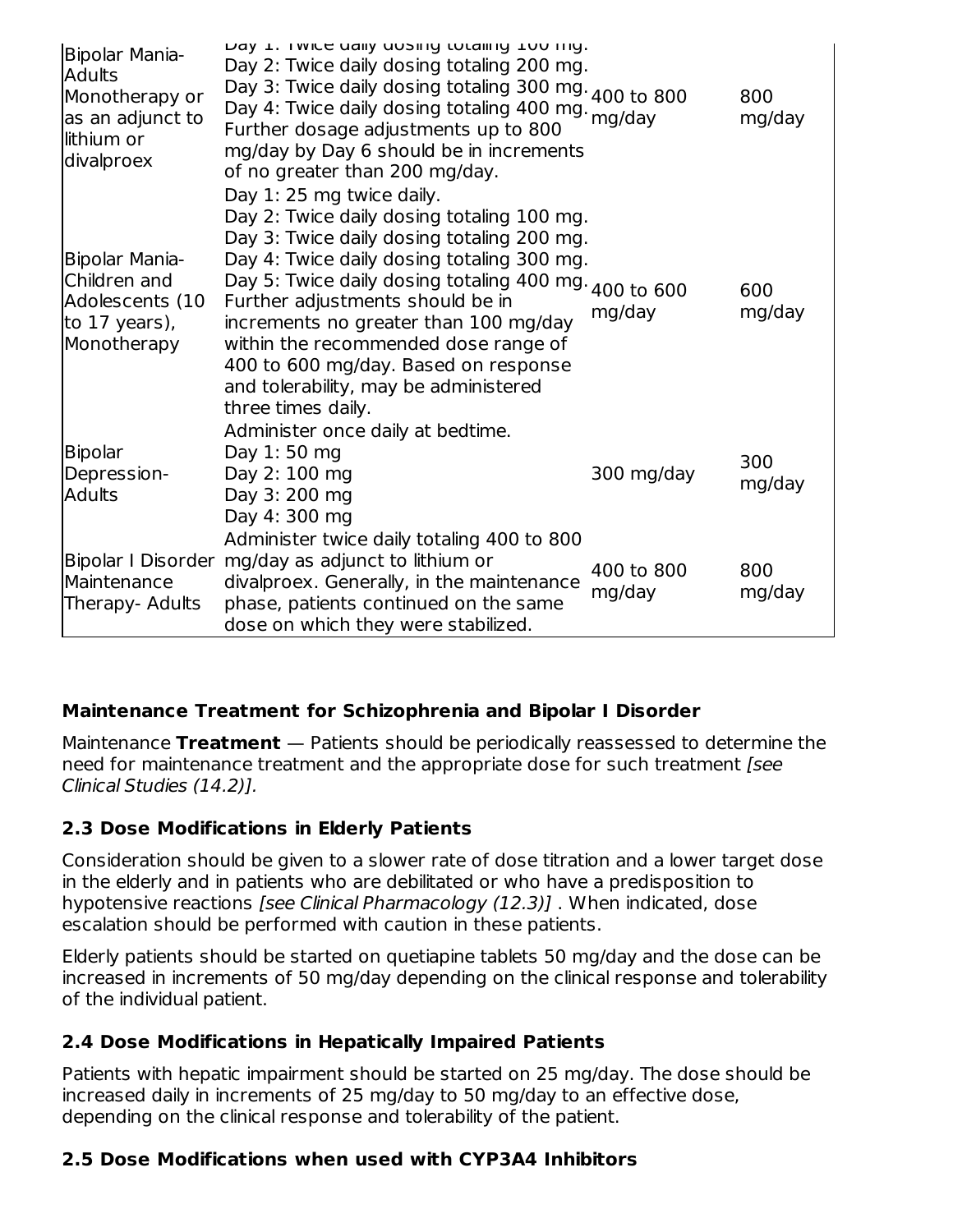| Bipolar Mania- Adults Monotherapy or as an adjunct to lithium or divalproex | Day 1: Twice daily dosing totaling 100 mg. Day 2: Twice daily dosing totaling 200 mg. Day 3: Twice daily dosing totaling 300 mg. Day 4: Twice daily dosing totaling 400 mg. Further dosage adjustments up to 800 mg/day by Day 6 should be in increments of no greater than 200 mg/day. | 400 to 800 mg/day | 800 mg/day |
|---|---|---|---|
| Bipolar Mania- Children and Adolescents (10 to 17 years), Monotherapy | Day 1: 25 mg twice daily. Day 2: Twice daily dosing totaling 100 mg. Day 3: Twice daily dosing totaling 200 mg. Day 4: Twice daily dosing totaling 300 mg. Day 5: Twice daily dosing totaling 400 mg. Further adjustments should be in increments no greater than 100 mg/day within the recommended dose range of 400 to 600 mg/day. Based on response and tolerability, may be administered three times daily. | 400 to 600 mg/day | 600 mg/day |
| Bipolar Depression- Adults | Administer once daily at bedtime. Day 1: 50 mg Day 2: 100 mg Day 3: 200 mg Day 4: 300 mg | 300 mg/day | 300 mg/day |
| Bipolar I Disorder Maintenance Therapy- Adults | Administer twice daily totaling 400 to 800 mg/day as adjunct to lithium or divalproex. Generally, in the maintenance phase, patients continued on the same dose on which they were stabilized. | 400 to 800 mg/day | 800 mg/day |

**Maintenance Treatment for Schizophrenia and Bipolar I Disorder**

Maintenance **Treatment** — Patients should be periodically reassessed to determine the need for maintenance treatment and the appropriate dose for such treatment *[see Clinical Studies (14.2)].*

### 2.3 Dose Modifications in Elderly Patients

Consideration should be given to a slower rate of dose titration and a lower target dose in the elderly and in patients who are debilitated or who have a predisposition to hypotensive reactions *[see Clinical Pharmacology (12.3)]* . When indicated, dose escalation should be performed with caution in these patients.

Elderly patients should be started on quetiapine tablets 50 mg/day and the dose can be increased in increments of 50 mg/day depending on the clinical response and tolerability of the individual patient.

### 2.4 Dose Modifications in Hepatically Impaired Patients

Patients with hepatic impairment should be started on 25 mg/day. The dose should be increased daily in increments of 25 mg/day to 50 mg/day to an effective dose, depending on the clinical response and tolerability of the patient.

### 2.5 Dose Modifications when used with CYP3A4 Inhibitors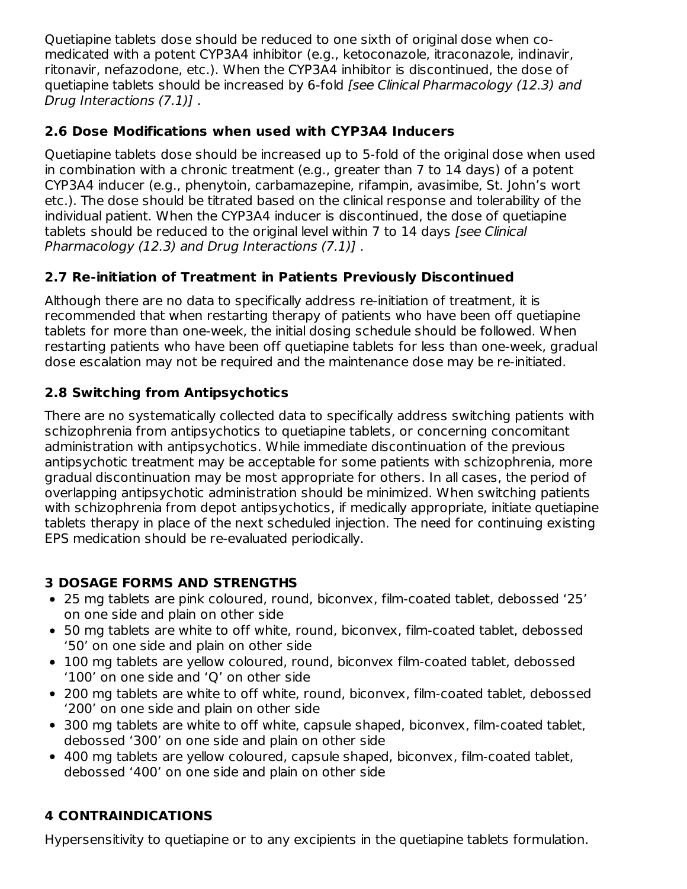Quetiapine tablets dose should be reduced to one sixth of original dose when co-medicated with a potent CYP3A4 inhibitor (e.g., ketoconazole, itraconazole, indinavir, ritonavir, nefazodone, etc.). When the CYP3A4 inhibitor is discontinued, the dose of quetiapine tablets should be increased by 6-fold *[see Clinical Pharmacology (12.3) and Drug Interactions (7.1)]* .

### 2.6 Dose Modifications when used with CYP3A4 Inducers

Quetiapine tablets dose should be increased up to 5-fold of the original dose when used in combination with a chronic treatment (e.g., greater than 7 to 14 days) of a potent CYP3A4 inducer (e.g., phenytoin, carbamazepine, rifampin, avasimibe, St. John's wort etc.). The dose should be titrated based on the clinical response and tolerability of the individual patient. When the CYP3A4 inducer is discontinued, the dose of quetiapine tablets should be reduced to the original level within 7 to 14 days *[see Clinical Pharmacology (12.3) and Drug Interactions (7.1)]* .

### 2.7 Re-initiation of Treatment in Patients Previously Discontinued

Although there are no data to specifically address re-initiation of treatment, it is recommended that when restarting therapy of patients who have been off quetiapine tablets for more than one-week, the initial dosing schedule should be followed. When restarting patients who have been off quetiapine tablets for less than one-week, gradual dose escalation may not be required and the maintenance dose may be re-initiated.

### 2.8 Switching from Antipsychotics

There are no systematically collected data to specifically address switching patients with schizophrenia from antipsychotics to quetiapine tablets, or concerning concomitant administration with antipsychotics. While immediate discontinuation of the previous antipsychotic treatment may be acceptable for some patients with schizophrenia, more gradual discontinuation may be most appropriate for others. In all cases, the period of overlapping antipsychotic administration should be minimized. When switching patients with schizophrenia from depot antipsychotics, if medically appropriate, initiate quetiapine tablets therapy in place of the next scheduled injection. The need for continuing existing EPS medication should be re-evaluated periodically.

## 3 DOSAGE FORMS AND STRENGTHS

- 25 mg tablets are pink coloured, round, biconvex, film-coated tablet, debossed '25' on one side and plain on other side
- 50 mg tablets are white to off white, round, biconvex, film-coated tablet, debossed '50' on one side and plain on other side
- 100 mg tablets are yellow coloured, round, biconvex film-coated tablet, debossed '100' on one side and 'Q' on other side
- 200 mg tablets are white to off white, round, biconvex, film-coated tablet, debossed '200' on one side and plain on other side
- 300 mg tablets are white to off white, capsule shaped, biconvex, film-coated tablet, debossed '300' on one side and plain on other side
- 400 mg tablets are yellow coloured, capsule shaped, biconvex, film-coated tablet, debossed '400' on one side and plain on other side

## 4 CONTRAINDICATIONS

Hypersensitivity to quetiapine or to any excipients in the quetiapine tablets formulation.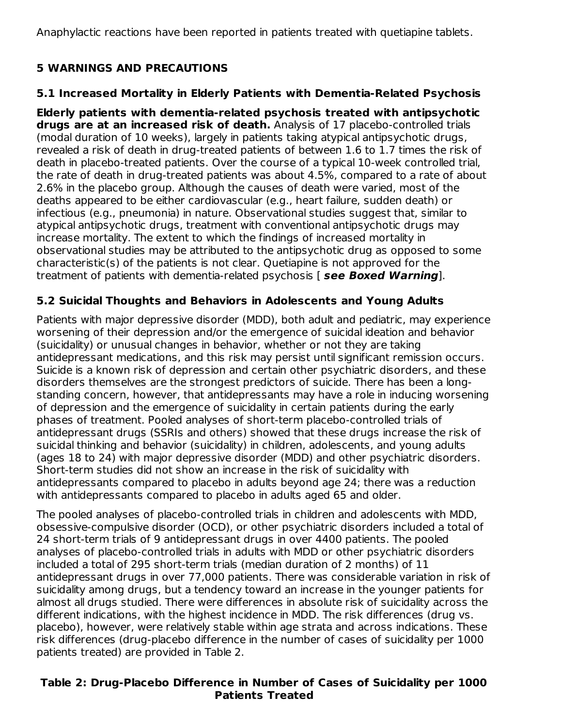Anaphylactic reactions have been reported in patients treated with quetiapine tablets.

## 5 WARNINGS AND PRECAUTIONS

### 5.1 Increased Mortality in Elderly Patients with Dementia-Related Psychosis

**Elderly patients with dementia-related psychosis treated with antipsychotic drugs are at an increased risk of death.** Analysis of 17 placebo-controlled trials (modal duration of 10 weeks), largely in patients taking atypical antipsychotic drugs, revealed a risk of death in drug-treated patients of between 1.6 to 1.7 times the risk of death in placebo-treated patients. Over the course of a typical 10-week controlled trial, the rate of death in drug-treated patients was about 4.5%, compared to a rate of about 2.6% in the placebo group. Although the causes of death were varied, most of the deaths appeared to be either cardiovascular (e.g., heart failure, sudden death) or infectious (e.g., pneumonia) in nature. Observational studies suggest that, similar to atypical antipsychotic drugs, treatment with conventional antipsychotic drugs may increase mortality. The extent to which the findings of increased mortality in observational studies may be attributed to the antipsychotic drug as opposed to some characteristic(s) of the patients is not clear. Quetiapine is not approved for the treatment of patients with dementia-related psychosis [ ***see Boxed Warning***].

### 5.2 Suicidal Thoughts and Behaviors in Adolescents and Young Adults

Patients with major depressive disorder (MDD), both adult and pediatric, may experience worsening of their depression and/or the emergence of suicidal ideation and behavior (suicidality) or unusual changes in behavior, whether or not they are taking antidepressant medications, and this risk may persist until significant remission occurs. Suicide is a known risk of depression and certain other psychiatric disorders, and these disorders themselves are the strongest predictors of suicide. There has been a long-standing concern, however, that antidepressants may have a role in inducing worsening of depression and the emergence of suicidality in certain patients during the early phases of treatment. Pooled analyses of short-term placebo-controlled trials of antidepressant drugs (SSRIs and others) showed that these drugs increase the risk of suicidal thinking and behavior (suicidality) in children, adolescents, and young adults (ages 18 to 24) with major depressive disorder (MDD) and other psychiatric disorders. Short-term studies did not show an increase in the risk of suicidality with antidepressants compared to placebo in adults beyond age 24; there was a reduction with antidepressants compared to placebo in adults aged 65 and older.

The pooled analyses of placebo-controlled trials in children and adolescents with MDD, obsessive-compulsive disorder (OCD), or other psychiatric disorders included a total of 24 short-term trials of 9 antidepressant drugs in over 4400 patients. The pooled analyses of placebo-controlled trials in adults with MDD or other psychiatric disorders included a total of 295 short-term trials (median duration of 2 months) of 11 antidepressant drugs in over 77,000 patients. There was considerable variation in risk of suicidality among drugs, but a tendency toward an increase in the younger patients for almost all drugs studied. There were differences in absolute risk of suicidality across the different indications, with the highest incidence in MDD. The risk differences (drug vs. placebo), however, were relatively stable within age strata and across indications. These risk differences (drug-placebo difference in the number of cases of suicidality per 1000 patients treated) are provided in Table 2.

**Table 2: Drug-Placebo Difference in Number of Cases of Suicidality per 1000 Patients Treated**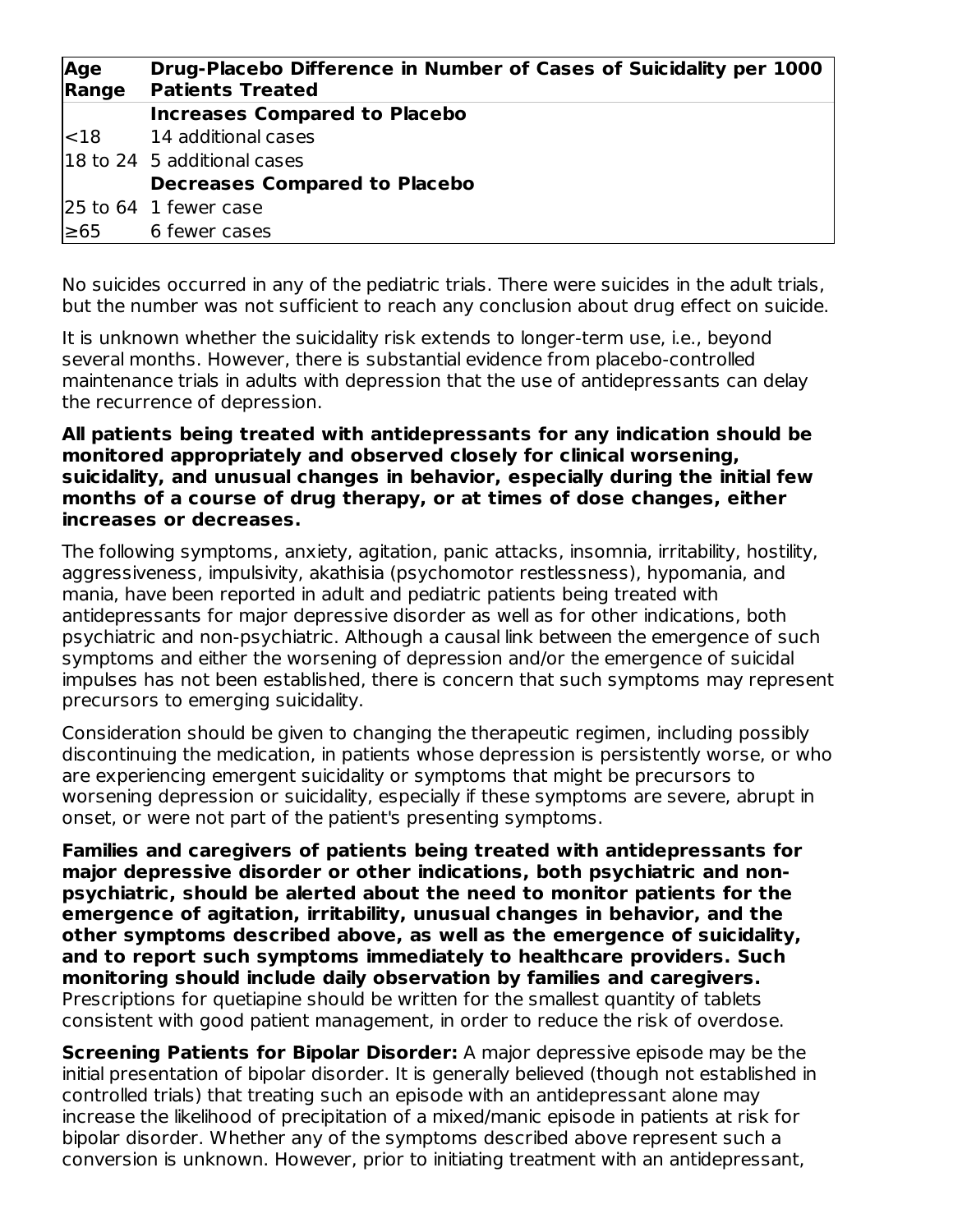| Age Range | Drug-Placebo Difference in Number of Cases of Suicidality per 1000 Patients Treated |
|---|---|
| | **Increases Compared to Placebo** |
| <18 | 14 additional cases |
| 18 to 24 | 5 additional cases |
| | **Decreases Compared to Placebo** |
| 25 to 64 | 1 fewer case |
| ≥65 | 6 fewer cases |

No suicides occurred in any of the pediatric trials. There were suicides in the adult trials, but the number was not sufficient to reach any conclusion about drug effect on suicide.

It is unknown whether the suicidality risk extends to longer-term use, i.e., beyond several months. However, there is substantial evidence from placebo-controlled maintenance trials in adults with depression that the use of antidepressants can delay the recurrence of depression.

**All patients being treated with antidepressants for any indication should be monitored appropriately and observed closely for clinical worsening, suicidality, and unusual changes in behavior, especially during the initial few months of a course of drug therapy, or at times of dose changes, either increases or decreases.**

The following symptoms, anxiety, agitation, panic attacks, insomnia, irritability, hostility, aggressiveness, impulsivity, akathisia (psychomotor restlessness), hypomania, and mania, have been reported in adult and pediatric patients being treated with antidepressants for major depressive disorder as well as for other indications, both psychiatric and non-psychiatric. Although a causal link between the emergence of such symptoms and either the worsening of depression and/or the emergence of suicidal impulses has not been established, there is concern that such symptoms may represent precursors to emerging suicidality.

Consideration should be given to changing the therapeutic regimen, including possibly discontinuing the medication, in patients whose depression is persistently worse, or who are experiencing emergent suicidality or symptoms that might be precursors to worsening depression or suicidality, especially if these symptoms are severe, abrupt in onset, or were not part of the patient's presenting symptoms.

**Families and caregivers of patients being treated with antidepressants for major depressive disorder or other indications, both psychiatric and non-psychiatric, should be alerted about the need to monitor patients for the emergence of agitation, irritability, unusual changes in behavior, and the other symptoms described above, as well as the emergence of suicidality, and to report such symptoms immediately to healthcare providers. Such monitoring should include daily observation by families and caregivers.** Prescriptions for quetiapine should be written for the smallest quantity of tablets consistent with good patient management, in order to reduce the risk of overdose.

**Screening Patients for Bipolar Disorder:** A major depressive episode may be the initial presentation of bipolar disorder. It is generally believed (though not established in controlled trials) that treating such an episode with an antidepressant alone may increase the likelihood of precipitation of a mixed/manic episode in patients at risk for bipolar disorder. Whether any of the symptoms described above represent such a conversion is unknown. However, prior to initiating treatment with an antidepressant,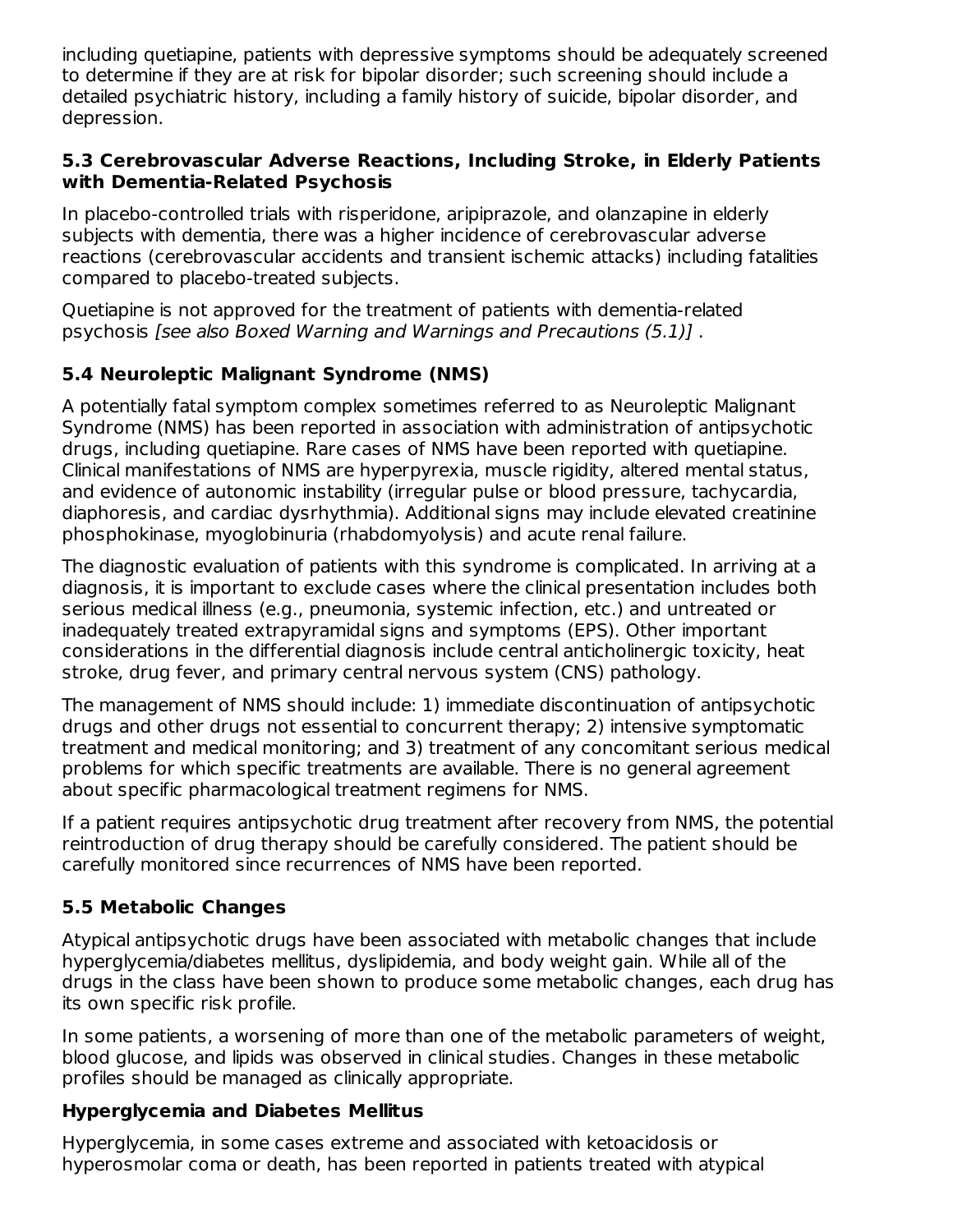including quetiapine, patients with depressive symptoms should be adequately screened to determine if they are at risk for bipolar disorder; such screening should include a detailed psychiatric history, including a family history of suicide, bipolar disorder, and depression.

### 5.3 Cerebrovascular Adverse Reactions, Including Stroke, in Elderly Patients with Dementia-Related Psychosis

In placebo-controlled trials with risperidone, aripiprazole, and olanzapine in elderly subjects with dementia, there was a higher incidence of cerebrovascular adverse reactions (cerebrovascular accidents and transient ischemic attacks) including fatalities compared to placebo-treated subjects.

Quetiapine is not approved for the treatment of patients with dementia-related psychosis *[see also Boxed Warning and Warnings and Precautions (5.1)]* .

### 5.4 Neuroleptic Malignant Syndrome (NMS)

A potentially fatal symptom complex sometimes referred to as Neuroleptic Malignant Syndrome (NMS) has been reported in association with administration of antipsychotic drugs, including quetiapine. Rare cases of NMS have been reported with quetiapine. Clinical manifestations of NMS are hyperpyrexia, muscle rigidity, altered mental status, and evidence of autonomic instability (irregular pulse or blood pressure, tachycardia, diaphoresis, and cardiac dysrhythmia). Additional signs may include elevated creatinine phosphokinase, myoglobinuria (rhabdomyolysis) and acute renal failure.

The diagnostic evaluation of patients with this syndrome is complicated. In arriving at a diagnosis, it is important to exclude cases where the clinical presentation includes both serious medical illness (e.g., pneumonia, systemic infection, etc.) and untreated or inadequately treated extrapyramidal signs and symptoms (EPS). Other important considerations in the differential diagnosis include central anticholinergic toxicity, heat stroke, drug fever, and primary central nervous system (CNS) pathology.

The management of NMS should include: 1) immediate discontinuation of antipsychotic drugs and other drugs not essential to concurrent therapy; 2) intensive symptomatic treatment and medical monitoring; and 3) treatment of any concomitant serious medical problems for which specific treatments are available. There is no general agreement about specific pharmacological treatment regimens for NMS.

If a patient requires antipsychotic drug treatment after recovery from NMS, the potential reintroduction of drug therapy should be carefully considered. The patient should be carefully monitored since recurrences of NMS have been reported.

### 5.5 Metabolic Changes

Atypical antipsychotic drugs have been associated with metabolic changes that include hyperglycemia/diabetes mellitus, dyslipidemia, and body weight gain. While all of the drugs in the class have been shown to produce some metabolic changes, each drug has its own specific risk profile.

In some patients, a worsening of more than one of the metabolic parameters of weight, blood glucose, and lipids was observed in clinical studies. Changes in these metabolic profiles should be managed as clinically appropriate.

**Hyperglycemia and Diabetes Mellitus**

Hyperglycemia, in some cases extreme and associated with ketoacidosis or hyperosmolar coma or death, has been reported in patients treated with atypical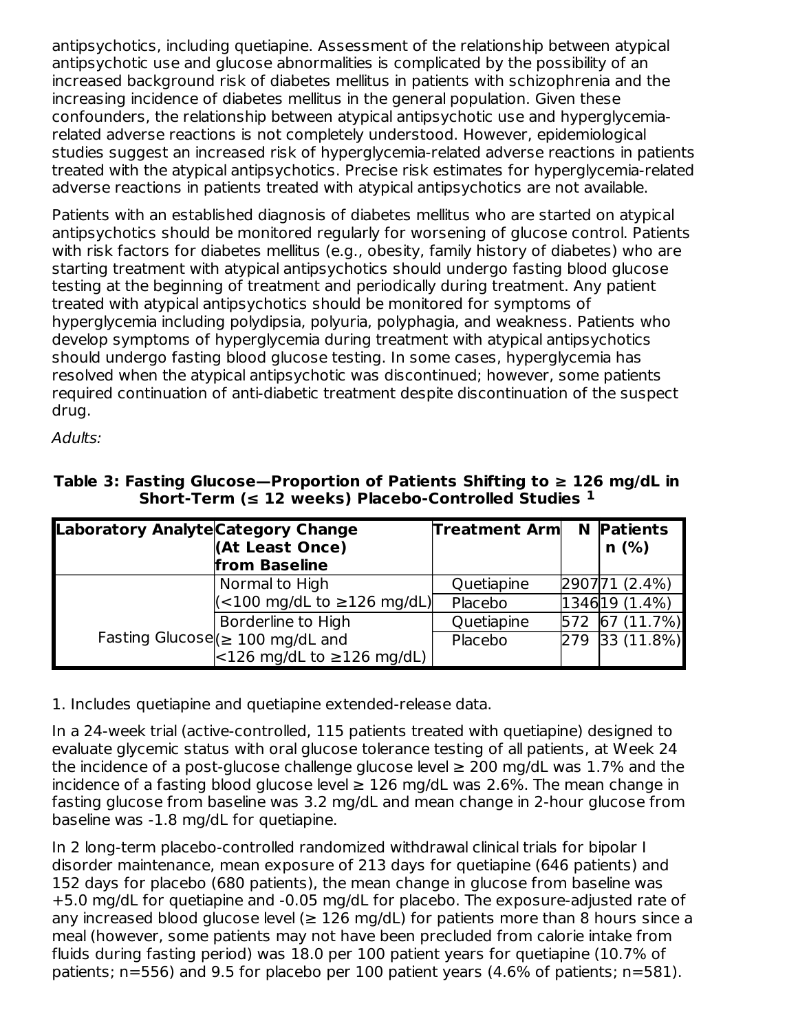antipsychotics, including quetiapine. Assessment of the relationship between atypical antipsychotic use and glucose abnormalities is complicated by the possibility of an increased background risk of diabetes mellitus in patients with schizophrenia and the increasing incidence of diabetes mellitus in the general population. Given these confounders, the relationship between atypical antipsychotic use and hyperglycemia-related adverse reactions is not completely understood. However, epidemiological studies suggest an increased risk of hyperglycemia-related adverse reactions in patients treated with the atypical antipsychotics. Precise risk estimates for hyperglycemia-related adverse reactions in patients treated with atypical antipsychotics are not available.

Patients with an established diagnosis of diabetes mellitus who are started on atypical antipsychotics should be monitored regularly for worsening of glucose control. Patients with risk factors for diabetes mellitus (e.g., obesity, family history of diabetes) who are starting treatment with atypical antipsychotics should undergo fasting blood glucose testing at the beginning of treatment and periodically during treatment. Any patient treated with atypical antipsychotics should be monitored for symptoms of hyperglycemia including polydipsia, polyuria, polyphagia, and weakness. Patients who develop symptoms of hyperglycemia during treatment with atypical antipsychotics should undergo fasting blood glucose testing. In some cases, hyperglycemia has resolved when the atypical antipsychotic was discontinued; however, some patients required continuation of anti-diabetic treatment despite discontinuation of the suspect drug.

*Adults:*

**Table 3: Fasting Glucose—Proportion of Patients Shifting to ≥ 126 mg/dL in Short-Term (≤ 12 weeks) Placebo-Controlled Studies [1]**

| Laboratory Analyte | Category Change (At Least Once) from Baseline | Treatment Arm | N | Patients n (%) |
|---|---|---|---|---|
| Fasting Glucose | Normal to High (<100 mg/dL to ≥126 mg/dL) | Quetiapine | 2907 | 71 (2.4%) |
| | | Placebo | 1346 | 19 (1.4%) |
| | Borderline to High (≥ 100 mg/dL and <126 mg/dL to ≥126 mg/dL) | Quetiapine | 572 | 67 (11.7%) |
| | | Placebo | 279 | 33 (11.8%) |

1. Includes quetiapine and quetiapine extended-release data.

In a 24-week trial (active-controlled, 115 patients treated with quetiapine) designed to evaluate glycemic status with oral glucose tolerance testing of all patients, at Week 24 the incidence of a post-glucose challenge glucose level ≥ 200 mg/dL was 1.7% and the incidence of a fasting blood glucose level ≥ 126 mg/dL was 2.6%. The mean change in fasting glucose from baseline was 3.2 mg/dL and mean change in 2-hour glucose from baseline was -1.8 mg/dL for quetiapine.

In 2 long-term placebo-controlled randomized withdrawal clinical trials for bipolar I disorder maintenance, mean exposure of 213 days for quetiapine (646 patients) and 152 days for placebo (680 patients), the mean change in glucose from baseline was +5.0 mg/dL for quetiapine and -0.05 mg/dL for placebo. The exposure-adjusted rate of any increased blood glucose level (≥ 126 mg/dL) for patients more than 8 hours since a meal (however, some patients may not have been precluded from calorie intake from fluids during fasting period) was 18.0 per 100 patient years for quetiapine (10.7% of patients; n=556) and 9.5 for placebo per 100 patient years (4.6% of patients; n=581).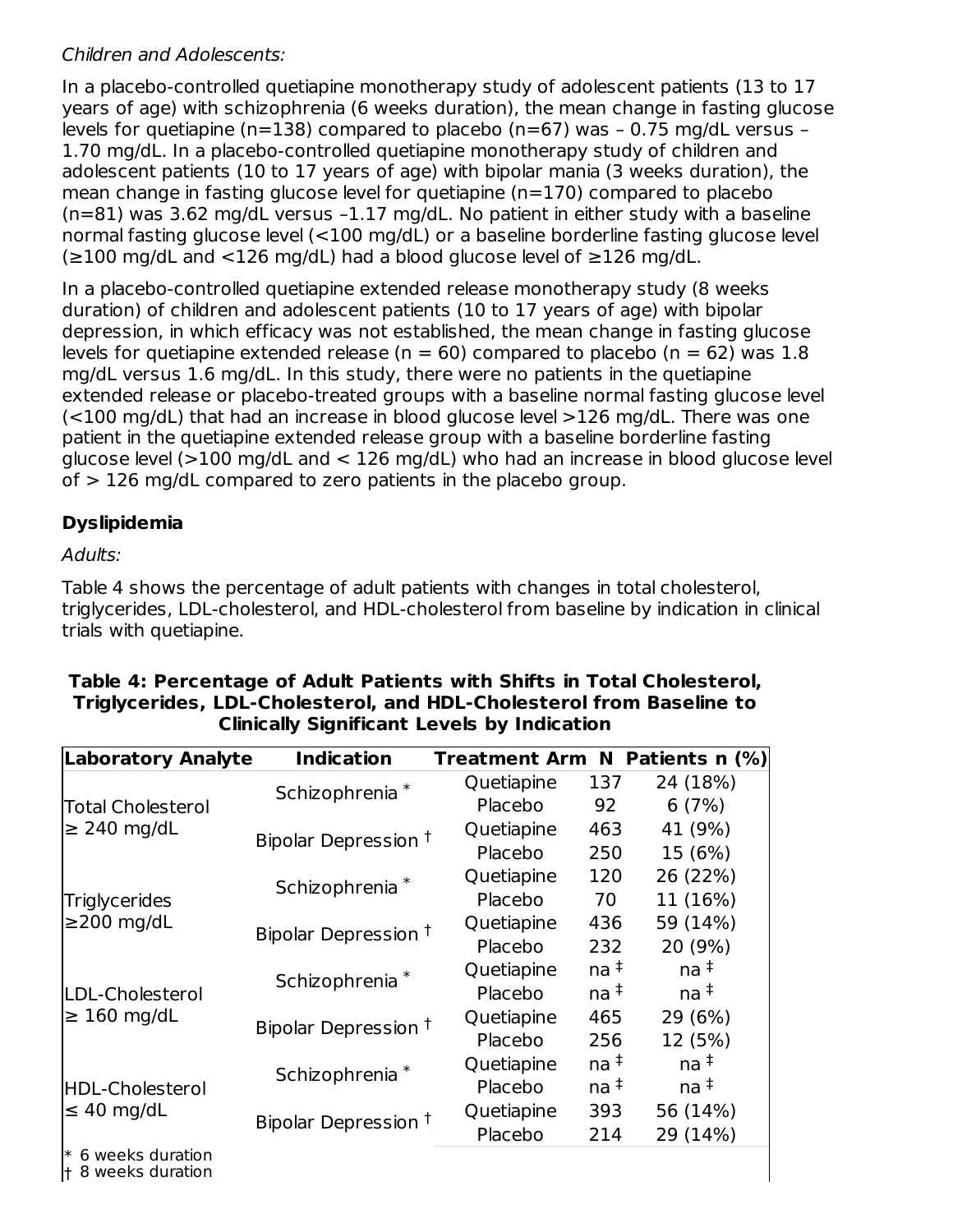*Children and Adolescents:*

In a placebo-controlled quetiapine monotherapy study of adolescent patients (13 to 17 years of age) with schizophrenia (6 weeks duration), the mean change in fasting glucose levels for quetiapine (n=138) compared to placebo (n=67) was – 0.75 mg/dL versus – 1.70 mg/dL. In a placebo-controlled quetiapine monotherapy study of children and adolescent patients (10 to 17 years of age) with bipolar mania (3 weeks duration), the mean change in fasting glucose level for quetiapine (n=170) compared to placebo (n=81) was 3.62 mg/dL versus –1.17 mg/dL. No patient in either study with a baseline normal fasting glucose level (<100 mg/dL) or a baseline borderline fasting glucose level (≥100 mg/dL and <126 mg/dL) had a blood glucose level of ≥126 mg/dL.

In a placebo-controlled quetiapine extended release monotherapy study (8 weeks duration) of children and adolescent patients (10 to 17 years of age) with bipolar depression, in which efficacy was not established, the mean change in fasting glucose levels for quetiapine extended release (n = 60) compared to placebo (n = 62) was 1.8 mg/dL versus 1.6 mg/dL. In this study, there were no patients in the quetiapine extended release or placebo-treated groups with a baseline normal fasting glucose level (<100 mg/dL) that had an increase in blood glucose level >126 mg/dL. There was one patient in the quetiapine extended release group with a baseline borderline fasting glucose level (>100 mg/dL and < 126 mg/dL) who had an increase in blood glucose level of > 126 mg/dL compared to zero patients in the placebo group.

## Dyslipidemia

*Adults:*

Table 4 shows the percentage of adult patients with changes in total cholesterol, triglycerides, LDL-cholesterol, and HDL-cholesterol from baseline by indication in clinical trials with quetiapine.

**Table 4: Percentage of Adult Patients with Shifts in Total Cholesterol, Triglycerides, LDL-Cholesterol, and HDL-Cholesterol from Baseline to Clinically Significant Levels by Indication**

| Laboratory Analyte | Indication | Treatment Arm | N | Patients n (%) |
|---|---|---|---|---|
| Total Cholesterol ≥ 240 mg/dL | Schizophrenia * | Quetiapine | 137 | 24 (18%) |
| | | Placebo | 92 | 6 (7%) |
| | Bipolar Depression † | Quetiapine | 463 | 41 (9%) |
| | | Placebo | 250 | 15 (6%) |
| Triglycerides ≥200 mg/dL | Schizophrenia * | Quetiapine | 120 | 26 (22%) |
| | | Placebo | 70 | 11 (16%) |
| | Bipolar Depression † | Quetiapine | 436 | 59 (14%) |
| | | Placebo | 232 | 20 (9%) |
| LDL-Cholesterol ≥ 160 mg/dL | Schizophrenia * | Quetiapine | na ‡ | na ‡ |
| | | Placebo | na ‡ | na ‡ |
| | Bipolar Depression † | Quetiapine | 465 | 29 (6%) |
| | | Placebo | 256 | 12 (5%) |
| HDL-Cholesterol ≤ 40 mg/dL | Schizophrenia * | Quetiapine | na ‡ | na ‡ |
| | | Placebo | na ‡ | na ‡ |
| | Bipolar Depression † | Quetiapine | 393 | 56 (14%) |
| | | Placebo | 214 | 29 (14%) |

\* 6 weeks duration
† 8 weeks duration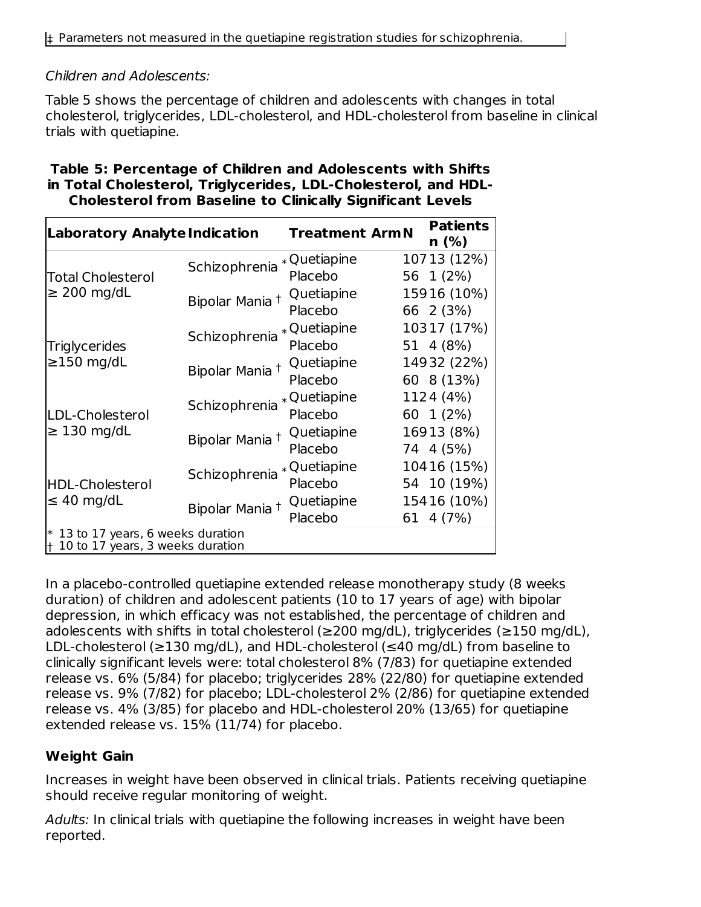‡ Parameters not measured in the quetiapine registration studies for schizophrenia.

*Children and Adolescents:*

Table 5 shows the percentage of children and adolescents with changes in total cholesterol, triglycerides, LDL-cholesterol, and HDL-cholesterol from baseline in clinical trials with quetiapine.

**Table 5: Percentage of Children and Adolescents with Shifts in Total Cholesterol, Triglycerides, LDL-Cholesterol, and HDL-Cholesterol from Baseline to Clinically Significant Levels**

| Laboratory Analyte | Indication | Treatment Arm | N | Patients n (%) |
|---|---|---|---|---|
| Total Cholesterol ≥ 200 mg/dL | Schizophrenia * | Quetiapine | 107 | 13 (12%) |
| | | Placebo | 56 | 1 (2%) |
| | Bipolar Mania † | Quetiapine | 159 | 16 (10%) |
| | | Placebo | 66 | 2 (3%) |
| Triglycerides ≥150 mg/dL | Schizophrenia * | Quetiapine | 103 | 17 (17%) |
| | | Placebo | 51 | 4 (8%) |
| | Bipolar Mania † | Quetiapine | 149 | 32 (22%) |
| | | Placebo | 60 | 8 (13%) |
| LDL-Cholesterol ≥ 130 mg/dL | Schizophrenia * | Quetiapine | 112 | 4 (4%) |
| | | Placebo | 60 | 1 (2%) |
| | Bipolar Mania † | Quetiapine | 169 | 13 (8%) |
| | | Placebo | 74 | 4 (5%) |
| HDL-Cholesterol ≤ 40 mg/dL | Schizophrenia * | Quetiapine | 104 | 16 (15%) |
| | | Placebo | 54 | 10 (19%) |
| | Bipolar Mania † | Quetiapine | 154 | 16 (10%) |
| | | Placebo | 61 | 4 (7%) |

\* 13 to 17 years, 6 weeks duration
† 10 to 17 years, 3 weeks duration

In a placebo-controlled quetiapine extended release monotherapy study (8 weeks duration) of children and adolescent patients (10 to 17 years of age) with bipolar depression, in which efficacy was not established, the percentage of children and adolescents with shifts in total cholesterol (≥200 mg/dL), triglycerides (≥150 mg/dL), LDL-cholesterol (≥130 mg/dL), and HDL-cholesterol (≤40 mg/dL) from baseline to clinically significant levels were: total cholesterol 8% (7/83) for quetiapine extended release vs. 6% (5/84) for placebo; triglycerides 28% (22/80) for quetiapine extended release vs. 9% (7/82) for placebo; LDL-cholesterol 2% (2/86) for quetiapine extended release vs. 4% (3/85) for placebo and HDL-cholesterol 20% (13/65) for quetiapine extended release vs. 15% (11/74) for placebo.

**Weight Gain**

Increases in weight have been observed in clinical trials. Patients receiving quetiapine should receive regular monitoring of weight.

*Adults:* In clinical trials with quetiapine the following increases in weight have been reported.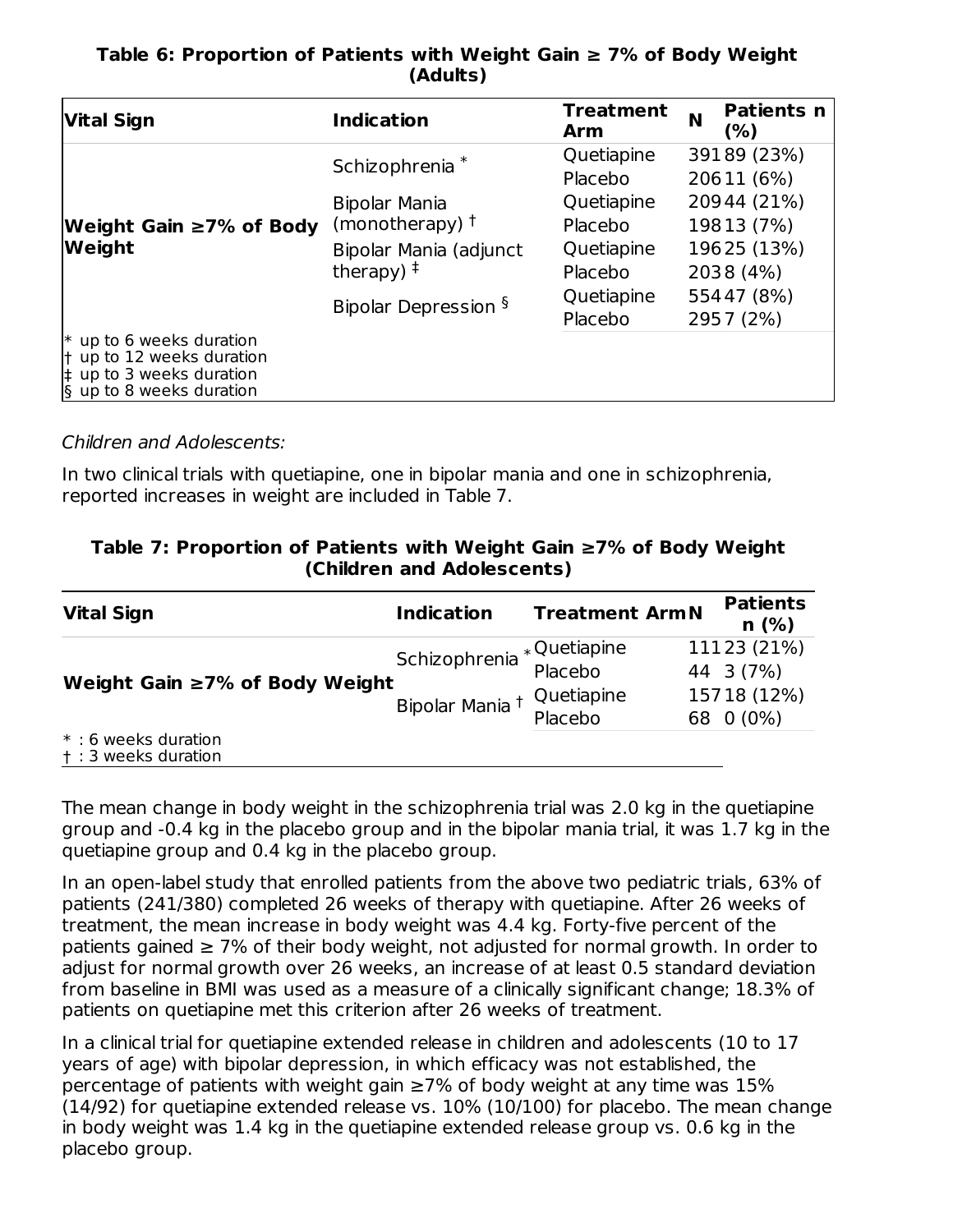**Table 6: Proportion of Patients with Weight Gain ≥ 7% of Body Weight (Adults)**

| Vital Sign | Indication | Treatment Arm | N | Patients n (%) |
|---|---|---|---|---|
| Weight Gain ≥7% of Body Weight | Schizophrenia * | Quetiapine | 391 | 89 (23%) |
| | | Placebo | 206 | 11 (6%) |
| | Bipolar Mania (monotherapy) † | Quetiapine | 209 | 44 (21%) |
| | | Placebo | 198 | 13 (7%) |
| | Bipolar Mania (adjunct therapy) ‡ | Quetiapine | 196 | 25 (13%) |
| | | Placebo | 203 | 8 (4%) |
| | Bipolar Depression § | Quetiapine | 554 | 47 (8%) |
| | | Placebo | 295 | 7 (2%) |

\* up to 6 weeks duration
† up to 12 weeks duration
‡ up to 3 weeks duration
§ up to 8 weeks duration

*Children and Adolescents:*

In two clinical trials with quetiapine, one in bipolar mania and one in schizophrenia, reported increases in weight are included in Table 7.

**Table 7: Proportion of Patients with Weight Gain ≥7% of Body Weight (Children and Adolescents)**

| Vital Sign | Indication | Treatment Arm | N | Patients n (%) |
|---|---|---|---|---|
| Weight Gain ≥7% of Body Weight | Schizophrenia * | Quetiapine | 111 | 23 (21%) |
| | | Placebo | 44 | 3 (7%) |
| | Bipolar Mania † | Quetiapine | 157 | 18 (12%) |
| | | Placebo | 68 | 0 (0%) |

\* : 6 weeks duration
† : 3 weeks duration

The mean change in body weight in the schizophrenia trial was 2.0 kg in the quetiapine group and -0.4 kg in the placebo group and in the bipolar mania trial, it was 1.7 kg in the quetiapine group and 0.4 kg in the placebo group.

In an open-label study that enrolled patients from the above two pediatric trials, 63% of patients (241/380) completed 26 weeks of therapy with quetiapine. After 26 weeks of treatment, the mean increase in body weight was 4.4 kg. Forty-five percent of the patients gained ≥ 7% of their body weight, not adjusted for normal growth. In order to adjust for normal growth over 26 weeks, an increase of at least 0.5 standard deviation from baseline in BMI was used as a measure of a clinically significant change; 18.3% of patients on quetiapine met this criterion after 26 weeks of treatment.

In a clinical trial for quetiapine extended release in children and adolescents (10 to 17 years of age) with bipolar depression, in which efficacy was not established, the percentage of patients with weight gain ≥7% of body weight at any time was 15% (14/92) for quetiapine extended release vs. 10% (10/100) for placebo. The mean change in body weight was 1.4 kg in the quetiapine extended release group vs. 0.6 kg in the placebo group.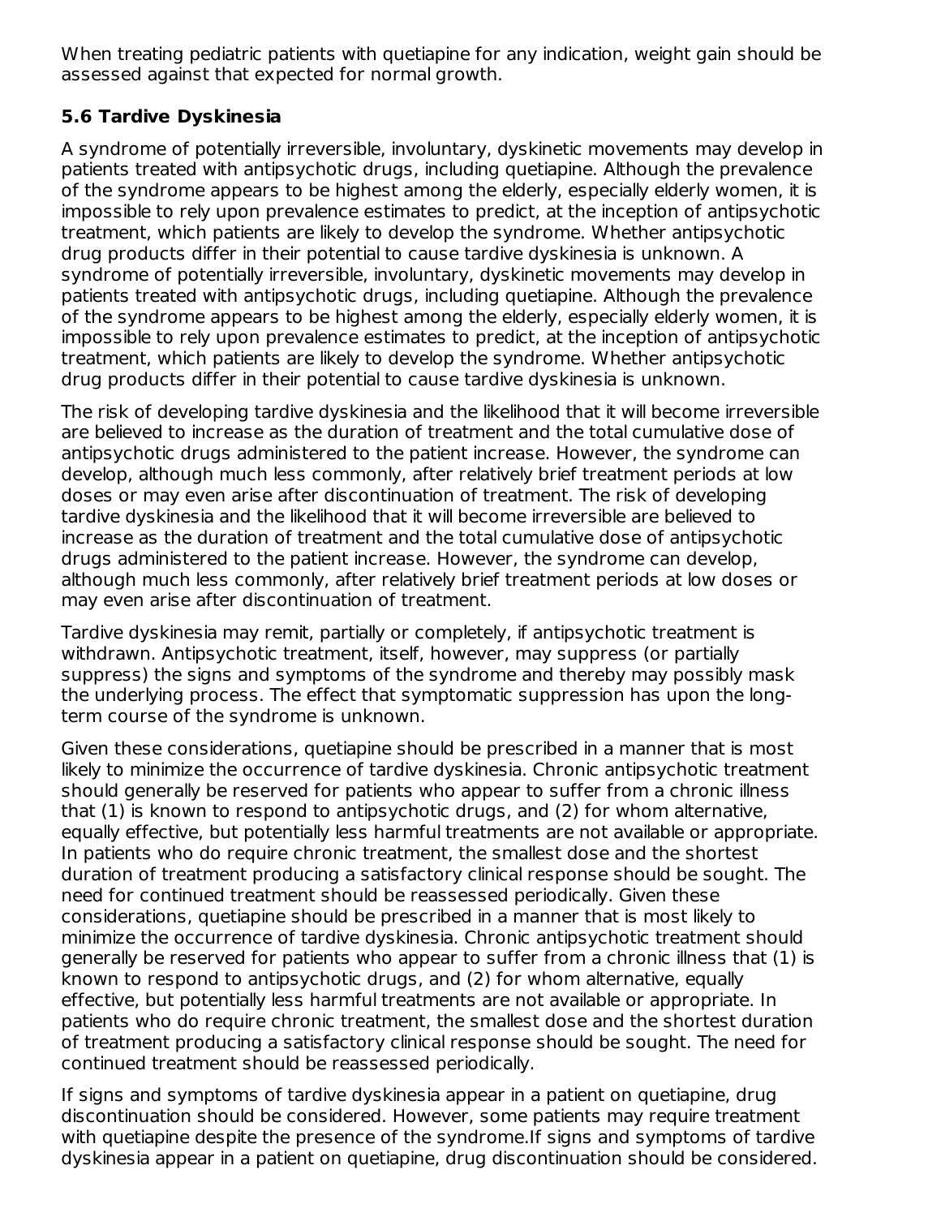When treating pediatric patients with quetiapine for any indication, weight gain should be assessed against that expected for normal growth.

### 5.6 Tardive Dyskinesia

A syndrome of potentially irreversible, involuntary, dyskinetic movements may develop in patients treated with antipsychotic drugs, including quetiapine. Although the prevalence of the syndrome appears to be highest among the elderly, especially elderly women, it is impossible to rely upon prevalence estimates to predict, at the inception of antipsychotic treatment, which patients are likely to develop the syndrome. Whether antipsychotic drug products differ in their potential to cause tardive dyskinesia is unknown. A syndrome of potentially irreversible, involuntary, dyskinetic movements may develop in patients treated with antipsychotic drugs, including quetiapine. Although the prevalence of the syndrome appears to be highest among the elderly, especially elderly women, it is impossible to rely upon prevalence estimates to predict, at the inception of antipsychotic treatment, which patients are likely to develop the syndrome. Whether antipsychotic drug products differ in their potential to cause tardive dyskinesia is unknown.

The risk of developing tardive dyskinesia and the likelihood that it will become irreversible are believed to increase as the duration of treatment and the total cumulative dose of antipsychotic drugs administered to the patient increase. However, the syndrome can develop, although much less commonly, after relatively brief treatment periods at low doses or may even arise after discontinuation of treatment. The risk of developing tardive dyskinesia and the likelihood that it will become irreversible are believed to increase as the duration of treatment and the total cumulative dose of antipsychotic drugs administered to the patient increase. However, the syndrome can develop, although much less commonly, after relatively brief treatment periods at low doses or may even arise after discontinuation of treatment.

Tardive dyskinesia may remit, partially or completely, if antipsychotic treatment is withdrawn. Antipsychotic treatment, itself, however, may suppress (or partially suppress) the signs and symptoms of the syndrome and thereby may possibly mask the underlying process. The effect that symptomatic suppression has upon the long-term course of the syndrome is unknown.

Given these considerations, quetiapine should be prescribed in a manner that is most likely to minimize the occurrence of tardive dyskinesia. Chronic antipsychotic treatment should generally be reserved for patients who appear to suffer from a chronic illness that (1) is known to respond to antipsychotic drugs, and (2) for whom alternative, equally effective, but potentially less harmful treatments are not available or appropriate. In patients who do require chronic treatment, the smallest dose and the shortest duration of treatment producing a satisfactory clinical response should be sought. The need for continued treatment should be reassessed periodically. Given these considerations, quetiapine should be prescribed in a manner that is most likely to minimize the occurrence of tardive dyskinesia. Chronic antipsychotic treatment should generally be reserved for patients who appear to suffer from a chronic illness that (1) is known to respond to antipsychotic drugs, and (2) for whom alternative, equally effective, but potentially less harmful treatments are not available or appropriate. In patients who do require chronic treatment, the smallest dose and the shortest duration of treatment producing a satisfactory clinical response should be sought. The need for continued treatment should be reassessed periodically.

If signs and symptoms of tardive dyskinesia appear in a patient on quetiapine, drug discontinuation should be considered. However, some patients may require treatment with quetiapine despite the presence of the syndrome.If signs and symptoms of tardive dyskinesia appear in a patient on quetiapine, drug discontinuation should be considered.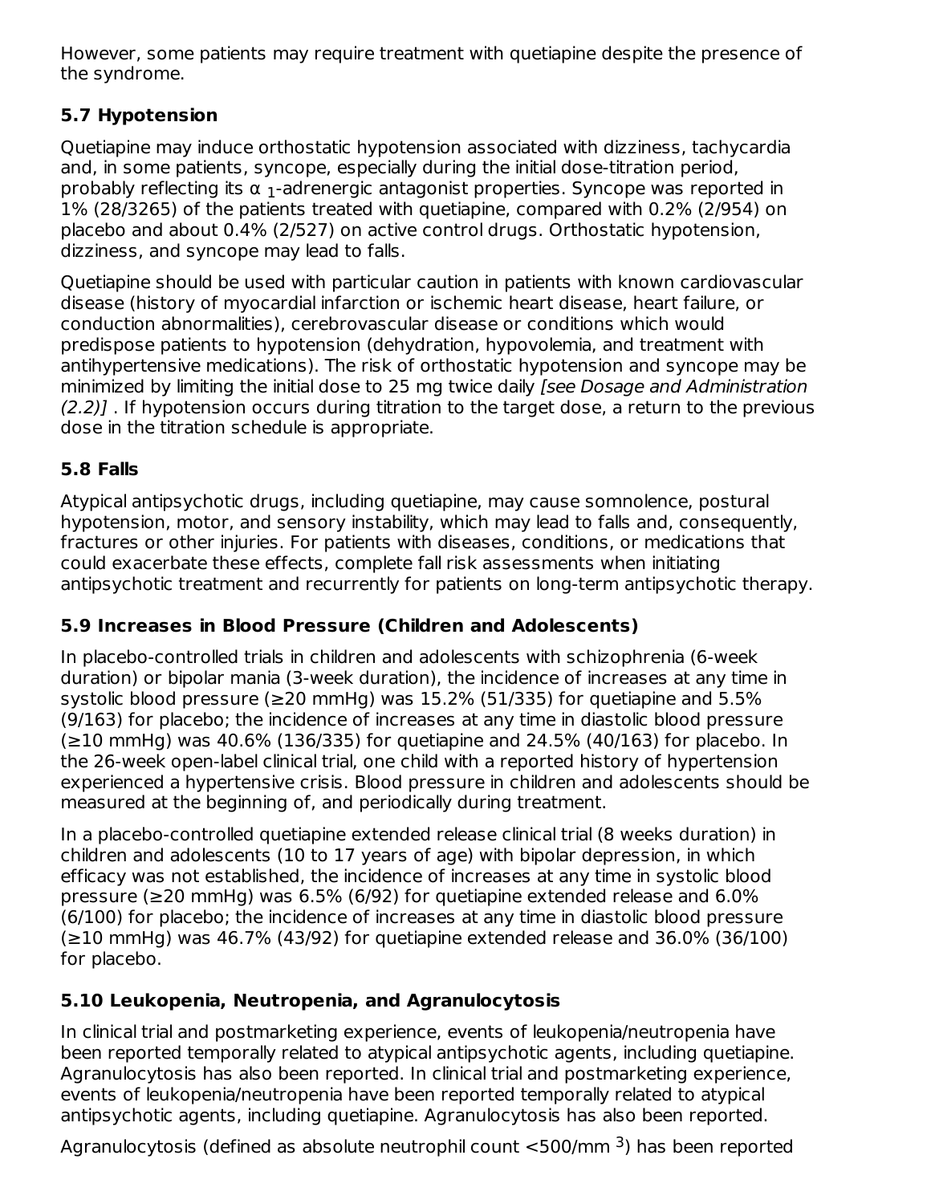However, some patients may require treatment with quetiapine despite the presence of the syndrome.

## 5.7 Hypotension

Quetiapine may induce orthostatic hypotension associated with dizziness, tachycardia and, in some patients, syncope, especially during the initial dose-titration period, probably reflecting its $\alpha_1$-adrenergic antagonist properties. Syncope was reported in 1% (28/3265) of the patients treated with quetiapine, compared with 0.2% (2/954) on placebo and about 0.4% (2/527) on active control drugs. Orthostatic hypotension, dizziness, and syncope may lead to falls.

Quetiapine should be used with particular caution in patients with known cardiovascular disease (history of myocardial infarction or ischemic heart disease, heart failure, or conduction abnormalities), cerebrovascular disease or conditions which would predispose patients to hypotension (dehydration, hypovolemia, and treatment with antihypertensive medications). The risk of orthostatic hypotension and syncope may be minimized by limiting the initial dose to 25 mg twice daily *[see Dosage and Administration (2.2)]* . If hypotension occurs during titration to the target dose, a return to the previous dose in the titration schedule is appropriate.

## 5.8 Falls

Atypical antipsychotic drugs, including quetiapine, may cause somnolence, postural hypotension, motor, and sensory instability, which may lead to falls and, consequently, fractures or other injuries. For patients with diseases, conditions, or medications that could exacerbate these effects, complete fall risk assessments when initiating antipsychotic treatment and recurrently for patients on long-term antipsychotic therapy.

## 5.9 Increases in Blood Pressure (Children and Adolescents)

In placebo-controlled trials in children and adolescents with schizophrenia (6-week duration) or bipolar mania (3-week duration), the incidence of increases at any time in systolic blood pressure (≥20 mmHg) was 15.2% (51/335) for quetiapine and 5.5% (9/163) for placebo; the incidence of increases at any time in diastolic blood pressure (≥10 mmHg) was 40.6% (136/335) for quetiapine and 24.5% (40/163) for placebo. In the 26-week open-label clinical trial, one child with a reported history of hypertension experienced a hypertensive crisis. Blood pressure in children and adolescents should be measured at the beginning of, and periodically during treatment.

In a placebo-controlled quetiapine extended release clinical trial (8 weeks duration) in children and adolescents (10 to 17 years of age) with bipolar depression, in which efficacy was not established, the incidence of increases at any time in systolic blood pressure (≥20 mmHg) was 6.5% (6/92) for quetiapine extended release and 6.0% (6/100) for placebo; the incidence of increases at any time in diastolic blood pressure (≥10 mmHg) was 46.7% (43/92) for quetiapine extended release and 36.0% (36/100) for placebo.

## 5.10 Leukopenia, Neutropenia, and Agranulocytosis

In clinical trial and postmarketing experience, events of leukopenia/neutropenia have been reported temporally related to atypical antipsychotic agents, including quetiapine. Agranulocytosis has also been reported. In clinical trial and postmarketing experience, events of leukopenia/neutropenia have been reported temporally related to atypical antipsychotic agents, including quetiapine. Agranulocytosis has also been reported.

Agranulocytosis (defined as absolute neutrophil count <500/mm $^3$) has been reported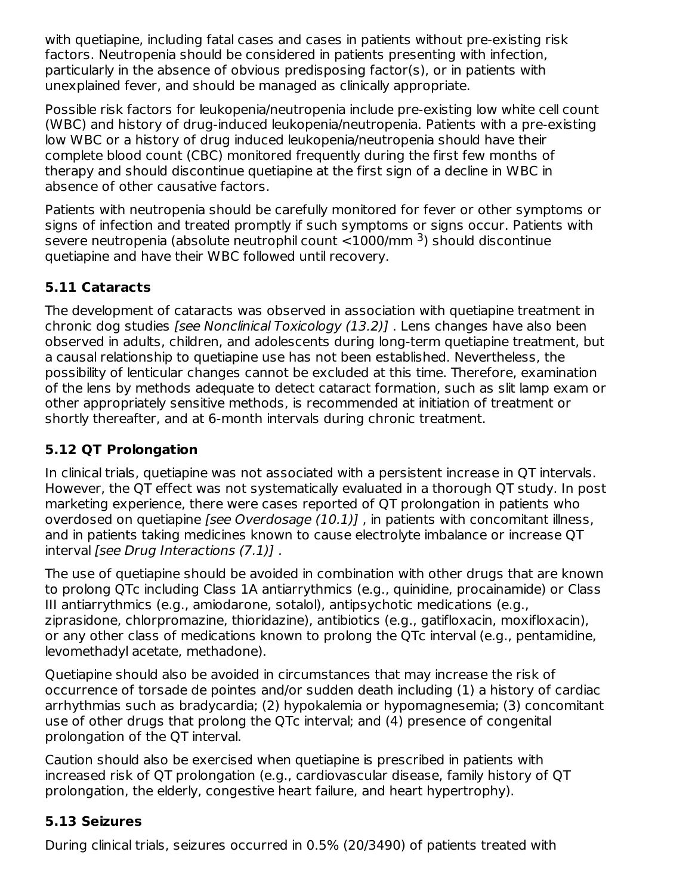with quetiapine, including fatal cases and cases in patients without pre-existing risk factors. Neutropenia should be considered in patients presenting with infection, particularly in the absence of obvious predisposing factor(s), or in patients with unexplained fever, and should be managed as clinically appropriate.

Possible risk factors for leukopenia/neutropenia include pre-existing low white cell count (WBC) and history of drug-induced leukopenia/neutropenia. Patients with a pre-existing low WBC or a history of drug induced leukopenia/neutropenia should have their complete blood count (CBC) monitored frequently during the first few months of therapy and should discontinue quetiapine at the first sign of a decline in WBC in absence of other causative factors.

Patients with neutropenia should be carefully monitored for fever or other symptoms or signs of infection and treated promptly if such symptoms or signs occur. Patients with severe neutropenia (absolute neutrophil count <1000/mm $^3$) should discontinue quetiapine and have their WBC followed until recovery.

### 5.11 Cataracts

The development of cataracts was observed in association with quetiapine treatment in chronic dog studies *[see Nonclinical Toxicology (13.2)]* . Lens changes have also been observed in adults, children, and adolescents during long-term quetiapine treatment, but a causal relationship to quetiapine use has not been established. Nevertheless, the possibility of lenticular changes cannot be excluded at this time. Therefore, examination of the lens by methods adequate to detect cataract formation, such as slit lamp exam or other appropriately sensitive methods, is recommended at initiation of treatment or shortly thereafter, and at 6-month intervals during chronic treatment.

### 5.12 QT Prolongation

In clinical trials, quetiapine was not associated with a persistent increase in QT intervals. However, the QT effect was not systematically evaluated in a thorough QT study. In post marketing experience, there were cases reported of QT prolongation in patients who overdosed on quetiapine *[see Overdosage (10.1)]* , in patients with concomitant illness, and in patients taking medicines known to cause electrolyte imbalance or increase QT interval *[see Drug Interactions (7.1)]* .

The use of quetiapine should be avoided in combination with other drugs that are known to prolong QTc including Class 1A antiarrythmics (e.g., quinidine, procainamide) or Class III antiarrythmics (e.g., amiodarone, sotalol), antipsychotic medications (e.g., ziprasidone, chlorpromazine, thioridazine), antibiotics (e.g., gatifloxacin, moxifloxacin), or any other class of medications known to prolong the QTc interval (e.g., pentamidine, levomethadyl acetate, methadone).

Quetiapine should also be avoided in circumstances that may increase the risk of occurrence of torsade de pointes and/or sudden death including (1) a history of cardiac arrhythmias such as bradycardia; (2) hypokalemia or hypomagnesemia; (3) concomitant use of other drugs that prolong the QTc interval; and (4) presence of congenital prolongation of the QT interval.

Caution should also be exercised when quetiapine is prescribed in patients with increased risk of QT prolongation (e.g., cardiovascular disease, family history of QT prolongation, the elderly, congestive heart failure, and heart hypertrophy).

### 5.13 Seizures

During clinical trials, seizures occurred in 0.5% (20/3490) of patients treated with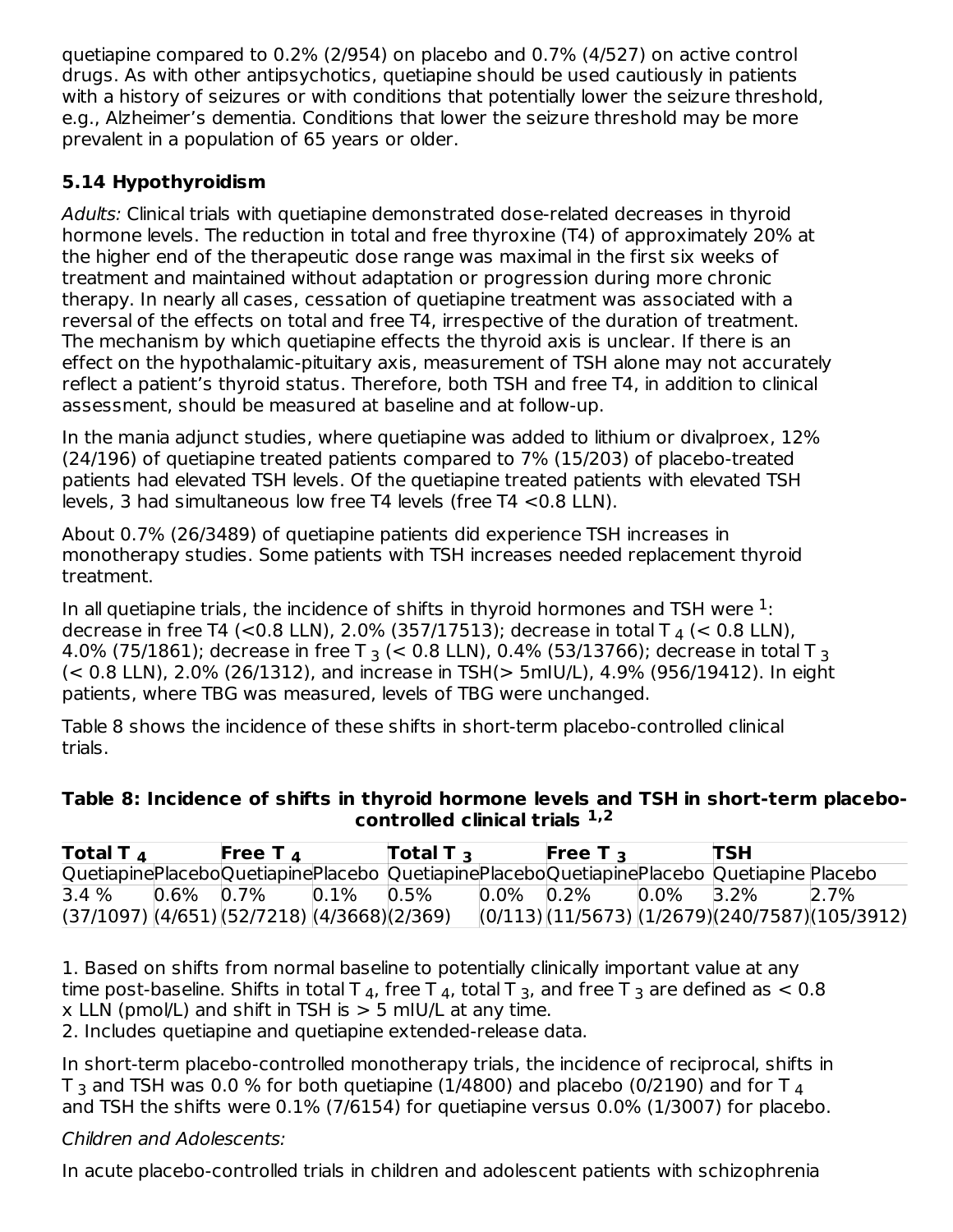quetiapine compared to 0.2% (2/954) on placebo and 0.7% (4/527) on active control drugs. As with other antipsychotics, quetiapine should be used cautiously in patients with a history of seizures or with conditions that potentially lower the seizure threshold, e.g., Alzheimer's dementia. Conditions that lower the seizure threshold may be more prevalent in a population of 65 years or older.

### 5.14 Hypothyroidism

*Adults:* Clinical trials with quetiapine demonstrated dose-related decreases in thyroid hormone levels. The reduction in total and free thyroxine (T4) of approximately 20% at the higher end of the therapeutic dose range was maximal in the first six weeks of treatment and maintained without adaptation or progression during more chronic therapy. In nearly all cases, cessation of quetiapine treatment was associated with a reversal of the effects on total and free T4, irrespective of the duration of treatment. The mechanism by which quetiapine effects the thyroid axis is unclear. If there is an effect on the hypothalamic-pituitary axis, measurement of TSH alone may not accurately reflect a patient's thyroid status. Therefore, both TSH and free T4, in addition to clinical assessment, should be measured at baseline and at follow-up.

In the mania adjunct studies, where quetiapine was added to lithium or divalproex, 12% (24/196) of quetiapine treated patients compared to 7% (15/203) of placebo-treated patients had elevated TSH levels. Of the quetiapine treated patients with elevated TSH levels, 3 had simultaneous low free T4 levels (free T4 <0.8 LLN).

About 0.7% (26/3489) of quetiapine patients did experience TSH increases in monotherapy studies. Some patients with TSH increases needed replacement thyroid treatment.

In all quetiapine trials, the incidence of shifts in thyroid hormones and TSH were [1]: decrease in free T4 (<0.8 LLN), 2.0% (357/17513); decrease in total $T_4$ (< 0.8 LLN), 4.0% (75/1861); decrease in free $T_3$ (< 0.8 LLN), 0.4% (53/13766); decrease in total $T_3$ (< 0.8 LLN), 2.0% (26/1312), and increase in TSH(> 5mIU/L), 4.9% (956/19412). In eight patients, where TBG was measured, levels of TBG were unchanged.

Table 8 shows the incidence of these shifts in short-term placebo-controlled clinical trials.

**Table 8: Incidence of shifts in thyroid hormone levels and TSH in short-term placebo-controlled clinical trials [1,2]**

| Total $T_4$ | | Free $T_4$ | | Total $T_3$ | | Free $T_3$ | | TSH | |
|---|---|---|---|---|---|---|---|---|---|
| Quetiapine | Placebo | Quetiapine | Placebo | Quetiapine | Placebo | Quetiapine | Placebo | Quetiapine | Placebo |
| 3.4 % (37/1097) | 0.6% (4/651) | 0.7% (52/7218) | 0.1% (4/3668) | 0.5% (2/369) | 0.0% (0/113) | 0.2% (11/5673) | 0.0% (1/2679) | 3.2% (240/7587) | 2.7% (105/3912) |

1. Based on shifts from normal baseline to potentially clinically important value at any time post-baseline. Shifts in total $T_4$, free $T_4$, total $T_3$, and free $T_3$ are defined as < 0.8 x LLN (pmol/L) and shift in TSH is > 5 mIU/L at any time.
2. Includes quetiapine and quetiapine extended-release data.

In short-term placebo-controlled monotherapy trials, the incidence of reciprocal, shifts in $T_3$ and TSH was 0.0 % for both quetiapine (1/4800) and placebo (0/2190) and for $T_4$ and TSH the shifts were 0.1% (7/6154) for quetiapine versus 0.0% (1/3007) for placebo.

*Children and Adolescents:*

In acute placebo-controlled trials in children and adolescent patients with schizophrenia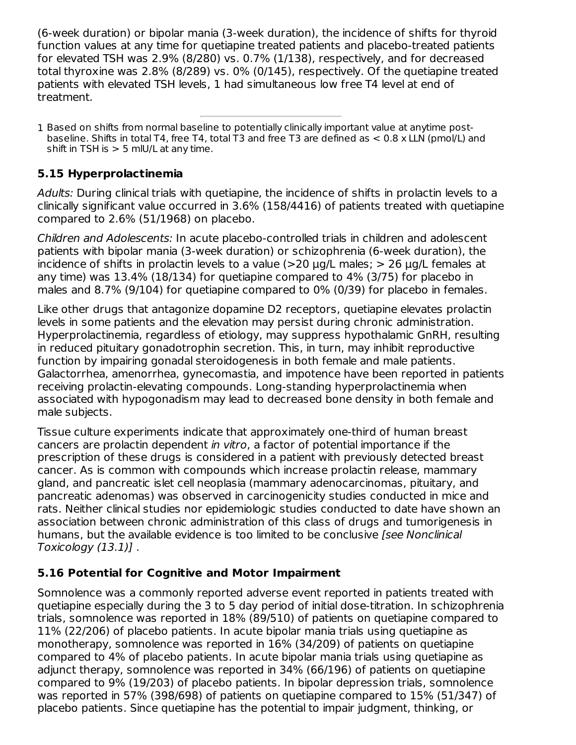(6-week duration) or bipolar mania (3-week duration), the incidence of shifts for thyroid function values at any time for quetiapine treated patients and placebo-treated patients for elevated TSH was 2.9% (8/280) vs. 0.7% (1/138), respectively, and for decreased total thyroxine was 2.8% (8/289) vs. 0% (0/145), respectively. Of the quetiapine treated patients with elevated TSH levels, 1 had simultaneous low free T4 level at end of treatment.

---

1 Based on shifts from normal baseline to potentially clinically important value at anytime post-baseline. Shifts in total T4, free T4, total T3 and free T3 are defined as < 0.8 x LLN (pmol/L) and shift in TSH is > 5 mIU/L at any time.

### 5.15 Hyperprolactinemia

*Adults:* During clinical trials with quetiapine, the incidence of shifts in prolactin levels to a clinically significant value occurred in 3.6% (158/4416) of patients treated with quetiapine compared to 2.6% (51/1968) on placebo.

*Children and Adolescents:* In acute placebo-controlled trials in children and adolescent patients with bipolar mania (3-week duration) or schizophrenia (6-week duration), the incidence of shifts in prolactin levels to a value (>20 µg/L males; > 26 µg/L females at any time) was 13.4% (18/134) for quetiapine compared to 4% (3/75) for placebo in males and 8.7% (9/104) for quetiapine compared to 0% (0/39) for placebo in females.

Like other drugs that antagonize dopamine D2 receptors, quetiapine elevates prolactin levels in some patients and the elevation may persist during chronic administration. Hyperprolactinemia, regardless of etiology, may suppress hypothalamic GnRH, resulting in reduced pituitary gonadotrophin secretion. This, in turn, may inhibit reproductive function by impairing gonadal steroidogenesis in both female and male patients. Galactorrhea, amenorrhea, gynecomastia, and impotence have been reported in patients receiving prolactin-elevating compounds. Long-standing hyperprolactinemia when associated with hypogonadism may lead to decreased bone density in both female and male subjects.

Tissue culture experiments indicate that approximately one-third of human breast cancers are prolactin dependent *in vitro*, a factor of potential importance if the prescription of these drugs is considered in a patient with previously detected breast cancer. As is common with compounds which increase prolactin release, mammary gland, and pancreatic islet cell neoplasia (mammary adenocarcinomas, pituitary, and pancreatic adenomas) was observed in carcinogenicity studies conducted in mice and rats. Neither clinical studies nor epidemiologic studies conducted to date have shown an association between chronic administration of this class of drugs and tumorigenesis in humans, but the available evidence is too limited to be conclusive *[see Nonclinical Toxicology (13.1)]* .

### 5.16 Potential for Cognitive and Motor Impairment

Somnolence was a commonly reported adverse event reported in patients treated with quetiapine especially during the 3 to 5 day period of initial dose-titration. In schizophrenia trials, somnolence was reported in 18% (89/510) of patients on quetiapine compared to 11% (22/206) of placebo patients. In acute bipolar mania trials using quetiapine as monotherapy, somnolence was reported in 16% (34/209) of patients on quetiapine compared to 4% of placebo patients. In acute bipolar mania trials using quetiapine as adjunct therapy, somnolence was reported in 34% (66/196) of patients on quetiapine compared to 9% (19/203) of placebo patients. In bipolar depression trials, somnolence was reported in 57% (398/698) of patients on quetiapine compared to 15% (51/347) of placebo patients. Since quetiapine has the potential to impair judgment, thinking, or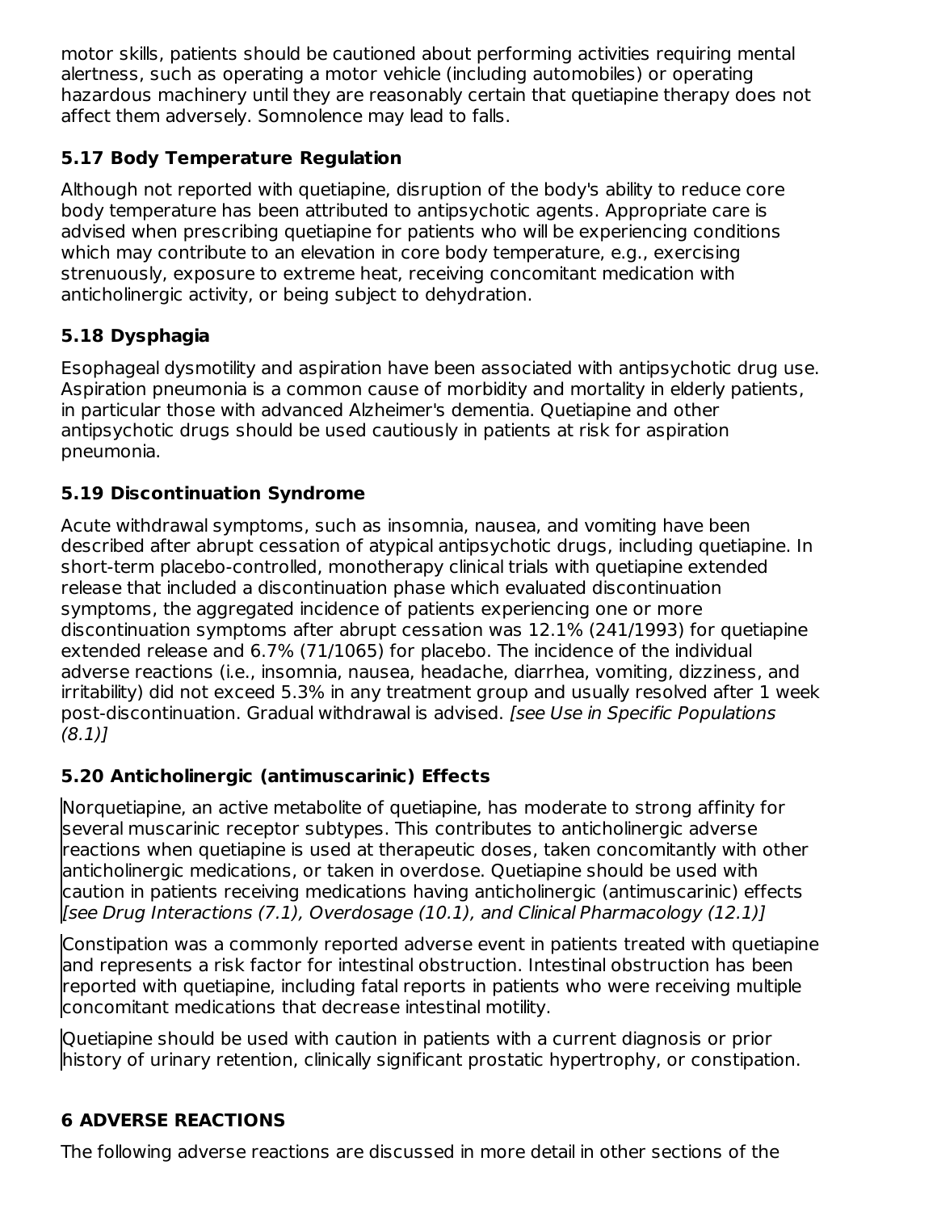motor skills, patients should be cautioned about performing activities requiring mental alertness, such as operating a motor vehicle (including automobiles) or operating hazardous machinery until they are reasonably certain that quetiapine therapy does not affect them adversely. Somnolence may lead to falls.

### 5.17 Body Temperature Regulation

Although not reported with quetiapine, disruption of the body's ability to reduce core body temperature has been attributed to antipsychotic agents. Appropriate care is advised when prescribing quetiapine for patients who will be experiencing conditions which may contribute to an elevation in core body temperature, e.g., exercising strenuously, exposure to extreme heat, receiving concomitant medication with anticholinergic activity, or being subject to dehydration.

### 5.18 Dysphagia

Esophageal dysmotility and aspiration have been associated with antipsychotic drug use. Aspiration pneumonia is a common cause of morbidity and mortality in elderly patients, in particular those with advanced Alzheimer's dementia. Quetiapine and other antipsychotic drugs should be used cautiously in patients at risk for aspiration pneumonia.

### 5.19 Discontinuation Syndrome

Acute withdrawal symptoms, such as insomnia, nausea, and vomiting have been described after abrupt cessation of atypical antipsychotic drugs, including quetiapine. In short-term placebo-controlled, monotherapy clinical trials with quetiapine extended release that included a discontinuation phase which evaluated discontinuation symptoms, the aggregated incidence of patients experiencing one or more discontinuation symptoms after abrupt cessation was 12.1% (241/1993) for quetiapine extended release and 6.7% (71/1065) for placebo. The incidence of the individual adverse reactions (i.e., insomnia, nausea, headache, diarrhea, vomiting, dizziness, and irritability) did not exceed 5.3% in any treatment group and usually resolved after 1 week post-discontinuation. Gradual withdrawal is advised. *[see Use in Specific Populations (8.1)]*

### 5.20 Anticholinergic (antimuscarinic) Effects

Norquetiapine, an active metabolite of quetiapine, has moderate to strong affinity for several muscarinic receptor subtypes. This contributes to anticholinergic adverse reactions when quetiapine is used at therapeutic doses, taken concomitantly with other anticholinergic medications, or taken in overdose. Quetiapine should be used with caution in patients receiving medications having anticholinergic (antimuscarinic) effects *[see Drug Interactions (7.1), Overdosage (10.1), and Clinical Pharmacology (12.1)]*

Constipation was a commonly reported adverse event in patients treated with quetiapine and represents a risk factor for intestinal obstruction. Intestinal obstruction has been reported with quetiapine, including fatal reports in patients who were receiving multiple concomitant medications that decrease intestinal motility.

Quetiapine should be used with caution in patients with a current diagnosis or prior history of urinary retention, clinically significant prostatic hypertrophy, or constipation.

## 6 ADVERSE REACTIONS

The following adverse reactions are discussed in more detail in other sections of the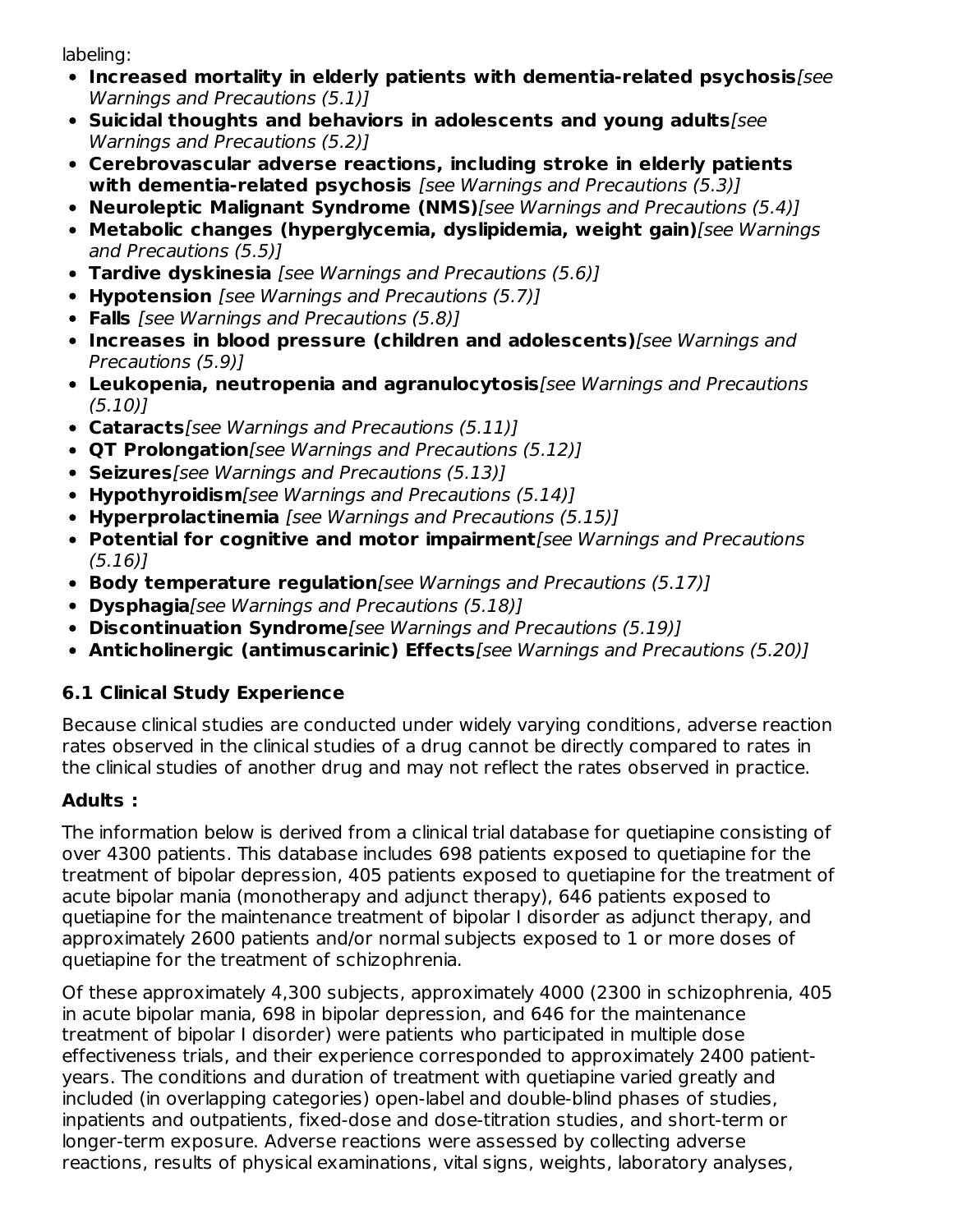labeling:

- **Increased mortality in elderly patients with dementia-related psychosis** *[see Warnings and Precautions (5.1)]*
- **Suicidal thoughts and behaviors in adolescents and young adults** *[see Warnings and Precautions (5.2)]*
- **Cerebrovascular adverse reactions, including stroke in elderly patients with dementia-related psychosis** *[see Warnings and Precautions (5.3)]*
- **Neuroleptic Malignant Syndrome (NMS)** *[see Warnings and Precautions (5.4)]*
- **Metabolic changes (hyperglycemia, dyslipidemia, weight gain)** *[see Warnings and Precautions (5.5)]*
- **Tardive dyskinesia** *[see Warnings and Precautions (5.6)]*
- **Hypotension** *[see Warnings and Precautions (5.7)]*
- **Falls** *[see Warnings and Precautions (5.8)]*
- **Increases in blood pressure (children and adolescents)** *[see Warnings and Precautions (5.9)]*
- **Leukopenia, neutropenia and agranulocytosis** *[see Warnings and Precautions (5.10)]*
- **Cataracts** *[see Warnings and Precautions (5.11)]*
- **QT Prolongation** *[see Warnings and Precautions (5.12)]*
- **Seizures** *[see Warnings and Precautions (5.13)]*
- **Hypothyroidism** *[see Warnings and Precautions (5.14)]*
- **Hyperprolactinemia** *[see Warnings and Precautions (5.15)]*
- **Potential for cognitive and motor impairment** *[see Warnings and Precautions (5.16)]*
- **Body temperature regulation** *[see Warnings and Precautions (5.17)]*
- **Dysphagia** *[see Warnings and Precautions (5.18)]*
- **Discontinuation Syndrome** *[see Warnings and Precautions (5.19)]*
- **Anticholinergic (antimuscarinic) Effects** *[see Warnings and Precautions (5.20)]*

## 6.1 Clinical Study Experience

Because clinical studies are conducted under widely varying conditions, adverse reaction rates observed in the clinical studies of a drug cannot be directly compared to rates in the clinical studies of another drug and may not reflect the rates observed in practice.

**Adults :**

The information below is derived from a clinical trial database for quetiapine consisting of over 4300 patients. This database includes 698 patients exposed to quetiapine for the treatment of bipolar depression, 405 patients exposed to quetiapine for the treatment of acute bipolar mania (monotherapy and adjunct therapy), 646 patients exposed to quetiapine for the maintenance treatment of bipolar I disorder as adjunct therapy, and approximately 2600 patients and/or normal subjects exposed to 1 or more doses of quetiapine for the treatment of schizophrenia.

Of these approximately 4,300 subjects, approximately 4000 (2300 in schizophrenia, 405 in acute bipolar mania, 698 in bipolar depression, and 646 for the maintenance treatment of bipolar I disorder) were patients who participated in multiple dose effectiveness trials, and their experience corresponded to approximately 2400 patient-years. The conditions and duration of treatment with quetiapine varied greatly and included (in overlapping categories) open-label and double-blind phases of studies, inpatients and outpatients, fixed-dose and dose-titration studies, and short-term or longer-term exposure. Adverse reactions were assessed by collecting adverse reactions, results of physical examinations, vital signs, weights, laboratory analyses,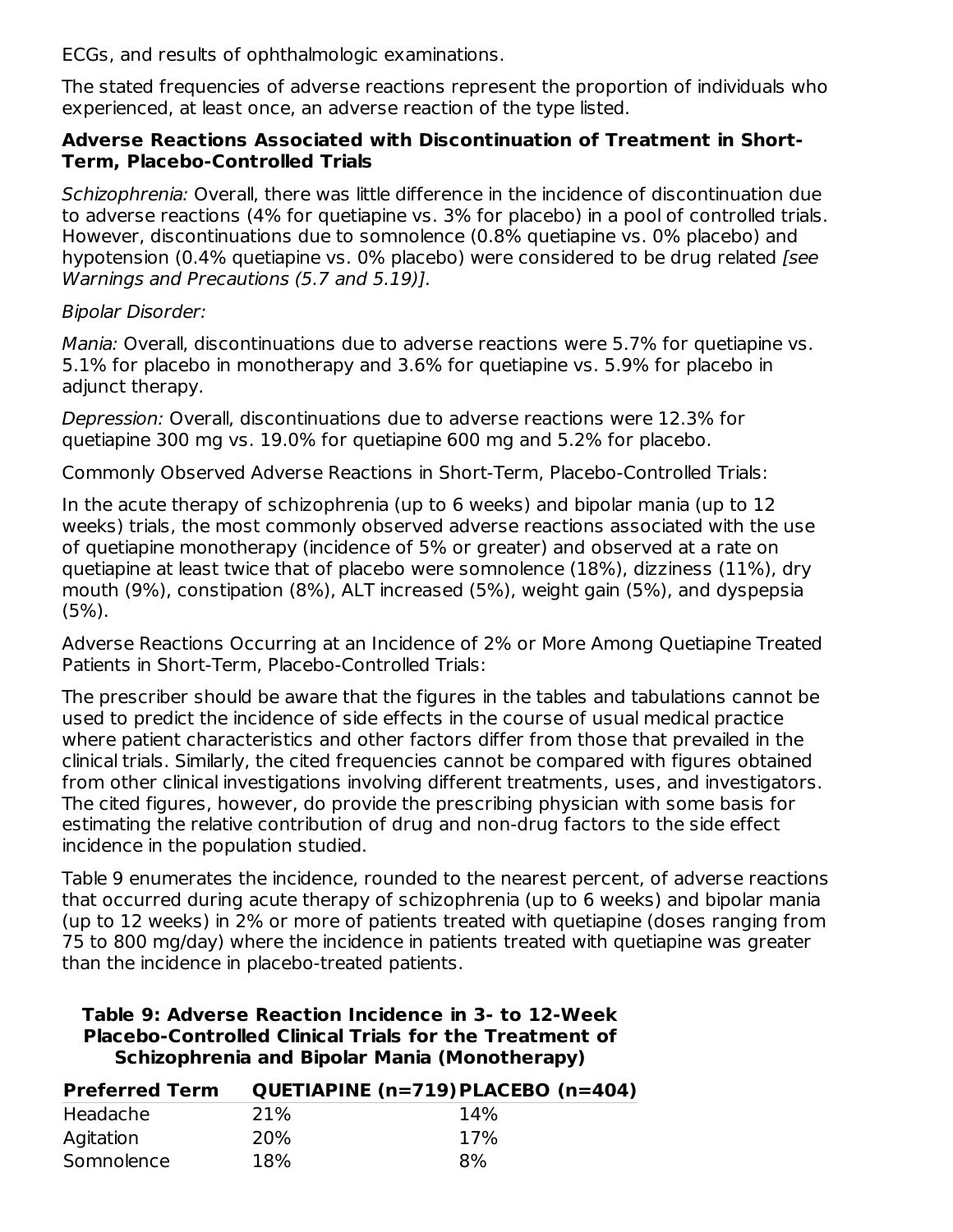ECGs, and results of ophthalmologic examinations.

The stated frequencies of adverse reactions represent the proportion of individuals who experienced, at least once, an adverse reaction of the type listed.

**Adverse Reactions Associated with Discontinuation of Treatment in Short-Term, Placebo-Controlled Trials**

*Schizophrenia:* Overall, there was little difference in the incidence of discontinuation due to adverse reactions (4% for quetiapine vs. 3% for placebo) in a pool of controlled trials. However, discontinuations due to somnolence (0.8% quetiapine vs. 0% placebo) and hypotension (0.4% quetiapine vs. 0% placebo) were considered to be drug related *[see Warnings and Precautions (5.7 and 5.19)].*

*Bipolar Disorder:*

*Mania:* Overall, discontinuations due to adverse reactions were 5.7% for quetiapine vs. 5.1% for placebo in monotherapy and 3.6% for quetiapine vs. 5.9% for placebo in adjunct therapy.

*Depression:* Overall, discontinuations due to adverse reactions were 12.3% for quetiapine 300 mg vs. 19.0% for quetiapine 600 mg and 5.2% for placebo.

Commonly Observed Adverse Reactions in Short-Term, Placebo-Controlled Trials:

In the acute therapy of schizophrenia (up to 6 weeks) and bipolar mania (up to 12 weeks) trials, the most commonly observed adverse reactions associated with the use of quetiapine monotherapy (incidence of 5% or greater) and observed at a rate on quetiapine at least twice that of placebo were somnolence (18%), dizziness (11%), dry mouth (9%), constipation (8%), ALT increased (5%), weight gain (5%), and dyspepsia (5%).

Adverse Reactions Occurring at an Incidence of 2% or More Among Quetiapine Treated Patients in Short-Term, Placebo-Controlled Trials:

The prescriber should be aware that the figures in the tables and tabulations cannot be used to predict the incidence of side effects in the course of usual medical practice where patient characteristics and other factors differ from those that prevailed in the clinical trials. Similarly, the cited frequencies cannot be compared with figures obtained from other clinical investigations involving different treatments, uses, and investigators. The cited figures, however, do provide the prescribing physician with some basis for estimating the relative contribution of drug and non-drug factors to the side effect incidence in the population studied.

Table 9 enumerates the incidence, rounded to the nearest percent, of adverse reactions that occurred during acute therapy of schizophrenia (up to 6 weeks) and bipolar mania (up to 12 weeks) in 2% or more of patients treated with quetiapine (doses ranging from 75 to 800 mg/day) where the incidence in patients treated with quetiapine was greater than the incidence in placebo-treated patients.

**Table 9: Adverse Reaction Incidence in 3- to 12-Week Placebo-Controlled Clinical Trials for the Treatment of Schizophrenia and Bipolar Mania (Monotherapy)**

| Preferred Term | QUETIAPINE (n=719) | PLACEBO (n=404) |
|---|---|---|
| Headache | 21% | 14% |
| Agitation | 20% | 17% |
| Somnolence | 18% | 8% |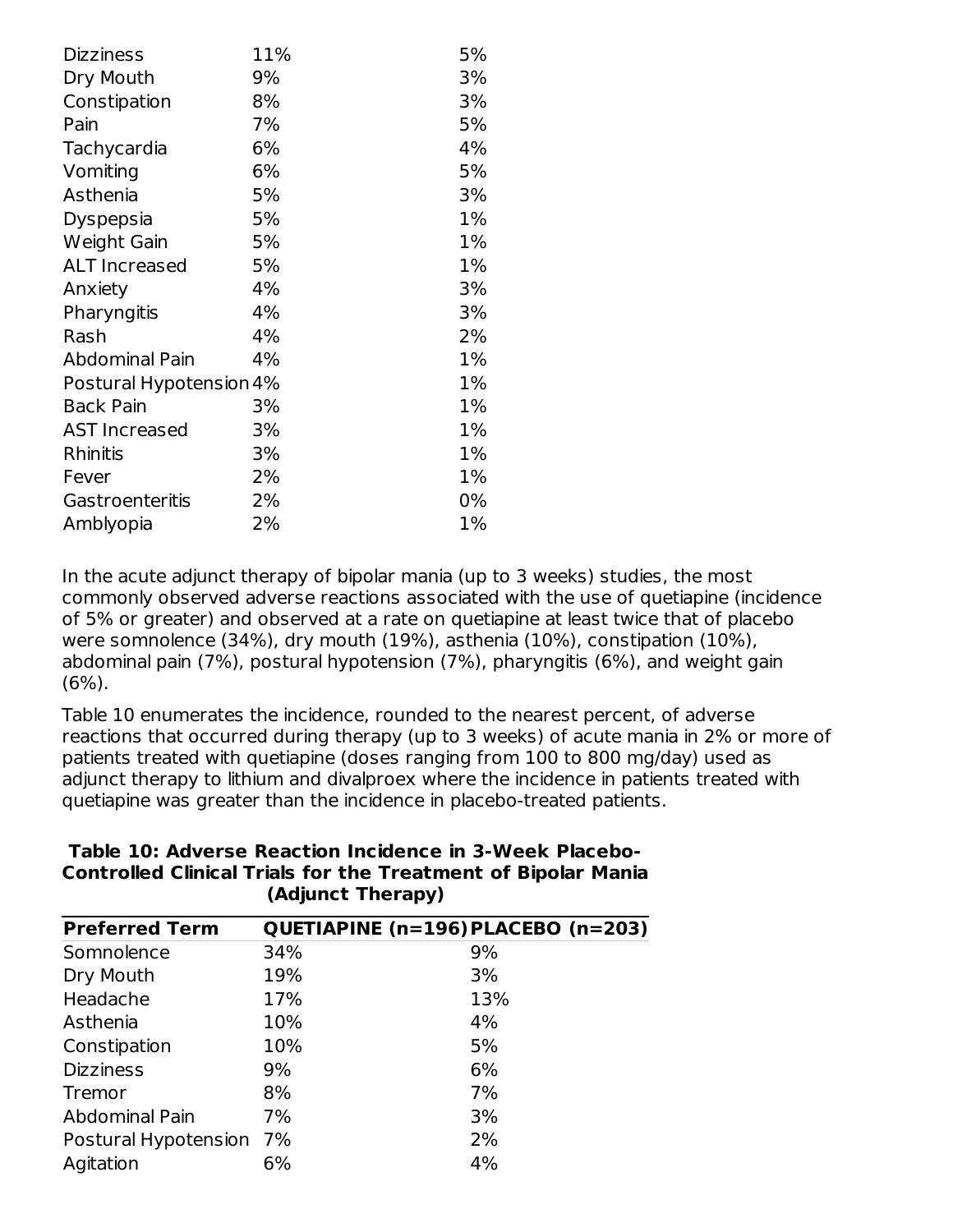| | | |
|---|---|---|
| Dizziness | 11% | 5% |
| Dry Mouth | 9% | 3% |
| Constipation | 8% | 3% |
| Pain | 7% | 5% |
| Tachycardia | 6% | 4% |
| Vomiting | 6% | 5% |
| Asthenia | 5% | 3% |
| Dyspepsia | 5% | 1% |
| Weight Gain | 5% | 1% |
| ALT Increased | 5% | 1% |
| Anxiety | 4% | 3% |
| Pharyngitis | 4% | 3% |
| Rash | 4% | 2% |
| Abdominal Pain | 4% | 1% |
| Postural Hypotension | 4% | 1% |
| Back Pain | 3% | 1% |
| AST Increased | 3% | 1% |
| Rhinitis | 3% | 1% |
| Fever | 2% | 1% |
| Gastroenteritis | 2% | 0% |
| Amblyopia | 2% | 1% |

In the acute adjunct therapy of bipolar mania (up to 3 weeks) studies, the most commonly observed adverse reactions associated with the use of quetiapine (incidence of 5% or greater) and observed at a rate on quetiapine at least twice that of placebo were somnolence (34%), dry mouth (19%), asthenia (10%), constipation (10%), abdominal pain (7%), postural hypotension (7%), pharyngitis (6%), and weight gain (6%).

Table 10 enumerates the incidence, rounded to the nearest percent, of adverse reactions that occurred during therapy (up to 3 weeks) of acute mania in 2% or more of patients treated with quetiapine (doses ranging from 100 to 800 mg/day) used as adjunct therapy to lithium and divalproex where the incidence in patients treated with quetiapine was greater than the incidence in placebo-treated patients.

**Table 10: Adverse Reaction Incidence in 3-Week Placebo-Controlled Clinical Trials for the Treatment of Bipolar Mania (Adjunct Therapy)**

| Preferred Term | QUETIAPINE (n=196) | PLACEBO (n=203) |
|---|---|---|
| Somnolence | 34% | 9% |
| Dry Mouth | 19% | 3% |
| Headache | 17% | 13% |
| Asthenia | 10% | 4% |
| Constipation | 10% | 5% |
| Dizziness | 9% | 6% |
| Tremor | 8% | 7% |
| Abdominal Pain | 7% | 3% |
| Postural Hypotension | 7% | 2% |
| Agitation | 6% | 4% |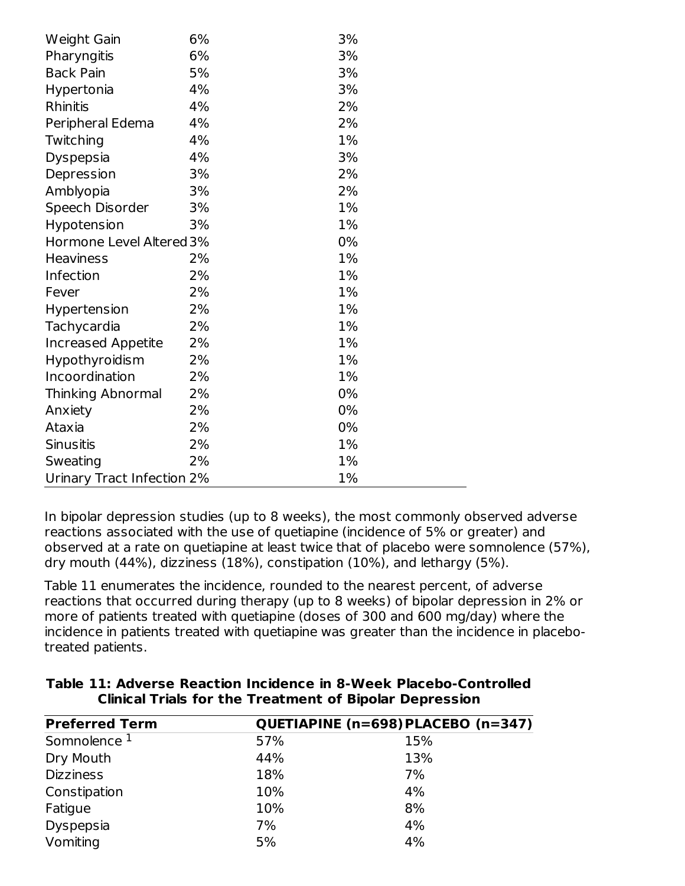| | | |
|---|---|---|
| Weight Gain | 6% | 3% |
| Pharyngitis | 6% | 3% |
| Back Pain | 5% | 3% |
| Hypertonia | 4% | 3% |
| Rhinitis | 4% | 2% |
| Peripheral Edema | 4% | 2% |
| Twitching | 4% | 1% |
| Dyspepsia | 4% | 3% |
| Depression | 3% | 2% |
| Amblyopia | 3% | 2% |
| Speech Disorder | 3% | 1% |
| Hypotension | 3% | 1% |
| Hormone Level Altered | 3% | 0% |
| Heaviness | 2% | 1% |
| Infection | 2% | 1% |
| Fever | 2% | 1% |
| Hypertension | 2% | 1% |
| Tachycardia | 2% | 1% |
| Increased Appetite | 2% | 1% |
| Hypothyroidism | 2% | 1% |
| Incoordination | 2% | 1% |
| Thinking Abnormal | 2% | 0% |
| Anxiety | 2% | 0% |
| Ataxia | 2% | 0% |
| Sinusitis | 2% | 1% |
| Sweating | 2% | 1% |
| Urinary Tract Infection | 2% | 1% |

In bipolar depression studies (up to 8 weeks), the most commonly observed adverse reactions associated with the use of quetiapine (incidence of 5% or greater) and observed at a rate on quetiapine at least twice that of placebo were somnolence (57%), dry mouth (44%), dizziness (18%), constipation (10%), and lethargy (5%).

Table 11 enumerates the incidence, rounded to the nearest percent, of adverse reactions that occurred during therapy (up to 8 weeks) of bipolar depression in 2% or more of patients treated with quetiapine (doses of 300 and 600 mg/day) where the incidence in patients treated with quetiapine was greater than the incidence in placebo-treated patients.

**Table 11: Adverse Reaction Incidence in 8-Week Placebo-Controlled Clinical Trials for the Treatment of Bipolar Depression**

| Preferred Term | QUETIAPINE (n=698) | PLACEBO (n=347) |
|---|---|---|
| Somnolence [1] | 57% | 15% |
| Dry Mouth | 44% | 13% |
| Dizziness | 18% | 7% |
| Constipation | 10% | 4% |
| Fatigue | 10% | 8% |
| Dyspepsia | 7% | 4% |
| Vomiting | 5% | 4% |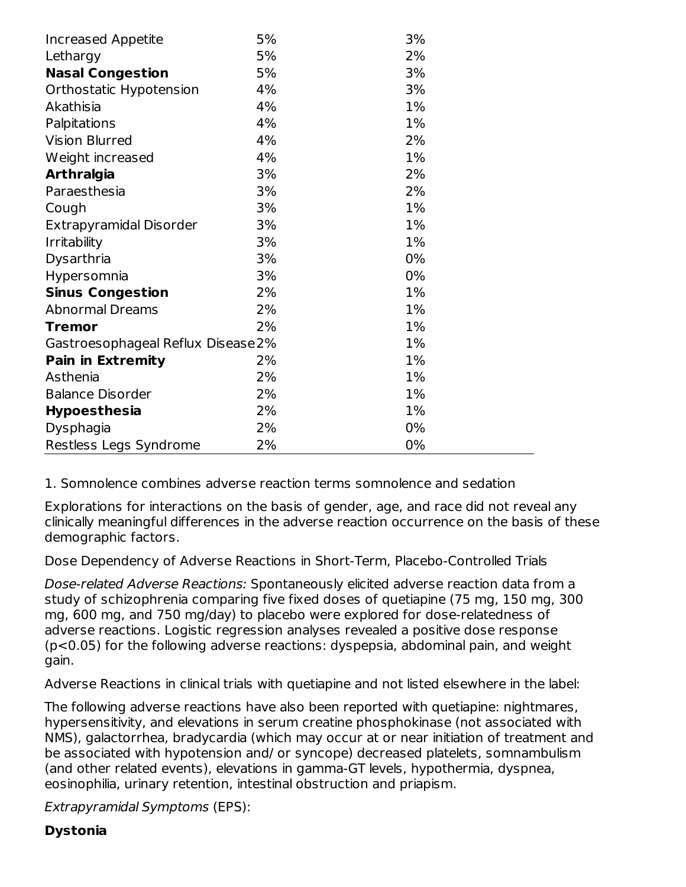| | | |
|---|---|---|
| Increased Appetite | 5% | 3% |
| Lethargy | 5% | 2% |
| **Nasal Congestion** | 5% | 3% |
| Orthostatic Hypotension | 4% | 3% |
| Akathisia | 4% | 1% |
| Palpitations | 4% | 1% |
| Vision Blurred | 4% | 2% |
| Weight increased | 4% | 1% |
| **Arthralgia** | 3% | 2% |
| Paraesthesia | 3% | 2% |
| Cough | 3% | 1% |
| Extrapyramidal Disorder | 3% | 1% |
| Irritability | 3% | 1% |
| Dysarthria | 3% | 0% |
| Hypersomnia | 3% | 0% |
| **Sinus Congestion** | 2% | 1% |
| Abnormal Dreams | 2% | 1% |
| **Tremor** | 2% | 1% |
| Gastroesophageal Reflux Disease | 2% | 1% |
| **Pain in Extremity** | 2% | 1% |
| Asthenia | 2% | 1% |
| Balance Disorder | 2% | 1% |
| **Hypoesthesia** | 2% | 1% |
| Dysphagia | 2% | 0% |
| Restless Legs Syndrome | 2% | 0% |

1. Somnolence combines adverse reaction terms somnolence and sedation

Explorations for interactions on the basis of gender, age, and race did not reveal any clinically meaningful differences in the adverse reaction occurrence on the basis of these demographic factors.

Dose Dependency of Adverse Reactions in Short-Term, Placebo-Controlled Trials

*Dose-related Adverse Reactions:* Spontaneously elicited adverse reaction data from a study of schizophrenia comparing five fixed doses of quetiapine (75 mg, 150 mg, 300 mg, 600 mg, and 750 mg/day) to placebo were explored for dose-relatedness of adverse reactions. Logistic regression analyses revealed a positive dose response ($p<0.05$) for the following adverse reactions: dyspepsia, abdominal pain, and weight gain.

Adverse Reactions in clinical trials with quetiapine and not listed elsewhere in the label:

The following adverse reactions have also been reported with quetiapine: nightmares, hypersensitivity, and elevations in serum creatine phosphokinase (not associated with NMS), galactorrhea, bradycardia (which may occur at or near initiation of treatment and be associated with hypotension and/ or syncope) decreased platelets, somnambulism (and other related events), elevations in gamma-GT levels, hypothermia, dyspnea, eosinophilia, urinary retention, intestinal obstruction and priapism.

*Extrapyramidal Symptoms* (EPS):

**Dystonia**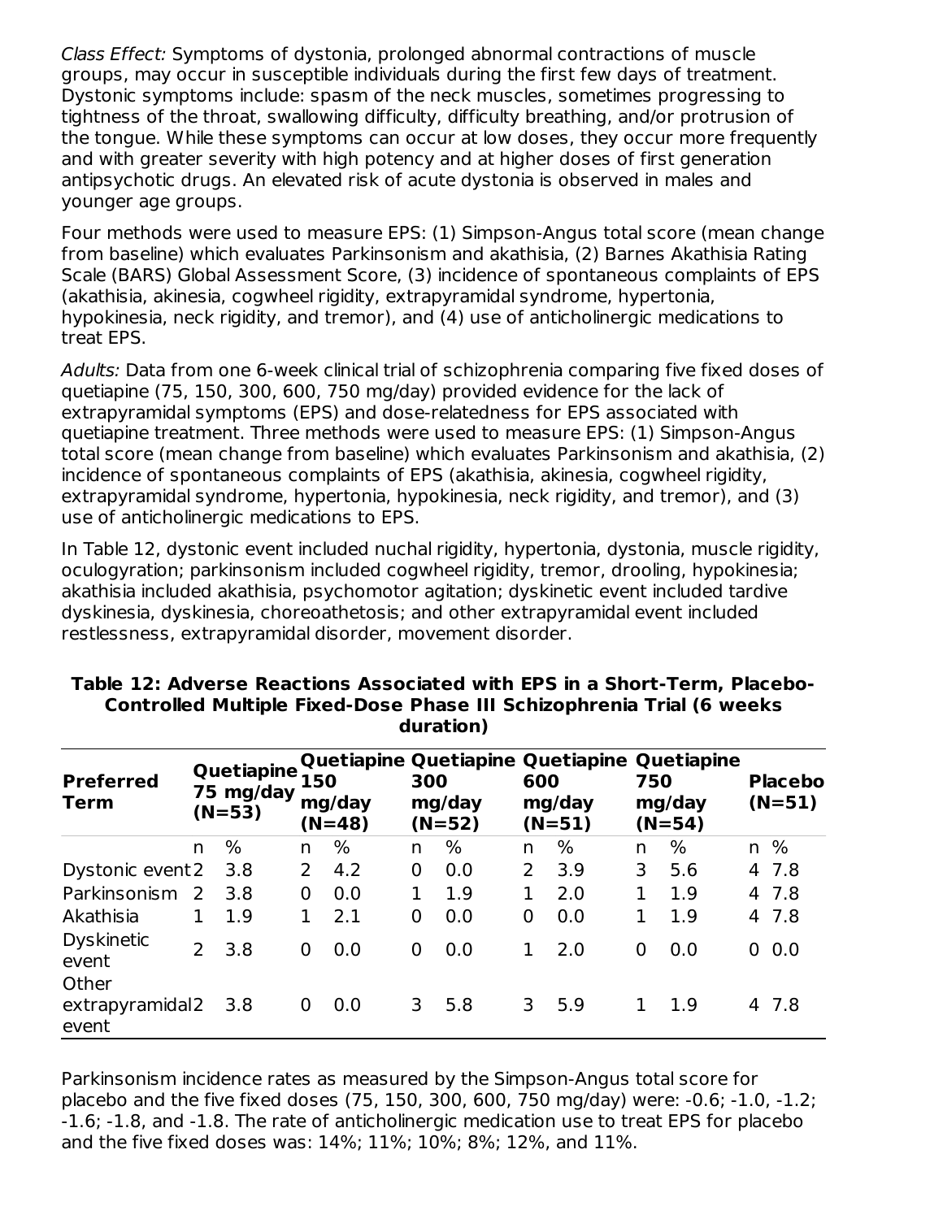*Class Effect:* Symptoms of dystonia, prolonged abnormal contractions of muscle groups, may occur in susceptible individuals during the first few days of treatment. Dystonic symptoms include: spasm of the neck muscles, sometimes progressing to tightness of the throat, swallowing difficulty, difficulty breathing, and/or protrusion of the tongue. While these symptoms can occur at low doses, they occur more frequently and with greater severity with high potency and at higher doses of first generation antipsychotic drugs. An elevated risk of acute dystonia is observed in males and younger age groups.

Four methods were used to measure EPS: (1) Simpson-Angus total score (mean change from baseline) which evaluates Parkinsonism and akathisia, (2) Barnes Akathisia Rating Scale (BARS) Global Assessment Score, (3) incidence of spontaneous complaints of EPS (akathisia, akinesia, cogwheel rigidity, extrapyramidal syndrome, hypertonia, hypokinesia, neck rigidity, and tremor), and (4) use of anticholinergic medications to treat EPS.

*Adults:* Data from one 6-week clinical trial of schizophrenia comparing five fixed doses of quetiapine (75, 150, 300, 600, 750 mg/day) provided evidence for the lack of extrapyramidal symptoms (EPS) and dose-relatedness for EPS associated with quetiapine treatment. Three methods were used to measure EPS: (1) Simpson-Angus total score (mean change from baseline) which evaluates Parkinsonism and akathisia, (2) incidence of spontaneous complaints of EPS (akathisia, akinesia, cogwheel rigidity, extrapyramidal syndrome, hypertonia, hypokinesia, neck rigidity, and tremor), and (3) use of anticholinergic medications to EPS.

In Table 12, dystonic event included nuchal rigidity, hypertonia, dystonia, muscle rigidity, oculogyration; parkinsonism included cogwheel rigidity, tremor, drooling, hypokinesia; akathisia included akathisia, psychomotor agitation; dyskinetic event included tardive dyskinesia, dyskinesia, choreoathetosis; and other extrapyramidal event included restlessness, extrapyramidal disorder, movement disorder.

**Table 12: Adverse Reactions Associated with EPS in a Short-Term, Placebo-Controlled Multiple Fixed-Dose Phase III Schizophrenia Trial (6 weeks duration)**

| Preferred Term | Quetiapine 75 mg/day (N=53) | | Quetiapine 150 mg/day (N=48) | | Quetiapine 300 mg/day (N=52) | | Quetiapine 600 mg/day (N=51) | | Quetiapine 750 mg/day (N=54) | | Placebo (N=51) | |
|---|---|---|---|---|---|---|---|---|---|---|---|---|
| | n | % | n | % | n | % | n | % | n | % | n | % |
| Dystonic event | 2 | 3.8 | 2 | 4.2 | 0 | 0.0 | 2 | 3.9 | 3 | 5.6 | 4 | 7.8 |
| Parkinsonism | 2 | 3.8 | 0 | 0.0 | 1 | 1.9 | 1 | 2.0 | 1 | 1.9 | 4 | 7.8 |
| Akathisia | 1 | 1.9 | 1 | 2.1 | 0 | 0.0 | 0 | 0.0 | 1 | 1.9 | 4 | 7.8 |
| Dyskinetic event | 2 | 3.8 | 0 | 0.0 | 0 | 0.0 | 1 | 2.0 | 0 | 0.0 | 0 | 0.0 |
| Other extrapyramidal event | 2 | 3.8 | 0 | 0.0 | 3 | 5.8 | 3 | 5.9 | 1 | 1.9 | 4 | 7.8 |

Parkinsonism incidence rates as measured by the Simpson-Angus total score for placebo and the five fixed doses (75, 150, 300, 600, 750 mg/day) were: -0.6; -1.0, -1.2; -1.6; -1.8, and -1.8. The rate of anticholinergic medication use to treat EPS for placebo and the five fixed doses was: 14%; 11%; 10%; 8%; 12%, and 11%.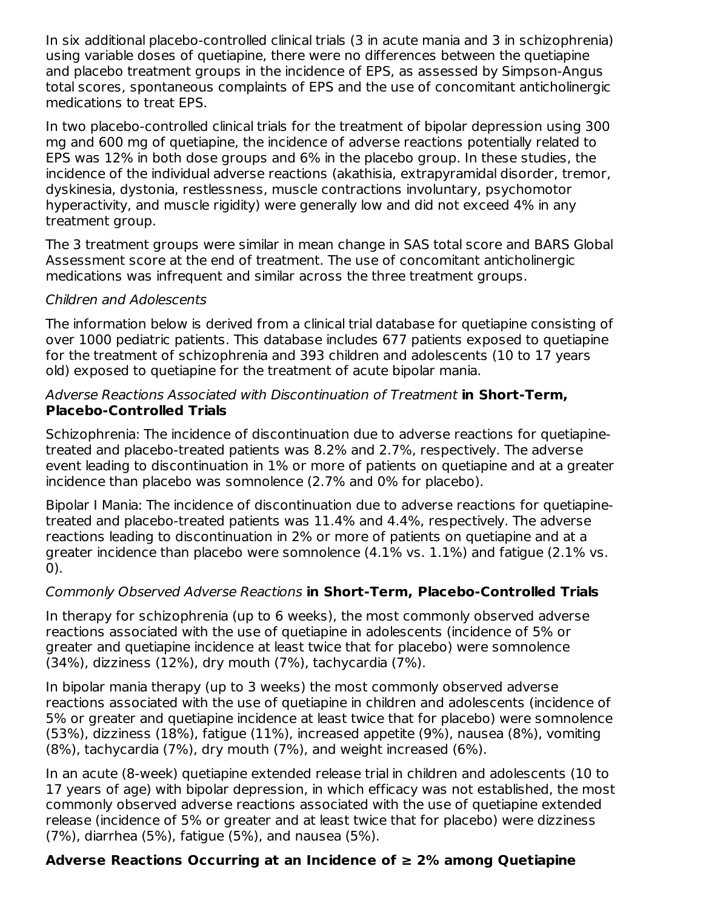In six additional placebo-controlled clinical trials (3 in acute mania and 3 in schizophrenia) using variable doses of quetiapine, there were no differences between the quetiapine and placebo treatment groups in the incidence of EPS, as assessed by Simpson-Angus total scores, spontaneous complaints of EPS and the use of concomitant anticholinergic medications to treat EPS.

In two placebo-controlled clinical trials for the treatment of bipolar depression using 300 mg and 600 mg of quetiapine, the incidence of adverse reactions potentially related to EPS was 12% in both dose groups and 6% in the placebo group. In these studies, the incidence of the individual adverse reactions (akathisia, extrapyramidal disorder, tremor, dyskinesia, dystonia, restlessness, muscle contractions involuntary, psychomotor hyperactivity, and muscle rigidity) were generally low and did not exceed 4% in any treatment group.

The 3 treatment groups were similar in mean change in SAS total score and BARS Global Assessment score at the end of treatment. The use of concomitant anticholinergic medications was infrequent and similar across the three treatment groups.

*Children and Adolescents*

The information below is derived from a clinical trial database for quetiapine consisting of over 1000 pediatric patients. This database includes 677 patients exposed to quetiapine for the treatment of schizophrenia and 393 children and adolescents (10 to 17 years old) exposed to quetiapine for the treatment of acute bipolar mania.

*Adverse Reactions Associated with Discontinuation of Treatment* **in Short-Term, Placebo-Controlled Trials**

Schizophrenia: The incidence of discontinuation due to adverse reactions for quetiapine-treated and placebo-treated patients was 8.2% and 2.7%, respectively. The adverse event leading to discontinuation in 1% or more of patients on quetiapine and at a greater incidence than placebo was somnolence (2.7% and 0% for placebo).

Bipolar I Mania: The incidence of discontinuation due to adverse reactions for quetiapine-treated and placebo-treated patients was 11.4% and 4.4%, respectively. The adverse reactions leading to discontinuation in 2% or more of patients on quetiapine and at a greater incidence than placebo were somnolence (4.1% vs. 1.1%) and fatigue (2.1% vs. 0).

*Commonly Observed Adverse Reactions* **in Short-Term, Placebo-Controlled Trials**

In therapy for schizophrenia (up to 6 weeks), the most commonly observed adverse reactions associated with the use of quetiapine in adolescents (incidence of 5% or greater and quetiapine incidence at least twice that for placebo) were somnolence (34%), dizziness (12%), dry mouth (7%), tachycardia (7%).

In bipolar mania therapy (up to 3 weeks) the most commonly observed adverse reactions associated with the use of quetiapine in children and adolescents (incidence of 5% or greater and quetiapine incidence at least twice that for placebo) were somnolence (53%), dizziness (18%), fatigue (11%), increased appetite (9%), nausea (8%), vomiting (8%), tachycardia (7%), dry mouth (7%), and weight increased (6%).

In an acute (8-week) quetiapine extended release trial in children and adolescents (10 to 17 years of age) with bipolar depression, in which efficacy was not established, the most commonly observed adverse reactions associated with the use of quetiapine extended release (incidence of 5% or greater and at least twice that for placebo) were dizziness (7%), diarrhea (5%), fatigue (5%), and nausea (5%).

**Adverse Reactions Occurring at an Incidence of ≥ 2% among Quetiapine**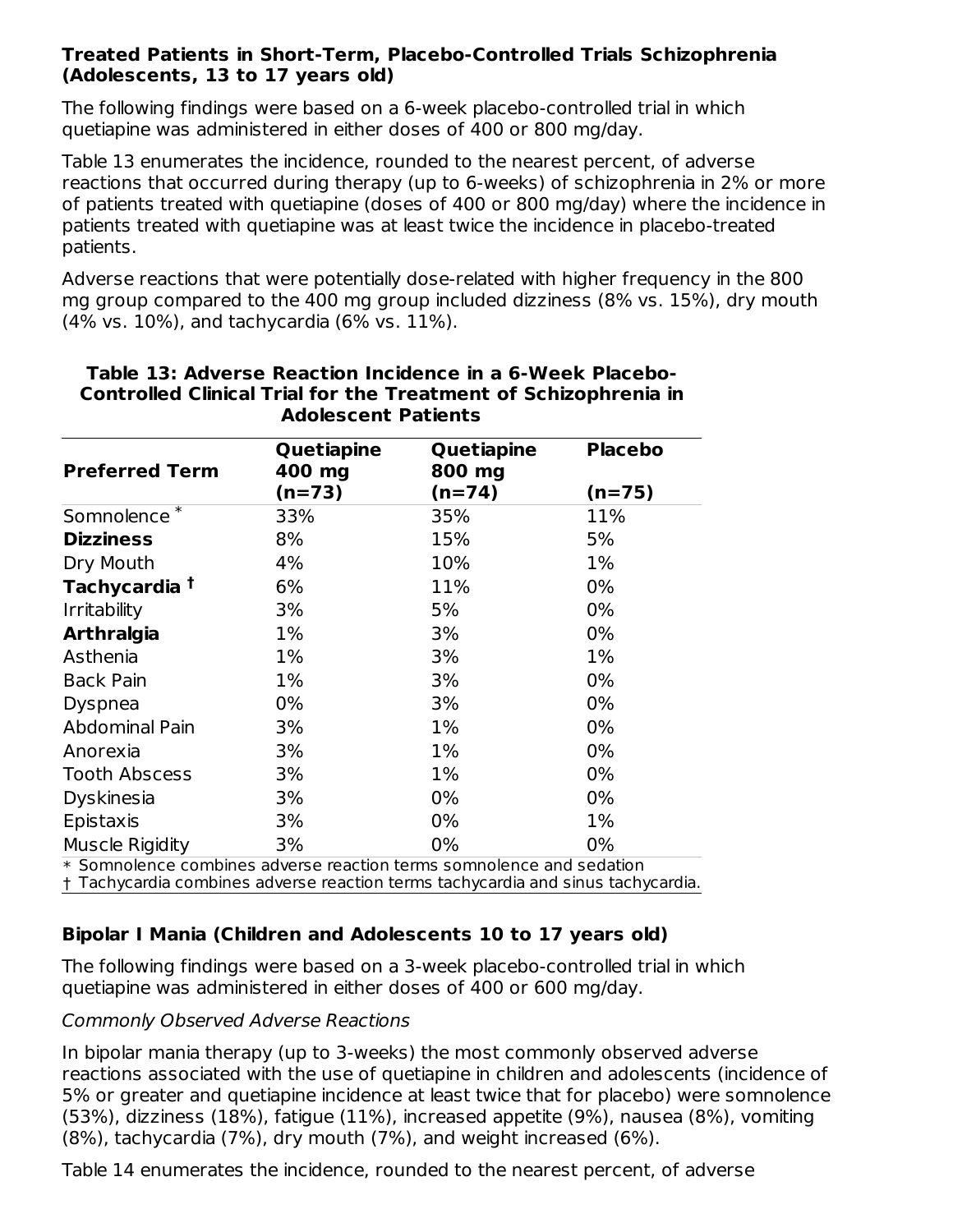**Treated Patients in Short-Term, Placebo-Controlled Trials Schizophrenia (Adolescents, 13 to 17 years old)**

The following findings were based on a 6-week placebo-controlled trial in which quetiapine was administered in either doses of 400 or 800 mg/day.

Table 13 enumerates the incidence, rounded to the nearest percent, of adverse reactions that occurred during therapy (up to 6-weeks) of schizophrenia in 2% or more of patients treated with quetiapine (doses of 400 or 800 mg/day) where the incidence in patients treated with quetiapine was at least twice the incidence in placebo-treated patients.

Adverse reactions that were potentially dose-related with higher frequency in the 800 mg group compared to the 400 mg group included dizziness (8% vs. 15%), dry mouth (4% vs. 10%), and tachycardia (6% vs. 11%).

**Table 13: Adverse Reaction Incidence in a 6-Week Placebo-Controlled Clinical Trial for the Treatment of Schizophrenia in Adolescent Patients**

| Preferred Term | Quetiapine 400 mg (n=73) | Quetiapine 800 mg (n=74) | Placebo (n=75) |
|---|---|---|---|
| Somnolence * | 33% | 35% | 11% |
| **Dizziness** | 8% | 15% | 5% |
| Dry Mouth | 4% | 10% | 1% |
| **Tachycardia †** | 6% | 11% | 0% |
| Irritability | 3% | 5% | 0% |
| **Arthralgia** | 1% | 3% | 0% |
| Asthenia | 1% | 3% | 1% |
| Back Pain | 1% | 3% | 0% |
| Dyspnea | 0% | 3% | 0% |
| Abdominal Pain | 3% | 1% | 0% |
| Anorexia | 3% | 1% | 0% |
| Tooth Abscess | 3% | 1% | 0% |
| Dyskinesia | 3% | 0% | 0% |
| Epistaxis | 3% | 0% | 1% |
| Muscle Rigidity | 3% | 0% | 0% |

* Somnolence combines adverse reaction terms somnolence and sedation
† Tachycardia combines adverse reaction terms tachycardia and sinus tachycardia.

**Bipolar I Mania (Children and Adolescents 10 to 17 years old)**

The following findings were based on a 3-week placebo-controlled trial in which quetiapine was administered in either doses of 400 or 600 mg/day.

*Commonly Observed Adverse Reactions*

In bipolar mania therapy (up to 3-weeks) the most commonly observed adverse reactions associated with the use of quetiapine in children and adolescents (incidence of 5% or greater and quetiapine incidence at least twice that for placebo) were somnolence (53%), dizziness (18%), fatigue (11%), increased appetite (9%), nausea (8%), vomiting (8%), tachycardia (7%), dry mouth (7%), and weight increased (6%).

Table 14 enumerates the incidence, rounded to the nearest percent, of adverse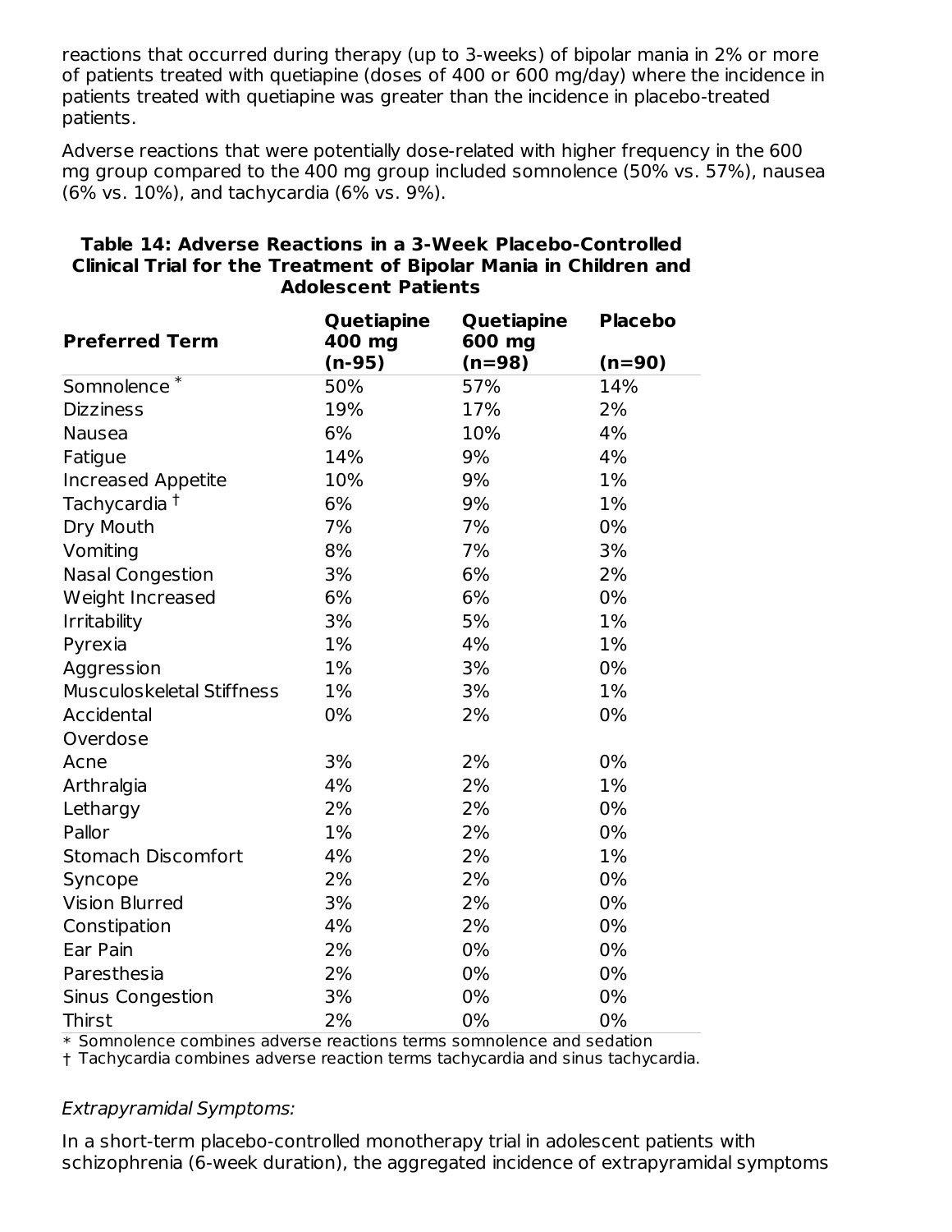reactions that occurred during therapy (up to 3-weeks) of bipolar mania in 2% or more of patients treated with quetiapine (doses of 400 or 600 mg/day) where the incidence in patients treated with quetiapine was greater than the incidence in placebo-treated patients.

Adverse reactions that were potentially dose-related with higher frequency in the 600 mg group compared to the 400 mg group included somnolence (50% vs. 57%), nausea (6% vs. 10%), and tachycardia (6% vs. 9%).

**Table 14: Adverse Reactions in a 3-Week Placebo-Controlled Clinical Trial for the Treatment of Bipolar Mania in Children and Adolescent Patients**

| Preferred Term | Quetiapine 400 mg (n-95) | Quetiapine 600 mg (n=98) | Placebo (n=90) |
|---|---|---|---|
| Somnolence * | 50% | 57% | 14% |
| Dizziness | 19% | 17% | 2% |
| Nausea | 6% | 10% | 4% |
| Fatigue | 14% | 9% | 4% |
| Increased Appetite | 10% | 9% | 1% |
| Tachycardia † | 6% | 9% | 1% |
| Dry Mouth | 7% | 7% | 0% |
| Vomiting | 8% | 7% | 3% |
| Nasal Congestion | 3% | 6% | 2% |
| Weight Increased | 6% | 6% | 0% |
| Irritability | 3% | 5% | 1% |
| Pyrexia | 1% | 4% | 1% |
| Aggression | 1% | 3% | 0% |
| Musculoskeletal Stiffness | 1% | 3% | 1% |
| Accidental Overdose | 0% | 2% | 0% |
| Acne | 3% | 2% | 0% |
| Arthralgia | 4% | 2% | 1% |
| Lethargy | 2% | 2% | 0% |
| Pallor | 1% | 2% | 0% |
| Stomach Discomfort | 4% | 2% | 1% |
| Syncope | 2% | 2% | 0% |
| Vision Blurred | 3% | 2% | 0% |
| Constipation | 4% | 2% | 0% |
| Ear Pain | 2% | 0% | 0% |
| Paresthesia | 2% | 0% | 0% |
| Sinus Congestion | 3% | 0% | 0% |
| Thirst | 2% | 0% | 0% |

* Somnolence combines adverse reactions terms somnolence and sedation
† Tachycardia combines adverse reaction terms tachycardia and sinus tachycardia.

*Extrapyramidal Symptoms:*

In a short-term placebo-controlled monotherapy trial in adolescent patients with schizophrenia (6-week duration), the aggregated incidence of extrapyramidal symptoms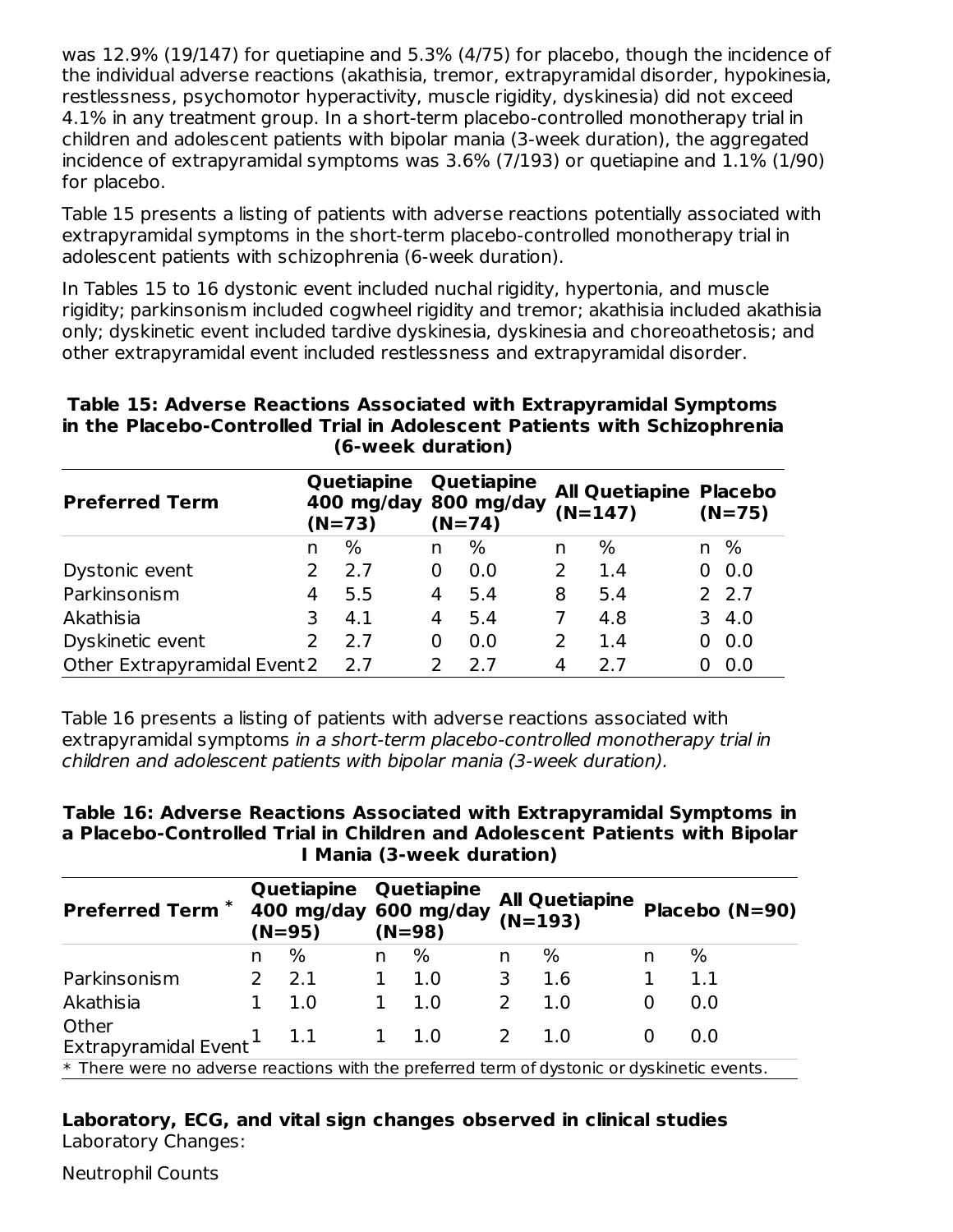was 12.9% (19/147) for quetiapine and 5.3% (4/75) for placebo, though the incidence of the individual adverse reactions (akathisia, tremor, extrapyramidal disorder, hypokinesia, restlessness, psychomotor hyperactivity, muscle rigidity, dyskinesia) did not exceed 4.1% in any treatment group. In a short-term placebo-controlled monotherapy trial in children and adolescent patients with bipolar mania (3-week duration), the aggregated incidence of extrapyramidal symptoms was 3.6% (7/193) or quetiapine and 1.1% (1/90) for placebo.

Table 15 presents a listing of patients with adverse reactions potentially associated with extrapyramidal symptoms in the short-term placebo-controlled monotherapy trial in adolescent patients with schizophrenia (6-week duration).

In Tables 15 to 16 dystonic event included nuchal rigidity, hypertonia, and muscle rigidity; parkinsonism included cogwheel rigidity and tremor; akathisia included akathisia only; dyskinetic event included tardive dyskinesia, dyskinesia and choreoathetosis; and other extrapyramidal event included restlessness and extrapyramidal disorder.

**Table 15: Adverse Reactions Associated with Extrapyramidal Symptoms in the Placebo-Controlled Trial in Adolescent Patients with Schizophrenia (6-week duration)**

| Preferred Term | Quetiapine 400 mg/day (N=73) | | Quetiapine 800 mg/day (N=74) | | All Quetiapine (N=147) | | Placebo (N=75) | |
|---|---|---|---|---|---|---|---|---|
| | n | % | n | % | n | % | n | % |
| Dystonic event | 2 | 2.7 | 0 | 0.0 | 2 | 1.4 | 0 | 0.0 |
| Parkinsonism | 4 | 5.5 | 4 | 5.4 | 8 | 5.4 | 2 | 2.7 |
| Akathisia | 3 | 4.1 | 4 | 5.4 | 7 | 4.8 | 3 | 4.0 |
| Dyskinetic event | 2 | 2.7 | 0 | 0.0 | 2 | 1.4 | 0 | 0.0 |
| Other Extrapyramidal Event | 2 | 2.7 | 2 | 2.7 | 4 | 2.7 | 0 | 0.0 |

Table 16 presents a listing of patients with adverse reactions associated with extrapyramidal symptoms *in a short-term placebo-controlled monotherapy trial in children and adolescent patients with bipolar mania (3-week duration).*

**Table 16: Adverse Reactions Associated with Extrapyramidal Symptoms in a Placebo-Controlled Trial in Children and Adolescent Patients with Bipolar I Mania (3-week duration)**

| Preferred Term * | Quetiapine 400 mg/day (N=95) | | Quetiapine 600 mg/day (N=98) | | All Quetiapine (N=193) | | Placebo (N=90) | |
|---|---|---|---|---|---|---|---|---|
| | n | % | n | % | n | % | n | % |
| Parkinsonism | 2 | 2.1 | 1 | 1.0 | 3 | 1.6 | 1 | 1.1 |
| Akathisia | 1 | 1.0 | 1 | 1.0 | 2 | 1.0 | 0 | 0.0 |
| Other Extrapyramidal Event | 1 | 1.1 | 1 | 1.0 | 2 | 1.0 | 0 | 0.0 |

\* There were no adverse reactions with the preferred term of dystonic or dyskinetic events.

**Laboratory, ECG, and vital sign changes observed in clinical studies**

Laboratory Changes:

Neutrophil Counts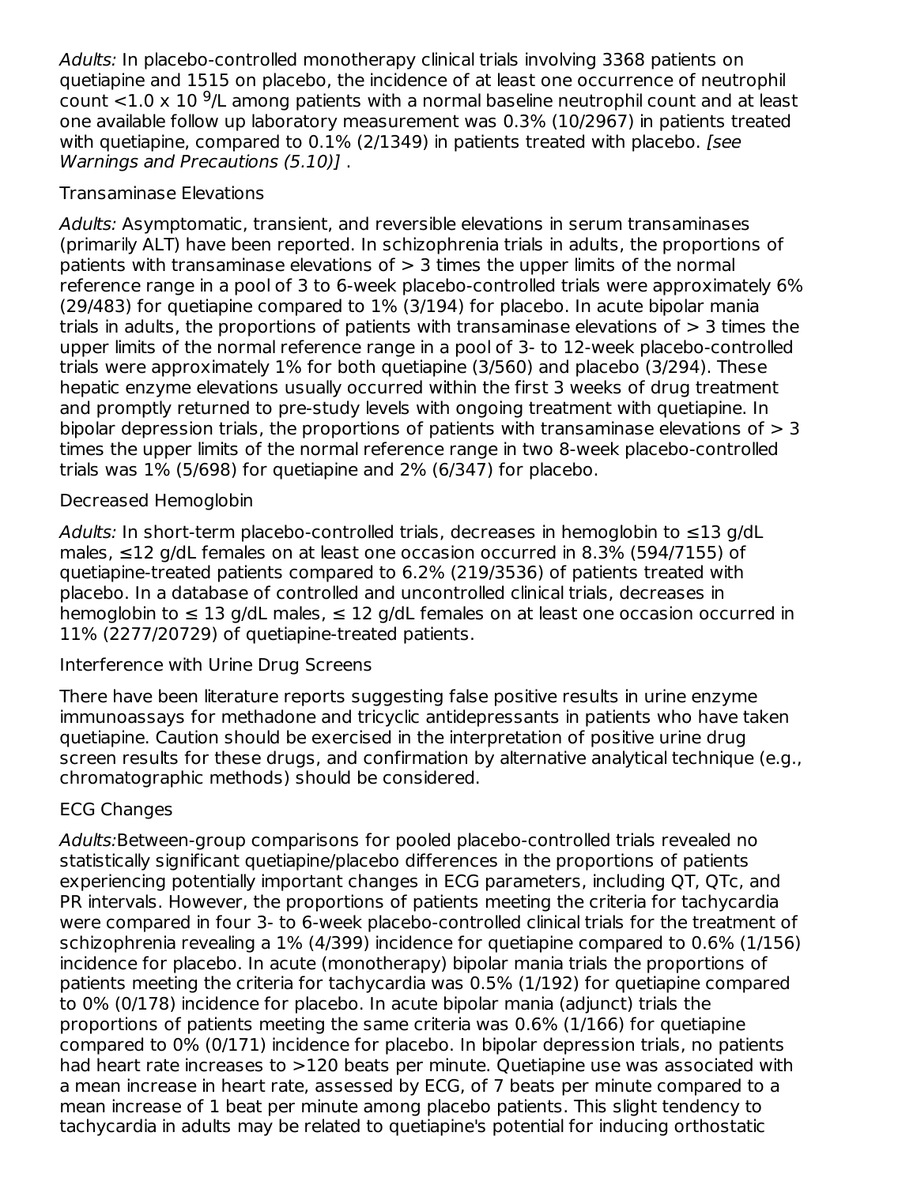*Adults:* In placebo-controlled monotherapy clinical trials involving 3368 patients on quetiapine and 1515 on placebo, the incidence of at least one occurrence of neutrophil count <1.0 x 10 $^{9}$/L among patients with a normal baseline neutrophil count and at least one available follow up laboratory measurement was 0.3% (10/2967) in patients treated with quetiapine, compared to 0.1% (2/1349) in patients treated with placebo. *[see Warnings and Precautions (5.10)]* .

Transaminase Elevations

*Adults:* Asymptomatic, transient, and reversible elevations in serum transaminases (primarily ALT) have been reported. In schizophrenia trials in adults, the proportions of patients with transaminase elevations of > 3 times the upper limits of the normal reference range in a pool of 3 to 6-week placebo-controlled trials were approximately 6% (29/483) for quetiapine compared to 1% (3/194) for placebo. In acute bipolar mania trials in adults, the proportions of patients with transaminase elevations of > 3 times the upper limits of the normal reference range in a pool of 3- to 12-week placebo-controlled trials were approximately 1% for both quetiapine (3/560) and placebo (3/294). These hepatic enzyme elevations usually occurred within the first 3 weeks of drug treatment and promptly returned to pre-study levels with ongoing treatment with quetiapine. In bipolar depression trials, the proportions of patients with transaminase elevations of > 3 times the upper limits of the normal reference range in two 8-week placebo-controlled trials was 1% (5/698) for quetiapine and 2% (6/347) for placebo.

Decreased Hemoglobin

*Adults:* In short-term placebo-controlled trials, decreases in hemoglobin to ≤13 g/dL males, ≤12 g/dL females on at least one occasion occurred in 8.3% (594/7155) of quetiapine-treated patients compared to 6.2% (219/3536) of patients treated with placebo. In a database of controlled and uncontrolled clinical trials, decreases in hemoglobin to ≤ 13 g/dL males, ≤ 12 g/dL females on at least one occasion occurred in 11% (2277/20729) of quetiapine-treated patients.

Interference with Urine Drug Screens

There have been literature reports suggesting false positive results in urine enzyme immunoassays for methadone and tricyclic antidepressants in patients who have taken quetiapine. Caution should be exercised in the interpretation of positive urine drug screen results for these drugs, and confirmation by alternative analytical technique (e.g., chromatographic methods) should be considered.

ECG Changes

*Adults:*Between-group comparisons for pooled placebo-controlled trials revealed no statistically significant quetiapine/placebo differences in the proportions of patients experiencing potentially important changes in ECG parameters, including QT, QTc, and PR intervals. However, the proportions of patients meeting the criteria for tachycardia were compared in four 3- to 6-week placebo-controlled clinical trials for the treatment of schizophrenia revealing a 1% (4/399) incidence for quetiapine compared to 0.6% (1/156) incidence for placebo. In acute (monotherapy) bipolar mania trials the proportions of patients meeting the criteria for tachycardia was 0.5% (1/192) for quetiapine compared to 0% (0/178) incidence for placebo. In acute bipolar mania (adjunct) trials the proportions of patients meeting the same criteria was 0.6% (1/166) for quetiapine compared to 0% (0/171) incidence for placebo. In bipolar depression trials, no patients had heart rate increases to >120 beats per minute. Quetiapine use was associated with a mean increase in heart rate, assessed by ECG, of 7 beats per minute compared to a mean increase of 1 beat per minute among placebo patients. This slight tendency to tachycardia in adults may be related to quetiapine's potential for inducing orthostatic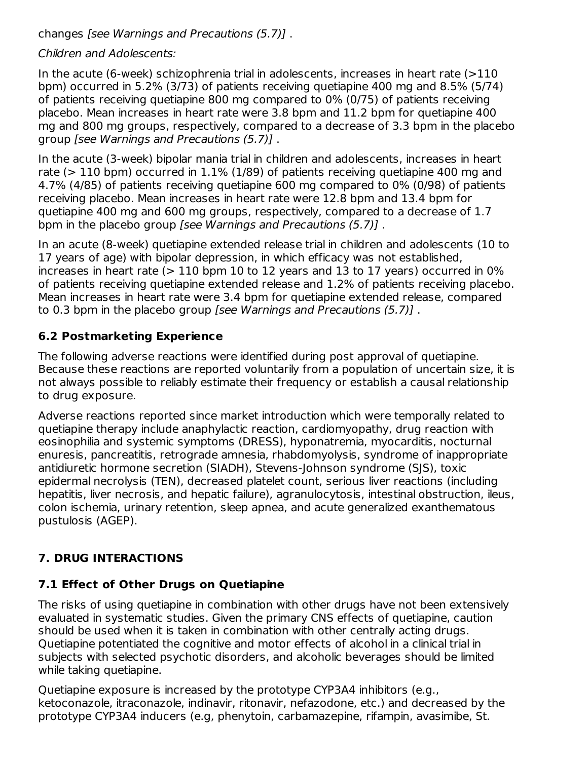changes *[see Warnings and Precautions (5.7)]* .

*Children and Adolescents:*

In the acute (6-week) schizophrenia trial in adolescents, increases in heart rate (>110 bpm) occurred in 5.2% (3/73) of patients receiving quetiapine 400 mg and 8.5% (5/74) of patients receiving quetiapine 800 mg compared to 0% (0/75) of patients receiving placebo. Mean increases in heart rate were 3.8 bpm and 11.2 bpm for quetiapine 400 mg and 800 mg groups, respectively, compared to a decrease of 3.3 bpm in the placebo group *[see Warnings and Precautions (5.7)]* .

In the acute (3-week) bipolar mania trial in children and adolescents, increases in heart rate (> 110 bpm) occurred in 1.1% (1/89) of patients receiving quetiapine 400 mg and 4.7% (4/85) of patients receiving quetiapine 600 mg compared to 0% (0/98) of patients receiving placebo. Mean increases in heart rate were 12.8 bpm and 13.4 bpm for quetiapine 400 mg and 600 mg groups, respectively, compared to a decrease of 1.7 bpm in the placebo group *[see Warnings and Precautions (5.7)]* .

In an acute (8-week) quetiapine extended release trial in children and adolescents (10 to 17 years of age) with bipolar depression, in which efficacy was not established, increases in heart rate (> 110 bpm 10 to 12 years and 13 to 17 years) occurred in 0% of patients receiving quetiapine extended release and 1.2% of patients receiving placebo. Mean increases in heart rate were 3.4 bpm for quetiapine extended release, compared to 0.3 bpm in the placebo group *[see Warnings and Precautions (5.7)]* .

### 6.2 Postmarketing Experience

The following adverse reactions were identified during post approval of quetiapine. Because these reactions are reported voluntarily from a population of uncertain size, it is not always possible to reliably estimate their frequency or establish a causal relationship to drug exposure.

Adverse reactions reported since market introduction which were temporally related to quetiapine therapy include anaphylactic reaction, cardiomyopathy, drug reaction with eosinophilia and systemic symptoms (DRESS), hyponatremia, myocarditis, nocturnal enuresis, pancreatitis, retrograde amnesia, rhabdomyolysis, syndrome of inappropriate antidiuretic hormone secretion (SIADH), Stevens-Johnson syndrome (SJS), toxic epidermal necrolysis (TEN), decreased platelet count, serious liver reactions (including hepatitis, liver necrosis, and hepatic failure), agranulocytosis, intestinal obstruction, ileus, colon ischemia, urinary retention, sleep apnea, and acute generalized exanthematous pustulosis (AGEP).

## 7. DRUG INTERACTIONS

### 7.1 Effect of Other Drugs on Quetiapine

The risks of using quetiapine in combination with other drugs have not been extensively evaluated in systematic studies. Given the primary CNS effects of quetiapine, caution should be used when it is taken in combination with other centrally acting drugs. Quetiapine potentiated the cognitive and motor effects of alcohol in a clinical trial in subjects with selected psychotic disorders, and alcoholic beverages should be limited while taking quetiapine.

Quetiapine exposure is increased by the prototype CYP3A4 inhibitors (e.g., ketoconazole, itraconazole, indinavir, ritonavir, nefazodone, etc.) and decreased by the prototype CYP3A4 inducers (e.g, phenytoin, carbamazepine, rifampin, avasimibe, St.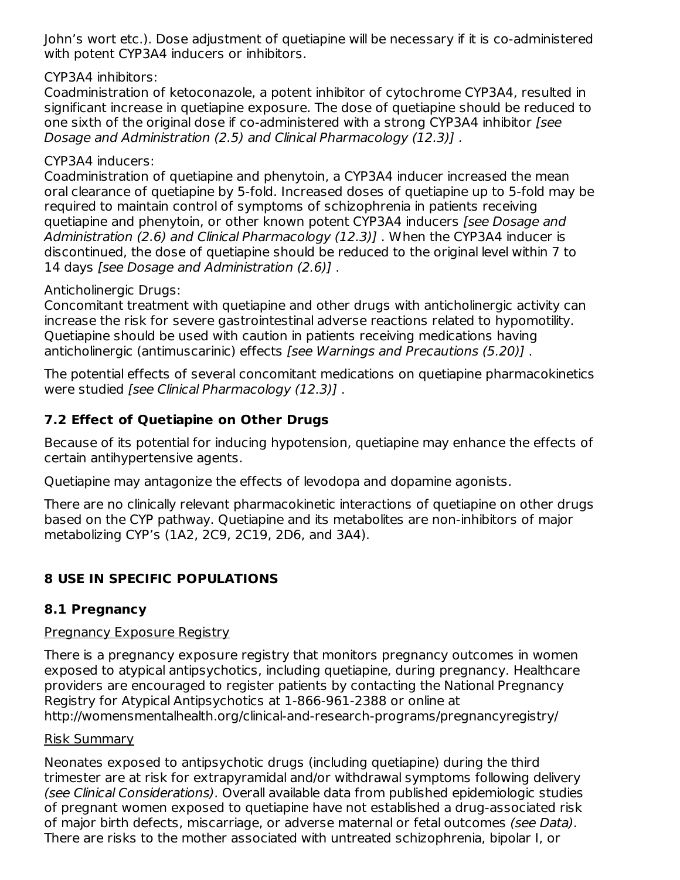John's wort etc.). Dose adjustment of quetiapine will be necessary if it is co-administered with potent CYP3A4 inducers or inhibitors.

CYP3A4 inhibitors:
Coadministration of ketoconazole, a potent inhibitor of cytochrome CYP3A4, resulted in significant increase in quetiapine exposure. The dose of quetiapine should be reduced to one sixth of the original dose if co-administered with a strong CYP3A4 inhibitor *[see Dosage and Administration (2.5) and Clinical Pharmacology (12.3)]* .

CYP3A4 inducers:
Coadministration of quetiapine and phenytoin, a CYP3A4 inducer increased the mean oral clearance of quetiapine by 5-fold. Increased doses of quetiapine up to 5-fold may be required to maintain control of symptoms of schizophrenia in patients receiving quetiapine and phenytoin, or other known potent CYP3A4 inducers *[see Dosage and Administration (2.6) and Clinical Pharmacology (12.3)]* . When the CYP3A4 inducer is discontinued, the dose of quetiapine should be reduced to the original level within 7 to 14 days *[see Dosage and Administration (2.6)]* .

Anticholinergic Drugs:
Concomitant treatment with quetiapine and other drugs with anticholinergic activity can increase the risk for severe gastrointestinal adverse reactions related to hypomotility. Quetiapine should be used with caution in patients receiving medications having anticholinergic (antimuscarinic) effects *[see Warnings and Precautions (5.20)]* .

The potential effects of several concomitant medications on quetiapine pharmacokinetics were studied *[see Clinical Pharmacology (12.3)]* .

### 7.2 Effect of Quetiapine on Other Drugs

Because of its potential for inducing hypotension, quetiapine may enhance the effects of certain antihypertensive agents.

Quetiapine may antagonize the effects of levodopa and dopamine agonists.

There are no clinically relevant pharmacokinetic interactions of quetiapine on other drugs based on the CYP pathway. Quetiapine and its metabolites are non-inhibitors of major metabolizing CYP's (1A2, 2C9, 2C19, 2D6, and 3A4).

## 8 USE IN SPECIFIC POPULATIONS

### 8.1 Pregnancy

Pregnancy Exposure Registry

There is a pregnancy exposure registry that monitors pregnancy outcomes in women exposed to atypical antipsychotics, including quetiapine, during pregnancy. Healthcare providers are encouraged to register patients by contacting the National Pregnancy Registry for Atypical Antipsychotics at 1-866-961-2388 or online at http://womensmentalhealth.org/clinical-and-research-programs/pregnancyregistry/

Risk Summary

Neonates exposed to antipsychotic drugs (including quetiapine) during the third trimester are at risk for extrapyramidal and/or withdrawal symptoms following delivery *(see Clinical Considerations)*. Overall available data from published epidemiologic studies of pregnant women exposed to quetiapine have not established a drug-associated risk of major birth defects, miscarriage, or adverse maternal or fetal outcomes *(see Data)*. There are risks to the mother associated with untreated schizophrenia, bipolar I, or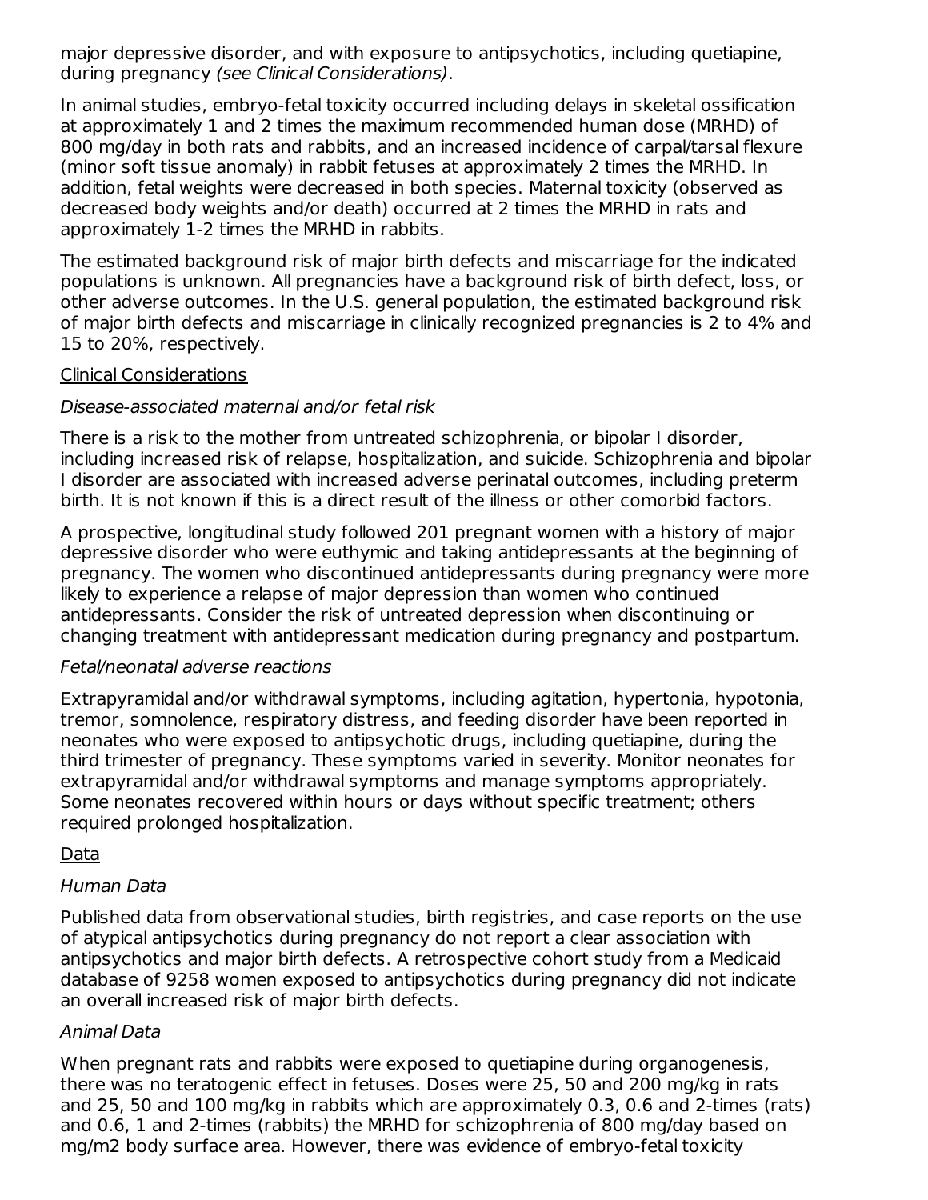major depressive disorder, and with exposure to antipsychotics, including quetiapine, during pregnancy *(see Clinical Considerations)*.

In animal studies, embryo-fetal toxicity occurred including delays in skeletal ossification at approximately 1 and 2 times the maximum recommended human dose (MRHD) of 800 mg/day in both rats and rabbits, and an increased incidence of carpal/tarsal flexure (minor soft tissue anomaly) in rabbit fetuses at approximately 2 times the MRHD. In addition, fetal weights were decreased in both species. Maternal toxicity (observed as decreased body weights and/or death) occurred at 2 times the MRHD in rats and approximately 1-2 times the MRHD in rabbits.

The estimated background risk of major birth defects and miscarriage for the indicated populations is unknown. All pregnancies have a background risk of birth defect, loss, or other adverse outcomes. In the U.S. general population, the estimated background risk of major birth defects and miscarriage in clinically recognized pregnancies is 2 to 4% and 15 to 20%, respectively.

<u>Clinical Considerations</u>

*Disease-associated maternal and/or fetal risk*

There is a risk to the mother from untreated schizophrenia, or bipolar I disorder, including increased risk of relapse, hospitalization, and suicide. Schizophrenia and bipolar I disorder are associated with increased adverse perinatal outcomes, including preterm birth. It is not known if this is a direct result of the illness or other comorbid factors.

A prospective, longitudinal study followed 201 pregnant women with a history of major depressive disorder who were euthymic and taking antidepressants at the beginning of pregnancy. The women who discontinued antidepressants during pregnancy were more likely to experience a relapse of major depression than women who continued antidepressants. Consider the risk of untreated depression when discontinuing or changing treatment with antidepressant medication during pregnancy and postpartum.

*Fetal/neonatal adverse reactions*

Extrapyramidal and/or withdrawal symptoms, including agitation, hypertonia, hypotonia, tremor, somnolence, respiratory distress, and feeding disorder have been reported in neonates who were exposed to antipsychotic drugs, including quetiapine, during the third trimester of pregnancy. These symptoms varied in severity. Monitor neonates for extrapyramidal and/or withdrawal symptoms and manage symptoms appropriately. Some neonates recovered within hours or days without specific treatment; others required prolonged hospitalization.

<u>Data</u>

*Human Data*

Published data from observational studies, birth registries, and case reports on the use of atypical antipsychotics during pregnancy do not report a clear association with antipsychotics and major birth defects. A retrospective cohort study from a Medicaid database of 9258 women exposed to antipsychotics during pregnancy did not indicate an overall increased risk of major birth defects.

*Animal Data*

When pregnant rats and rabbits were exposed to quetiapine during organogenesis, there was no teratogenic effect in fetuses. Doses were 25, 50 and 200 mg/kg in rats and 25, 50 and 100 mg/kg in rabbits which are approximately 0.3, 0.6 and 2-times (rats) and 0.6, 1 and 2-times (rabbits) the MRHD for schizophrenia of 800 mg/day based on mg/m2 body surface area. However, there was evidence of embryo-fetal toxicity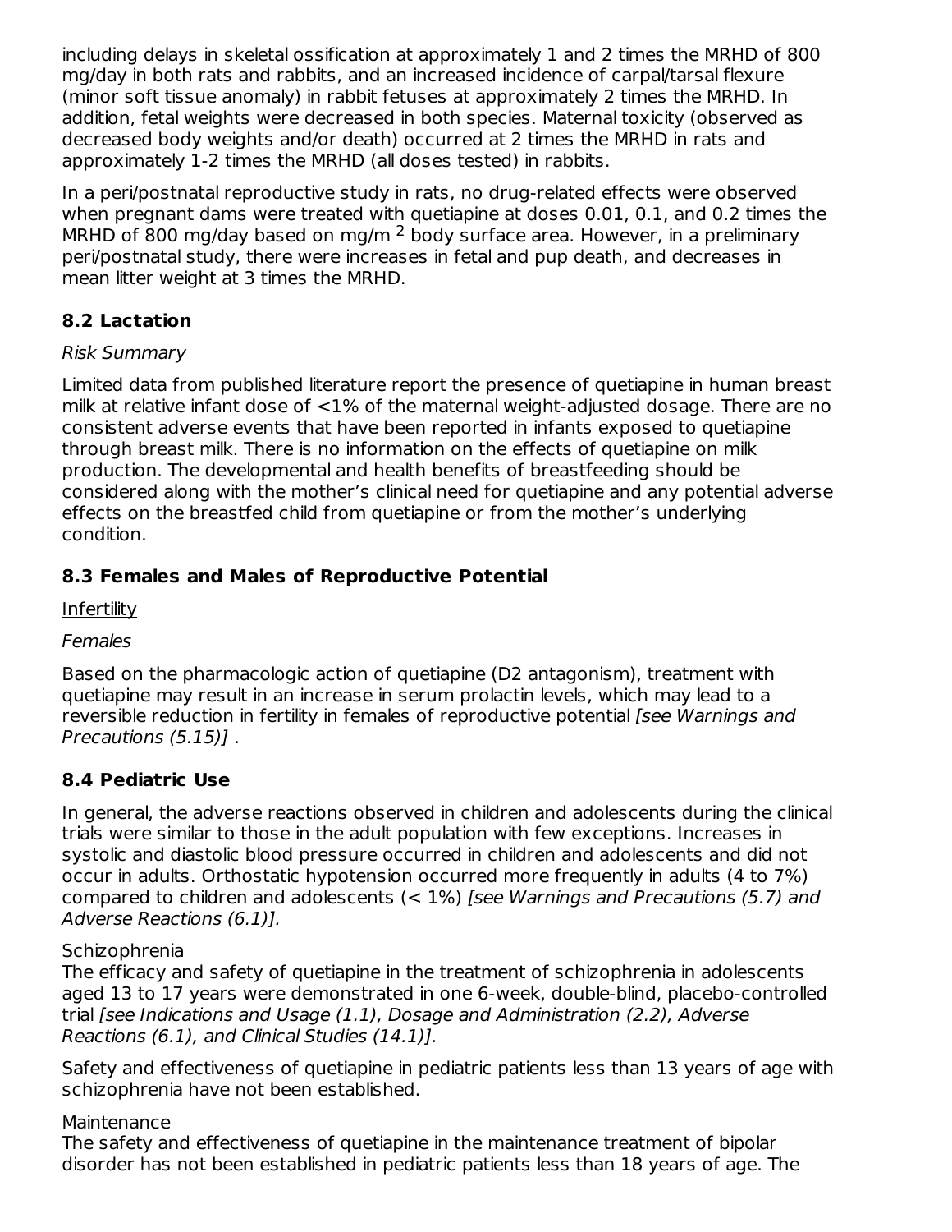including delays in skeletal ossification at approximately 1 and 2 times the MRHD of 800 mg/day in both rats and rabbits, and an increased incidence of carpal/tarsal flexure (minor soft tissue anomaly) in rabbit fetuses at approximately 2 times the MRHD. In addition, fetal weights were decreased in both species. Maternal toxicity (observed as decreased body weights and/or death) occurred at 2 times the MRHD in rats and approximately 1-2 times the MRHD (all doses tested) in rabbits.

In a peri/postnatal reproductive study in rats, no drug-related effects were observed when pregnant dams were treated with quetiapine at doses 0.01, 0.1, and 0.2 times the MRHD of 800 mg/day based on mg/m $^2$ body surface area. However, in a preliminary peri/postnatal study, there were increases in fetal and pup death, and decreases in mean litter weight at 3 times the MRHD.

## 8.2 Lactation

*Risk Summary*

Limited data from published literature report the presence of quetiapine in human breast milk at relative infant dose of <1% of the maternal weight-adjusted dosage. There are no consistent adverse events that have been reported in infants exposed to quetiapine through breast milk. There is no information on the effects of quetiapine on milk production. The developmental and health benefits of breastfeeding should be considered along with the mother's clinical need for quetiapine and any potential adverse effects on the breastfed child from quetiapine or from the mother's underlying condition.

## 8.3 Females and Males of Reproductive Potential

Infertility

*Females*

Based on the pharmacologic action of quetiapine (D2 antagonism), treatment with quetiapine may result in an increase in serum prolactin levels, which may lead to a reversible reduction in fertility in females of reproductive potential *[see Warnings and Precautions (5.15)]* .

## 8.4 Pediatric Use

In general, the adverse reactions observed in children and adolescents during the clinical trials were similar to those in the adult population with few exceptions. Increases in systolic and diastolic blood pressure occurred in children and adolescents and did not occur in adults. Orthostatic hypotension occurred more frequently in adults (4 to 7%) compared to children and adolescents (< 1%) *[see Warnings and Precautions (5.7) and Adverse Reactions (6.1)].*

Schizophrenia

The efficacy and safety of quetiapine in the treatment of schizophrenia in adolescents aged 13 to 17 years were demonstrated in one 6-week, double-blind, placebo-controlled trial *[see Indications and Usage (1.1), Dosage and Administration (2.2), Adverse Reactions (6.1), and Clinical Studies (14.1)].*

Safety and effectiveness of quetiapine in pediatric patients less than 13 years of age with schizophrenia have not been established.

Maintenance

The safety and effectiveness of quetiapine in the maintenance treatment of bipolar disorder has not been established in pediatric patients less than 18 years of age. The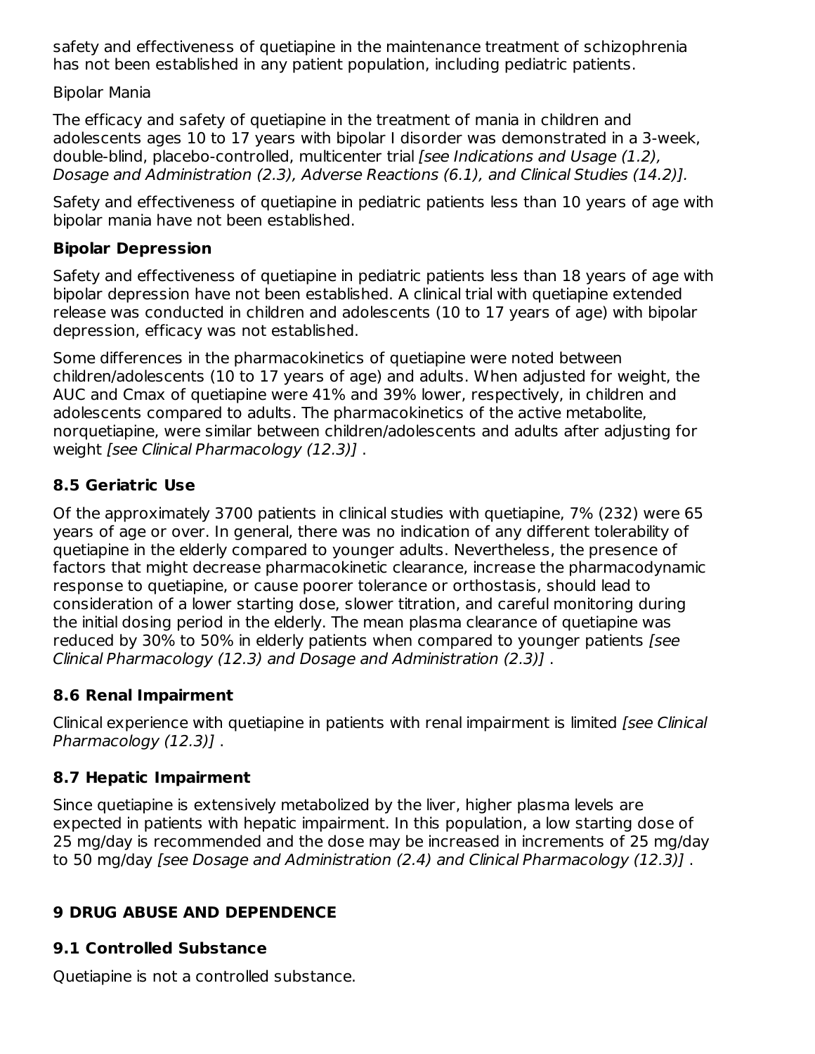safety and effectiveness of quetiapine in the maintenance treatment of schizophrenia has not been established in any patient population, including pediatric patients.

Bipolar Mania

The efficacy and safety of quetiapine in the treatment of mania in children and adolescents ages 10 to 17 years with bipolar I disorder was demonstrated in a 3-week, double-blind, placebo-controlled, multicenter trial *[see Indications and Usage (1.2), Dosage and Administration (2.3), Adverse Reactions (6.1), and Clinical Studies (14.2)].*

Safety and effectiveness of quetiapine in pediatric patients less than 10 years of age with bipolar mania have not been established.

**Bipolar Depression**

Safety and effectiveness of quetiapine in pediatric patients less than 18 years of age with bipolar depression have not been established. A clinical trial with quetiapine extended release was conducted in children and adolescents (10 to 17 years of age) with bipolar depression, efficacy was not established.

Some differences in the pharmacokinetics of quetiapine were noted between children/adolescents (10 to 17 years of age) and adults. When adjusted for weight, the AUC and Cmax of quetiapine were 41% and 39% lower, respectively, in children and adolescents compared to adults. The pharmacokinetics of the active metabolite, norquetiapine, were similar between children/adolescents and adults after adjusting for weight *[see Clinical Pharmacology (12.3)]* .

### 8.5 Geriatric Use

Of the approximately 3700 patients in clinical studies with quetiapine, 7% (232) were 65 years of age or over. In general, there was no indication of any different tolerability of quetiapine in the elderly compared to younger adults. Nevertheless, the presence of factors that might decrease pharmacokinetic clearance, increase the pharmacodynamic response to quetiapine, or cause poorer tolerance or orthostasis, should lead to consideration of a lower starting dose, slower titration, and careful monitoring during the initial dosing period in the elderly. The mean plasma clearance of quetiapine was reduced by 30% to 50% in elderly patients when compared to younger patients *[see Clinical Pharmacology (12.3) and Dosage and Administration (2.3)]* .

### 8.6 Renal Impairment

Clinical experience with quetiapine in patients with renal impairment is limited *[see Clinical Pharmacology (12.3)]* .

### 8.7 Hepatic Impairment

Since quetiapine is extensively metabolized by the liver, higher plasma levels are expected in patients with hepatic impairment. In this population, a low starting dose of 25 mg/day is recommended and the dose may be increased in increments of 25 mg/day to 50 mg/day *[see Dosage and Administration (2.4) and Clinical Pharmacology (12.3)]* .

## 9 DRUG ABUSE AND DEPENDENCE

### 9.1 Controlled Substance

Quetiapine is not a controlled substance.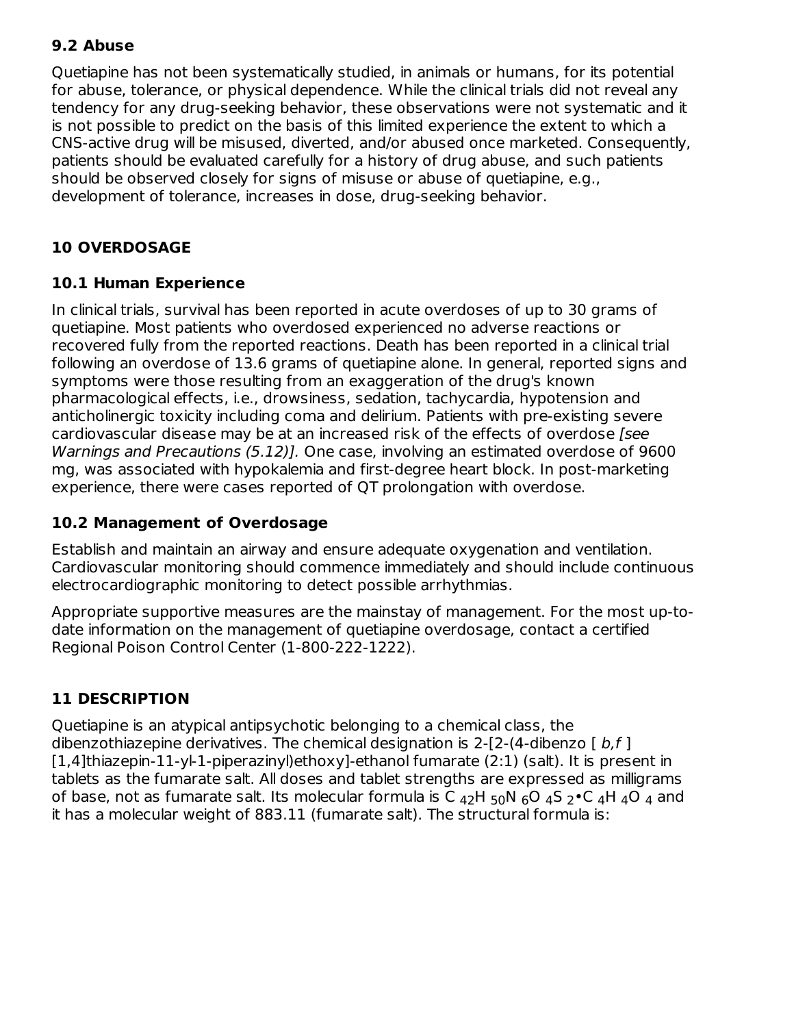### 9.2 Abuse

Quetiapine has not been systematically studied, in animals or humans, for its potential for abuse, tolerance, or physical dependence. While the clinical trials did not reveal any tendency for any drug-seeking behavior, these observations were not systematic and it is not possible to predict on the basis of this limited experience the extent to which a CNS-active drug will be misused, diverted, and/or abused once marketed. Consequently, patients should be evaluated carefully for a history of drug abuse, and such patients should be observed closely for signs of misuse or abuse of quetiapine, e.g., development of tolerance, increases in dose, drug-seeking behavior.

## 10 OVERDOSAGE

### 10.1 Human Experience

In clinical trials, survival has been reported in acute overdoses of up to 30 grams of quetiapine. Most patients who overdosed experienced no adverse reactions or recovered fully from the reported reactions. Death has been reported in a clinical trial following an overdose of 13.6 grams of quetiapine alone. In general, reported signs and symptoms were those resulting from an exaggeration of the drug's known pharmacological effects, i.e., drowsiness, sedation, tachycardia, hypotension and anticholinergic toxicity including coma and delirium. Patients with pre-existing severe cardiovascular disease may be at an increased risk of the effects of overdose *[see Warnings and Precautions (5.12)]*. One case, involving an estimated overdose of 9600 mg, was associated with hypokalemia and first-degree heart block. In post-marketing experience, there were cases reported of QT prolongation with overdose.

### 10.2 Management of Overdosage

Establish and maintain an airway and ensure adequate oxygenation and ventilation. Cardiovascular monitoring should commence immediately and should include continuous electrocardiographic monitoring to detect possible arrhythmias.

Appropriate supportive measures are the mainstay of management. For the most up-to-date information on the management of quetiapine overdosage, contact a certified Regional Poison Control Center (1-800-222-1222).

## 11 DESCRIPTION

Quetiapine is an atypical antipsychotic belonging to a chemical class, the dibenzothiazepine derivatives. The chemical designation is 2-[2-(4-dibenzo [ *b,f* ] [1,4]thiazepin-11-yl-1-piperazinyl)ethoxy]-ethanol fumarate (2:1) (salt). It is present in tablets as the fumarate salt. All doses and tablet strengths are expressed as milligrams of base, not as fumarate salt. Its molecular formula is $C_{42}H_{50}N_6O_4S_2 \cdot C_4H_4O_4$ and it has a molecular weight of 883.11 (fumarate salt). The structural formula is: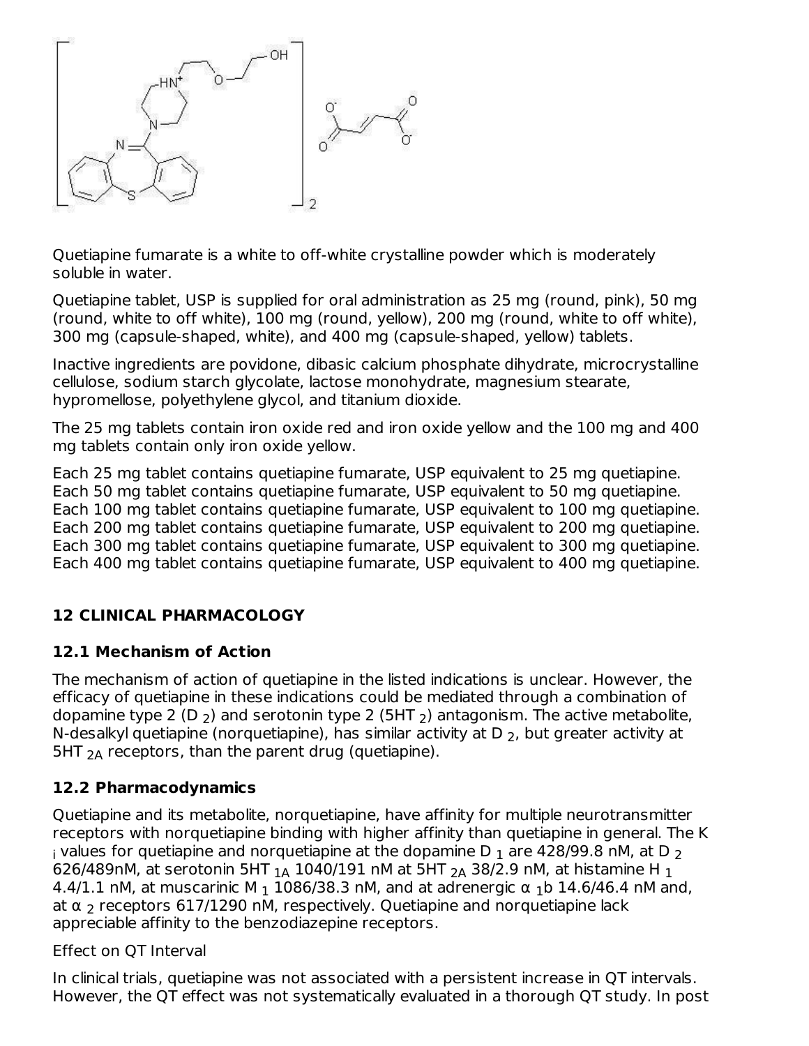Quetiapine fumarate is a white to off-white crystalline powder which is moderately soluble in water.

Quetiapine tablet, USP is supplied for oral administration as 25 mg (round, pink), 50 mg (round, white to off white), 100 mg (round, yellow), 200 mg (round, white to off white), 300 mg (capsule-shaped, white), and 400 mg (capsule-shaped, yellow) tablets.

Inactive ingredients are povidone, dibasic calcium phosphate dihydrate, microcrystalline cellulose, sodium starch glycolate, lactose monohydrate, magnesium stearate, hypromellose, polyethylene glycol, and titanium dioxide.

The 25 mg tablets contain iron oxide red and iron oxide yellow and the 100 mg and 400 mg tablets contain only iron oxide yellow.

Each 25 mg tablet contains quetiapine fumarate, USP equivalent to 25 mg quetiapine.
Each 50 mg tablet contains quetiapine fumarate, USP equivalent to 50 mg quetiapine.
Each 100 mg tablet contains quetiapine fumarate, USP equivalent to 100 mg quetiapine.
Each 200 mg tablet contains quetiapine fumarate, USP equivalent to 200 mg quetiapine.
Each 300 mg tablet contains quetiapine fumarate, USP equivalent to 300 mg quetiapine.
Each 400 mg tablet contains quetiapine fumarate, USP equivalent to 400 mg quetiapine.

## 12 CLINICAL PHARMACOLOGY

### 12.1 Mechanism of Action

The mechanism of action of quetiapine in the listed indications is unclear. However, the efficacy of quetiapine in these indications could be mediated through a combination of dopamine type 2 ($D_2$) and serotonin type 2 ($5HT_2$) antagonism. The active metabolite, N-desalkyl quetiapine (norquetiapine), has similar activity at $D_2$, but greater activity at $5HT_{2A}$ receptors, than the parent drug (quetiapine).

### 12.2 Pharmacodynamics

Quetiapine and its metabolite, norquetiapine, have affinity for multiple neurotransmitter receptors with norquetiapine binding with higher affinity than quetiapine in general. The $K_i$ values for quetiapine and norquetiapine at the dopamine $D_1$ are 428/99.8 nM, at $D_2$ 626/489nM, at serotonin $5HT_{1A}$ 1040/191 nM at $5HT_{2A}$ 38/2.9 nM, at histamine $H_1$ 4.4/1.1 nM, at muscarinic $M_1$ 1086/38.3 nM, and at adrenergic $\alpha_1$b 14.6/46.4 nM and, at $\alpha_2$ receptors 617/1290 nM, respectively. Quetiapine and norquetiapine lack appreciable affinity to the benzodiazepine receptors.

Effect on QT Interval

In clinical trials, quetiapine was not associated with a persistent increase in QT intervals. However, the QT effect was not systematically evaluated in a thorough QT study. In post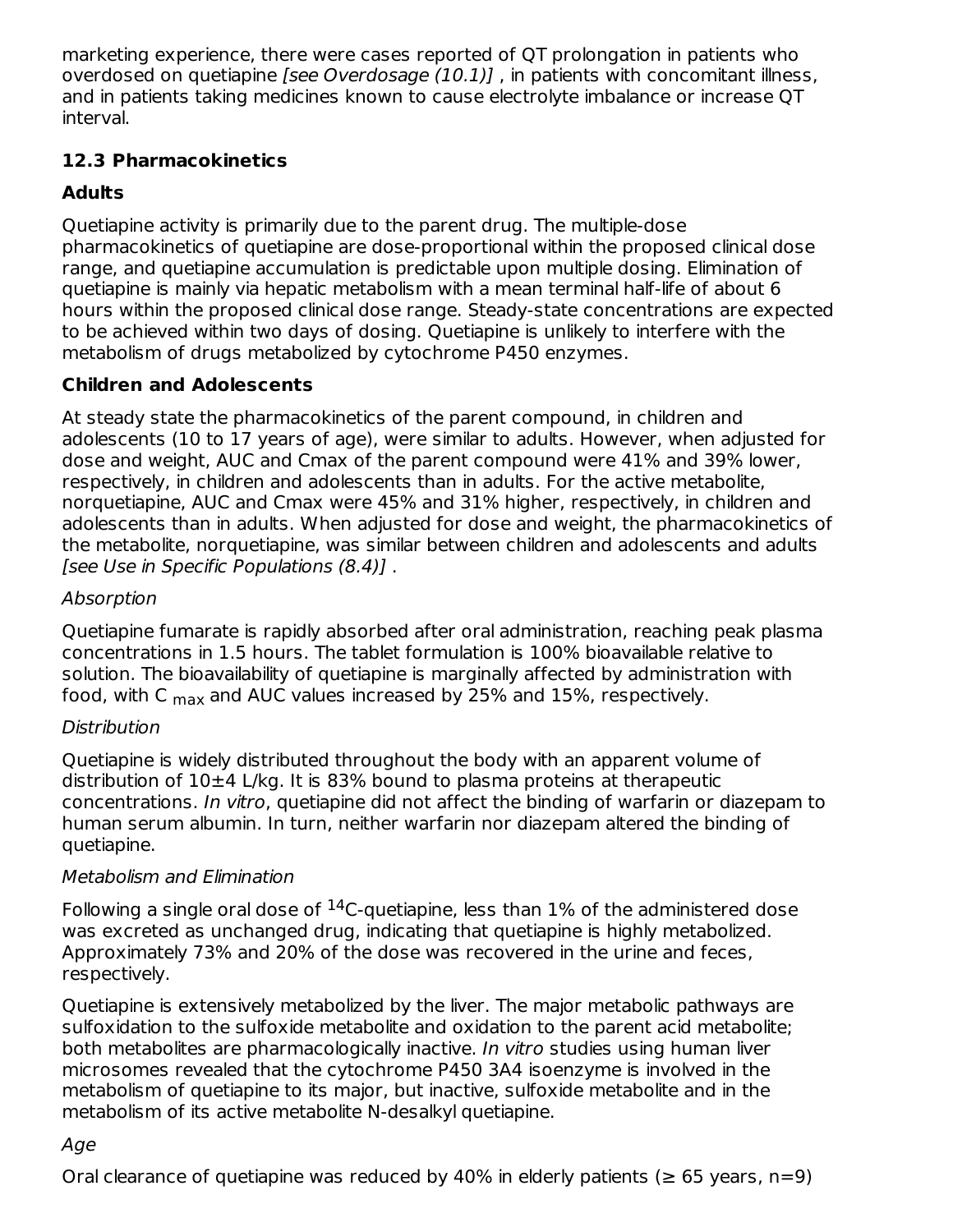marketing experience, there were cases reported of QT prolongation in patients who overdosed on quetiapine *[see Overdosage (10.1)]* , in patients with concomitant illness, and in patients taking medicines known to cause electrolyte imbalance or increase QT interval.

### 12.3 Pharmacokinetics

**Adults**

Quetiapine activity is primarily due to the parent drug. The multiple-dose pharmacokinetics of quetiapine are dose-proportional within the proposed clinical dose range, and quetiapine accumulation is predictable upon multiple dosing. Elimination of quetiapine is mainly via hepatic metabolism with a mean terminal half-life of about 6 hours within the proposed clinical dose range. Steady-state concentrations are expected to be achieved within two days of dosing. Quetiapine is unlikely to interfere with the metabolism of drugs metabolized by cytochrome P450 enzymes.

**Children and Adolescents**

At steady state the pharmacokinetics of the parent compound, in children and adolescents (10 to 17 years of age), were similar to adults. However, when adjusted for dose and weight, AUC and Cmax of the parent compound were 41% and 39% lower, respectively, in children and adolescents than in adults. For the active metabolite, norquetiapine, AUC and Cmax were 45% and 31% higher, respectively, in children and adolescents than in adults. When adjusted for dose and weight, the pharmacokinetics of the metabolite, norquetiapine, was similar between children and adolescents and adults *[see Use in Specific Populations (8.4)]* .

*Absorption*

Quetiapine fumarate is rapidly absorbed after oral administration, reaching peak plasma concentrations in 1.5 hours. The tablet formulation is 100% bioavailable relative to solution. The bioavailability of quetiapine is marginally affected by administration with food, with $C_{max}$ and AUC values increased by 25% and 15%, respectively.

*Distribution*

Quetiapine is widely distributed throughout the body with an apparent volume of distribution of 10±4 L/kg. It is 83% bound to plasma proteins at therapeutic concentrations. *In vitro*, quetiapine did not affect the binding of warfarin or diazepam to human serum albumin. In turn, neither warfarin nor diazepam altered the binding of quetiapine.

*Metabolism and Elimination*

Following a single oral dose of $^{14}$C-quetiapine, less than 1% of the administered dose was excreted as unchanged drug, indicating that quetiapine is highly metabolized. Approximately 73% and 20% of the dose was recovered in the urine and feces, respectively.

Quetiapine is extensively metabolized by the liver. The major metabolic pathways are sulfoxidation to the sulfoxide metabolite and oxidation to the parent acid metabolite; both metabolites are pharmacologically inactive. *In vitro* studies using human liver microsomes revealed that the cytochrome P450 3A4 isoenzyme is involved in the metabolism of quetiapine to its major, but inactive, sulfoxide metabolite and in the metabolism of its active metabolite N-desalkyl quetiapine.

*Age*

Oral clearance of quetiapine was reduced by 40% in elderly patients (≥ 65 years, n=9)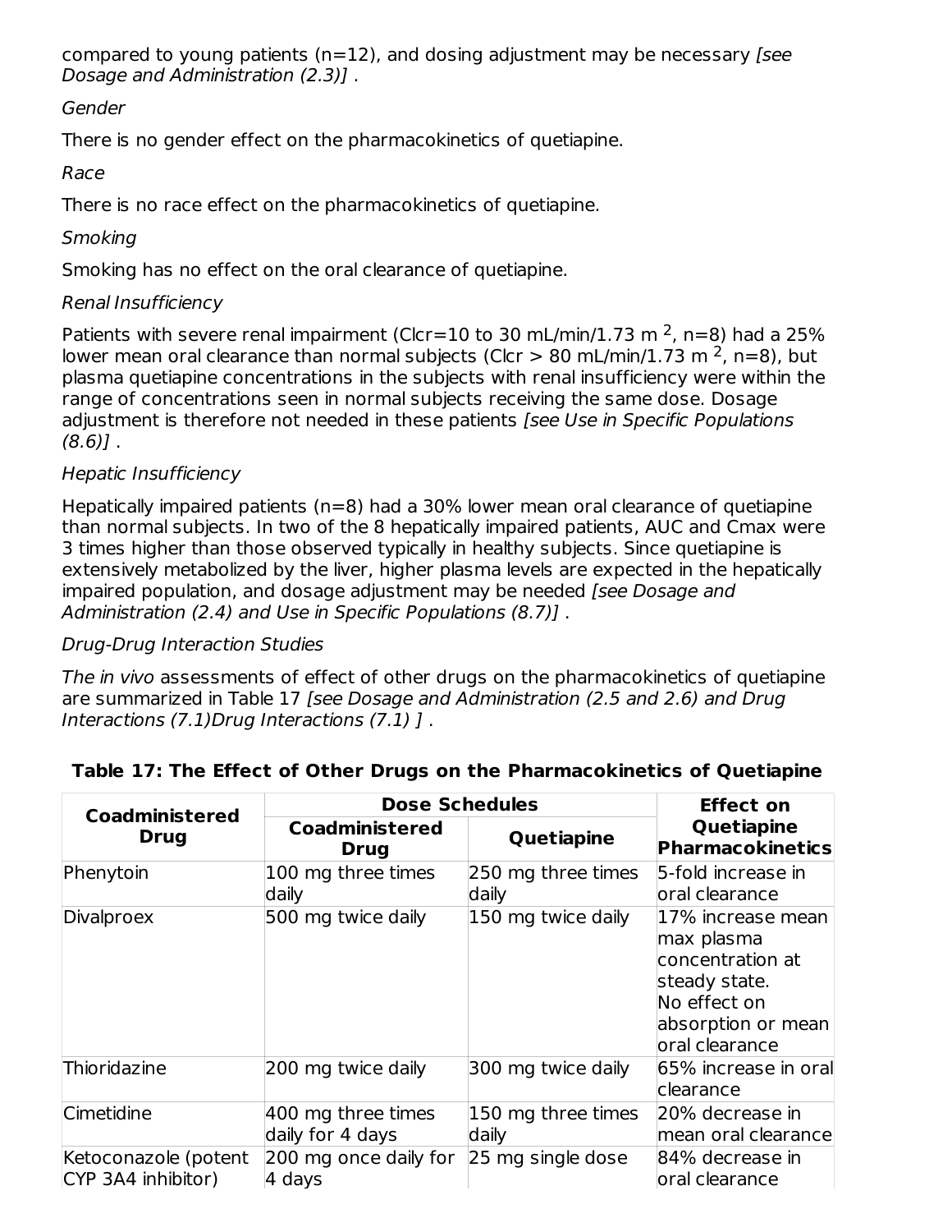compared to young patients (n=12), and dosing adjustment may be necessary *[see Dosage and Administration (2.3)]* .

*Gender*

There is no gender effect on the pharmacokinetics of quetiapine.

*Race*

There is no race effect on the pharmacokinetics of quetiapine.

*Smoking*

Smoking has no effect on the oral clearance of quetiapine.

*Renal Insufficiency*

Patients with severe renal impairment (Clcr=10 to 30 mL/min/1.73 $m^2$, n=8) had a 25% lower mean oral clearance than normal subjects (Clcr > 80 mL/min/1.73 $m^2$, n=8), but plasma quetiapine concentrations in the subjects with renal insufficiency were within the range of concentrations seen in normal subjects receiving the same dose. Dosage adjustment is therefore not needed in these patients *[see Use in Specific Populations (8.6)]* .

*Hepatic Insufficiency*

Hepatically impaired patients (n=8) had a 30% lower mean oral clearance of quetiapine than normal subjects. In two of the 8 hepatically impaired patients, AUC and Cmax were 3 times higher than those observed typically in healthy subjects. Since quetiapine is extensively metabolized by the liver, higher plasma levels are expected in the hepatically impaired population, and dosage adjustment may be needed *[see Dosage and Administration (2.4) and Use in Specific Populations (8.7)]* .

*Drug-Drug Interaction Studies*

*The in vivo* assessments of effect of other drugs on the pharmacokinetics of quetiapine are summarized in Table 17 *[see Dosage and Administration (2.5 and 2.6) and Drug Interactions (7.1)Drug Interactions (7.1) ]* .

**Table 17: The Effect of Other Drugs on the Pharmacokinetics of Quetiapine**

| Coadministered Drug | Dose Schedules | | Effect on Quetiapine Pharmacokinetics |
|---|---|---|---|
| | Coadministered Drug | Quetiapine | |
| Phenytoin | 100 mg three times daily | 250 mg three times daily | 5-fold increase in oral clearance |
| Divalproex | 500 mg twice daily | 150 mg twice daily | 17% increase mean max plasma concentration at steady state. No effect on absorption or mean oral clearance |
| Thioridazine | 200 mg twice daily | 300 mg twice daily | 65% increase in oral clearance |
| Cimetidine | 400 mg three times daily for 4 days | 150 mg three times daily | 20% decrease in mean oral clearance |
| Ketoconazole (potent CYP 3A4 inhibitor) | 200 mg once daily for 4 days | 25 mg single dose | 84% decrease in oral clearance |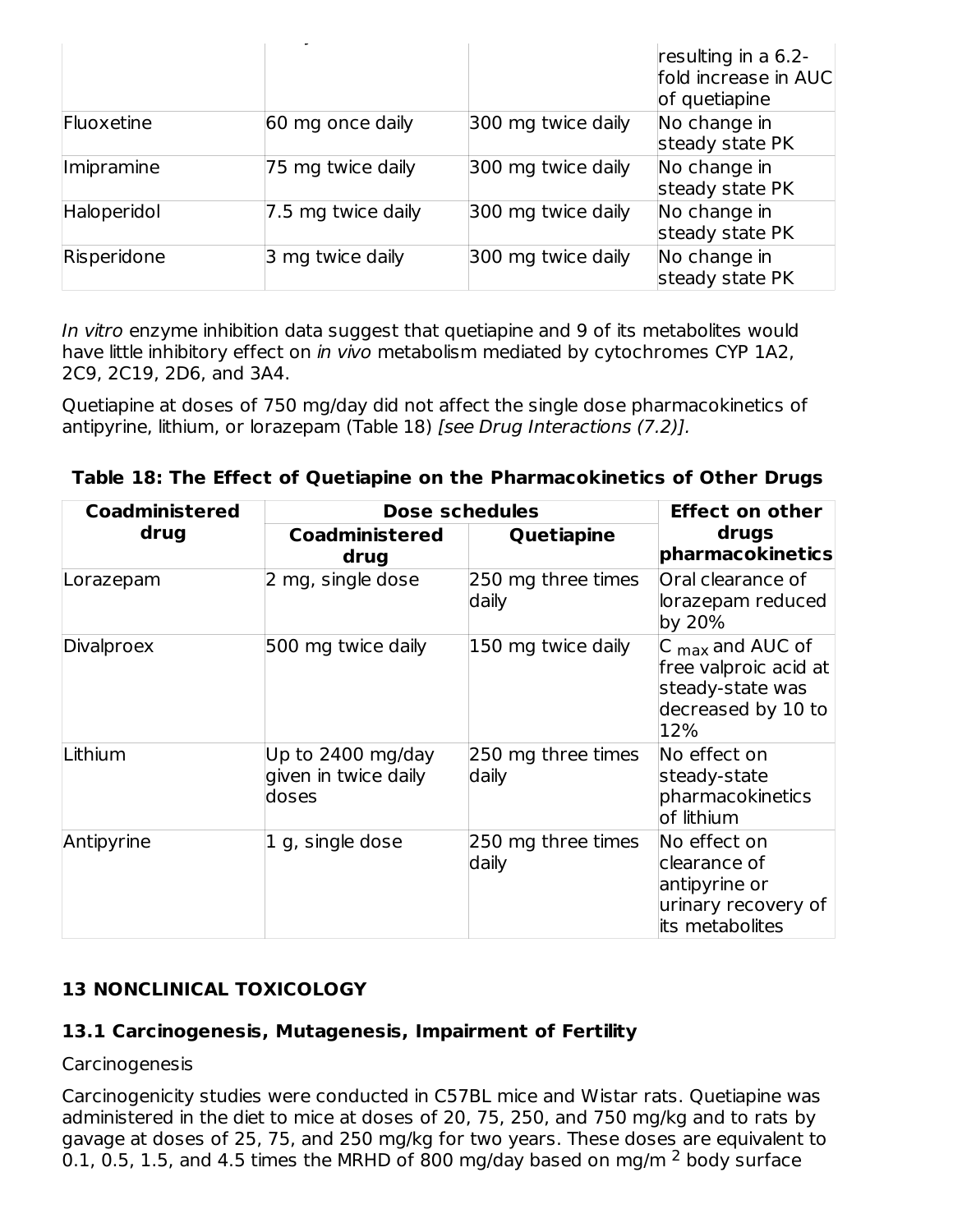| | | | resulting in a 6.2-fold increase in AUC of quetiapine |
|---|---|---|---|
| Fluoxetine | 60 mg once daily | 300 mg twice daily | No change in steady state PK |
| Imipramine | 75 mg twice daily | 300 mg twice daily | No change in steady state PK |
| Haloperidol | 7.5 mg twice daily | 300 mg twice daily | No change in steady state PK |
| Risperidone | 3 mg twice daily | 300 mg twice daily | No change in steady state PK |

*In vitro* enzyme inhibition data suggest that quetiapine and 9 of its metabolites would have little inhibitory effect on *in vivo* metabolism mediated by cytochromes CYP 1A2, 2C9, 2C19, 2D6, and 3A4.

Quetiapine at doses of 750 mg/day did not affect the single dose pharmacokinetics of antipyrine, lithium, or lorazepam (Table 18) *[see Drug Interactions (7.2)]*.

**Table 18: The Effect of Quetiapine on the Pharmacokinetics of Other Drugs**

| Coadministered drug | Dose schedules | | Effect on other drugs pharmacokinetics |
|---|---|---|---|
| | Coadministered drug | Quetiapine | |
| Lorazepam | 2 mg, single dose | 250 mg three times daily | Oral clearance of lorazepam reduced by 20% |
| Divalproex | 500 mg twice daily | 150 mg twice daily | $C_{max}$ and AUC of free valproic acid at steady-state was decreased by 10 to 12% |
| Lithium | Up to 2400 mg/day given in twice daily doses | 250 mg three times daily | No effect on steady-state pharmacokinetics of lithium |
| Antipyrine | 1 g, single dose | 250 mg three times daily | No effect on clearance of antipyrine or urinary recovery of its metabolites |

## 13 NONCLINICAL TOXICOLOGY

### 13.1 Carcinogenesis, Mutagenesis, Impairment of Fertility

Carcinogenesis

Carcinogenicity studies were conducted in C57BL mice and Wistar rats. Quetiapine was administered in the diet to mice at doses of 20, 75, 250, and 750 mg/kg and to rats by gavage at doses of 25, 75, and 250 mg/kg for two years. These doses are equivalent to 0.1, 0.5, 1.5, and 4.5 times the MRHD of 800 mg/day based on mg/m$^2$ body surface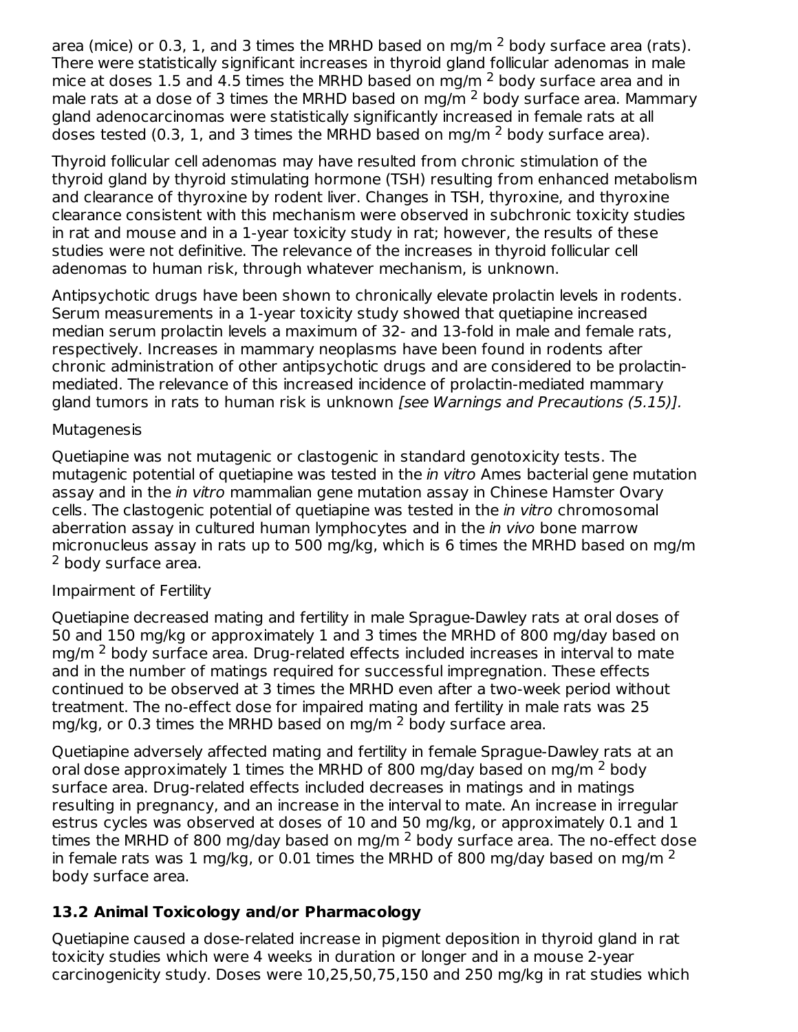area (mice) or 0.3, 1, and 3 times the MRHD based on mg/m $^2$ body surface area (rats). There were statistically significant increases in thyroid gland follicular adenomas in male mice at doses 1.5 and 4.5 times the MRHD based on mg/m $^2$ body surface area and in male rats at a dose of 3 times the MRHD based on mg/m $^2$ body surface area. Mammary gland adenocarcinomas were statistically significantly increased in female rats at all doses tested (0.3, 1, and 3 times the MRHD based on mg/m $^2$ body surface area).

Thyroid follicular cell adenomas may have resulted from chronic stimulation of the thyroid gland by thyroid stimulating hormone (TSH) resulting from enhanced metabolism and clearance of thyroxine by rodent liver. Changes in TSH, thyroxine, and thyroxine clearance consistent with this mechanism were observed in subchronic toxicity studies in rat and mouse and in a 1-year toxicity study in rat; however, the results of these studies were not definitive. The relevance of the increases in thyroid follicular cell adenomas to human risk, through whatever mechanism, is unknown.

Antipsychotic drugs have been shown to chronically elevate prolactin levels in rodents. Serum measurements in a 1-year toxicity study showed that quetiapine increased median serum prolactin levels a maximum of 32- and 13-fold in male and female rats, respectively. Increases in mammary neoplasms have been found in rodents after chronic administration of other antipsychotic drugs and are considered to be prolactin-mediated. The relevance of this increased incidence of prolactin-mediated mammary gland tumors in rats to human risk is unknown *[see Warnings and Precautions (5.15)]*.

Mutagenesis

Quetiapine was not mutagenic or clastogenic in standard genotoxicity tests. The mutagenic potential of quetiapine was tested in the *in vitro* Ames bacterial gene mutation assay and in the *in vitro* mammalian gene mutation assay in Chinese Hamster Ovary cells. The clastogenic potential of quetiapine was tested in the *in vitro* chromosomal aberration assay in cultured human lymphocytes and in the *in vivo* bone marrow micronucleus assay in rats up to 500 mg/kg, which is 6 times the MRHD based on mg/m $^2$ body surface area.

Impairment of Fertility

Quetiapine decreased mating and fertility in male Sprague-Dawley rats at oral doses of 50 and 150 mg/kg or approximately 1 and 3 times the MRHD of 800 mg/day based on mg/m $^2$ body surface area. Drug-related effects included increases in interval to mate and in the number of matings required for successful impregnation. These effects continued to be observed at 3 times the MRHD even after a two-week period without treatment. The no-effect dose for impaired mating and fertility in male rats was 25 mg/kg, or 0.3 times the MRHD based on mg/m $^2$ body surface area.

Quetiapine adversely affected mating and fertility in female Sprague-Dawley rats at an oral dose approximately 1 times the MRHD of 800 mg/day based on mg/m $^2$ body surface area. Drug-related effects included decreases in matings and in matings resulting in pregnancy, and an increase in the interval to mate. An increase in irregular estrus cycles was observed at doses of 10 and 50 mg/kg, or approximately 0.1 and 1 times the MRHD of 800 mg/day based on mg/m $^2$ body surface area. The no-effect dose in female rats was 1 mg/kg, or 0.01 times the MRHD of 800 mg/day based on mg/m $^2$ body surface area.

### 13.2 Animal Toxicology and/or Pharmacology

Quetiapine caused a dose-related increase in pigment deposition in thyroid gland in rat toxicity studies which were 4 weeks in duration or longer and in a mouse 2-year carcinogenicity study. Doses were 10,25,50,75,150 and 250 mg/kg in rat studies which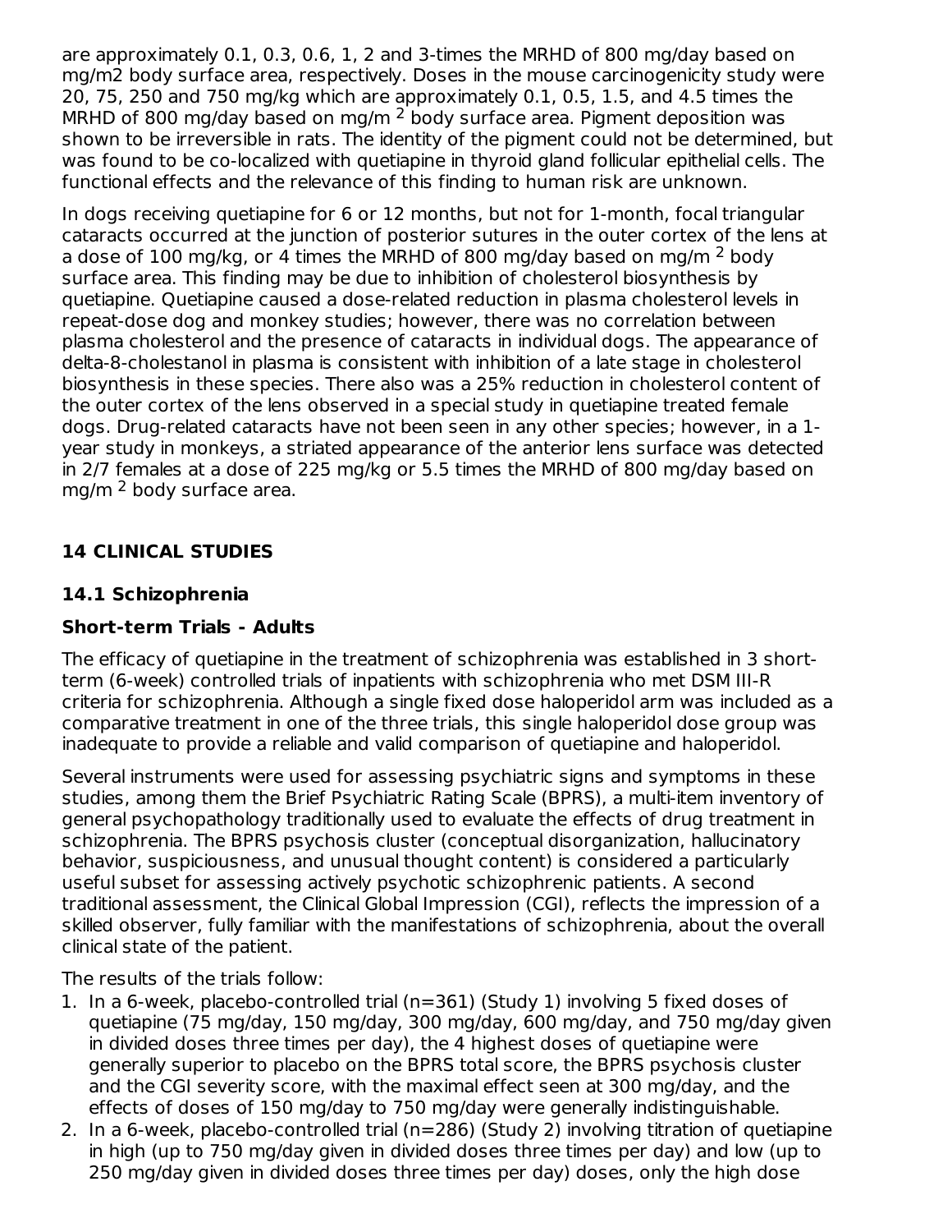are approximately 0.1, 0.3, 0.6, 1, 2 and 3-times the MRHD of 800 mg/day based on mg/m2 body surface area, respectively. Doses in the mouse carcinogenicity study were 20, 75, 250 and 750 mg/kg which are approximately 0.1, 0.5, 1.5, and 4.5 times the MRHD of 800 mg/day based on mg/m $^2$ body surface area. Pigment deposition was shown to be irreversible in rats. The identity of the pigment could not be determined, but was found to be co-localized with quetiapine in thyroid gland follicular epithelial cells. The functional effects and the relevance of this finding to human risk are unknown.

In dogs receiving quetiapine for 6 or 12 months, but not for 1-month, focal triangular cataracts occurred at the junction of posterior sutures in the outer cortex of the lens at a dose of 100 mg/kg, or 4 times the MRHD of 800 mg/day based on mg/m $^2$ body surface area. This finding may be due to inhibition of cholesterol biosynthesis by quetiapine. Quetiapine caused a dose-related reduction in plasma cholesterol levels in repeat-dose dog and monkey studies; however, there was no correlation between plasma cholesterol and the presence of cataracts in individual dogs. The appearance of delta-8-cholestanol in plasma is consistent with inhibition of a late stage in cholesterol biosynthesis in these species. There also was a 25% reduction in cholesterol content of the outer cortex of the lens observed in a special study in quetiapine treated female dogs. Drug-related cataracts have not been seen in any other species; however, in a 1-year study in monkeys, a striated appearance of the anterior lens surface was detected in 2/7 females at a dose of 225 mg/kg or 5.5 times the MRHD of 800 mg/day based on mg/m $^2$ body surface area.

## 14 CLINICAL STUDIES

### 14.1 Schizophrenia

#### Short-term Trials - Adults

The efficacy of quetiapine in the treatment of schizophrenia was established in 3 short-term (6-week) controlled trials of inpatients with schizophrenia who met DSM III-R criteria for schizophrenia. Although a single fixed dose haloperidol arm was included as a comparative treatment in one of the three trials, this single haloperidol dose group was inadequate to provide a reliable and valid comparison of quetiapine and haloperidol.

Several instruments were used for assessing psychiatric signs and symptoms in these studies, among them the Brief Psychiatric Rating Scale (BPRS), a multi-item inventory of general psychopathology traditionally used to evaluate the effects of drug treatment in schizophrenia. The BPRS psychosis cluster (conceptual disorganization, hallucinatory behavior, suspiciousness, and unusual thought content) is considered a particularly useful subset for assessing actively psychotic schizophrenic patients. A second traditional assessment, the Clinical Global Impression (CGI), reflects the impression of a skilled observer, fully familiar with the manifestations of schizophrenia, about the overall clinical state of the patient.

The results of the trials follow:

1. In a 6-week, placebo-controlled trial (n=361) (Study 1) involving 5 fixed doses of quetiapine (75 mg/day, 150 mg/day, 300 mg/day, 600 mg/day, and 750 mg/day given in divided doses three times per day), the 4 highest doses of quetiapine were generally superior to placebo on the BPRS total score, the BPRS psychosis cluster and the CGI severity score, with the maximal effect seen at 300 mg/day, and the effects of doses of 150 mg/day to 750 mg/day were generally indistinguishable.
2. In a 6-week, placebo-controlled trial (n=286) (Study 2) involving titration of quetiapine in high (up to 750 mg/day given in divided doses three times per day) and low (up to 250 mg/day given in divided doses three times per day) doses, only the high dose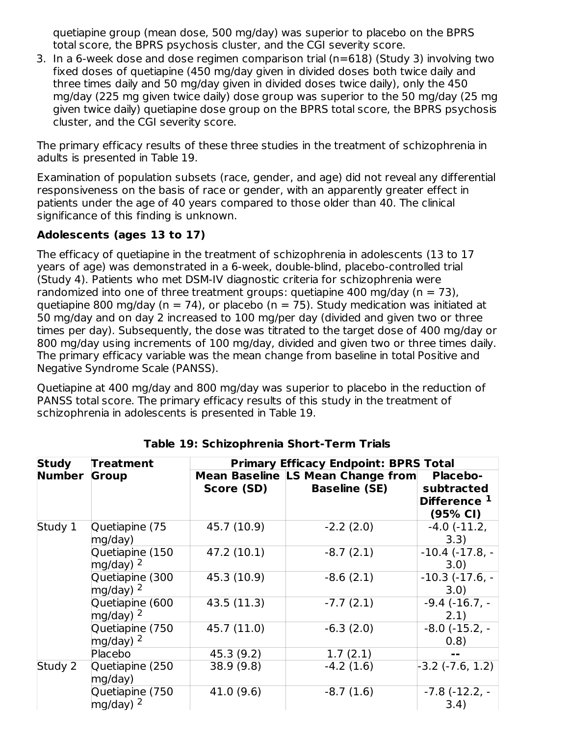quetiapine group (mean dose, 500 mg/day) was superior to placebo on the BPRS total score, the BPRS psychosis cluster, and the CGI severity score.

3. In a 6-week dose and dose regimen comparison trial (n=618) (Study 3) involving two fixed doses of quetiapine (450 mg/day given in divided doses both twice daily and three times daily and 50 mg/day given in divided doses twice daily), only the 450 mg/day (225 mg given twice daily) dose group was superior to the 50 mg/day (25 mg given twice daily) quetiapine dose group on the BPRS total score, the BPRS psychosis cluster, and the CGI severity score.

The primary efficacy results of these three studies in the treatment of schizophrenia in adults is presented in Table 19.

Examination of population subsets (race, gender, and age) did not reveal any differential responsiveness on the basis of race or gender, with an apparently greater effect in patients under the age of 40 years compared to those older than 40. The clinical significance of this finding is unknown.

**Adolescents (ages 13 to 17)**

The efficacy of quetiapine in the treatment of schizophrenia in adolescents (13 to 17 years of age) was demonstrated in a 6-week, double-blind, placebo-controlled trial (Study 4). Patients who met DSM-IV diagnostic criteria for schizophrenia were randomized into one of three treatment groups: quetiapine 400 mg/day (n = 73), quetiapine 800 mg/day (n = 74), or placebo (n = 75). Study medication was initiated at 50 mg/day and on day 2 increased to 100 mg/per day (divided and given two or three times per day). Subsequently, the dose was titrated to the target dose of 400 mg/day or 800 mg/day using increments of 100 mg/day, divided and given two or three times daily. The primary efficacy variable was the mean change from baseline in total Positive and Negative Syndrome Scale (PANSS).

Quetiapine at 400 mg/day and 800 mg/day was superior to placebo in the reduction of PANSS total score. The primary efficacy results of this study in the treatment of schizophrenia in adolescents is presented in Table 19.

**Table 19: Schizophrenia Short-Term Trials**

| Study Number | Treatment Group | Primary Efficacy Endpoint: BPRS Total | | |
|---|---|---|---|---|
| | | Mean Baseline Score (SD) | LS Mean Change from Baseline (SE) | Placebo-subtracted Difference [1] (95% CI) |
| Study 1 | Quetiapine (75 mg/day) | 45.7 (10.9) | -2.2 (2.0) | -4.0 (-11.2, 3.3) |
| | Quetiapine (150 mg/day) [2] | 47.2 (10.1) | -8.7 (2.1) | -10.4 (-17.8, -3.0) |
| | Quetiapine (300 mg/day) [2] | 45.3 (10.9) | -8.6 (2.1) | -10.3 (-17.6, -3.0) |
| | Quetiapine (600 mg/day) [2] | 43.5 (11.3) | -7.7 (2.1) | -9.4 (-16.7, -2.1) |
| | Quetiapine (750 mg/day) [2] | 45.7 (11.0) | -6.3 (2.0) | -8.0 (-15.2, -0.8) |
| | Placebo | 45.3 (9.2) | 1.7 (2.1) | -- |
| Study 2 | Quetiapine (250 mg/day) | 38.9 (9.8) | -4.2 (1.6) | -3.2 (-7.6, 1.2) |
| | Quetiapine (750 mg/day) [2] | 41.0 (9.6) | -8.7 (1.6) | -7.8 (-12.2, -3.4) |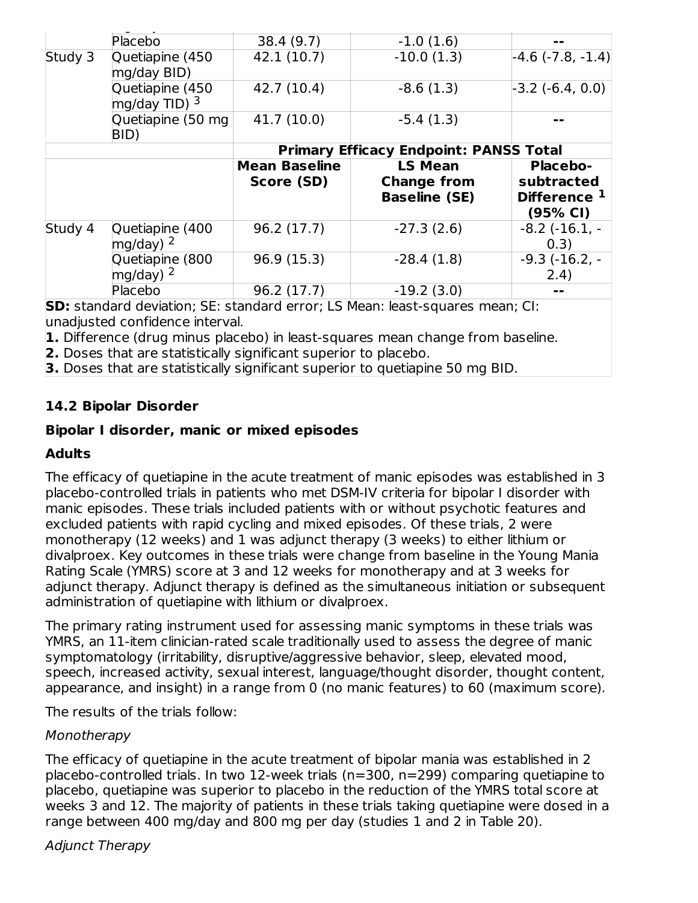| | | | | |
|---|---|---|---|---|
| | Placebo | 38.4 (9.7) | -1.0 (1.6) | -- |
| Study 3 | Quetiapine (450 mg/day BID) | 42.1 (10.7) | -10.0 (1.3) | -4.6 (-7.8, -1.4) |
| | Quetiapine (450 mg/day TID) [3] | 42.7 (10.4) | -8.6 (1.3) | -3.2 (-6.4, 0.0) |
| | Quetiapine (50 mg BID) | 41.7 (10.0) | -5.4 (1.3) | -- |
| | | **Primary Efficacy Endpoint: PANSS Total** | | |
| | | **Mean Baseline Score (SD)** | **LS Mean Change from Baseline (SE)** | **Placebo-subtracted Difference [1] (95% CI)** |
| Study 4 | Quetiapine (400 mg/day) [2] | 96.2 (17.7) | -27.3 (2.6) | -8.2 (-16.1, -0.3) |
| | Quetiapine (800 mg/day) [2] | 96.9 (15.3) | -28.4 (1.8) | -9.3 (-16.2, -2.4) |
| | Placebo | 96.2 (17.7) | -19.2 (3.0) | -- |

**SD:** standard deviation; SE: standard error; LS Mean: least-squares mean; CI: unadjusted confidence interval.

**1.** Difference (drug minus placebo) in least-squares mean change from baseline.

**2.** Doses that are statistically significant superior to placebo.

**3.** Doses that are statistically significant superior to quetiapine 50 mg BID.

### 14.2 Bipolar Disorder

**Bipolar I disorder, manic or mixed episodes**

**Adults**

The efficacy of quetiapine in the acute treatment of manic episodes was established in 3 placebo-controlled trials in patients who met DSM-IV criteria for bipolar I disorder with manic episodes. These trials included patients with or without psychotic features and excluded patients with rapid cycling and mixed episodes. Of these trials, 2 were monotherapy (12 weeks) and 1 was adjunct therapy (3 weeks) to either lithium or divalproex. Key outcomes in these trials were change from baseline in the Young Mania Rating Scale (YMRS) score at 3 and 12 weeks for monotherapy and at 3 weeks for adjunct therapy. Adjunct therapy is defined as the simultaneous initiation or subsequent administration of quetiapine with lithium or divalproex.

The primary rating instrument used for assessing manic symptoms in these trials was YMRS, an 11-item clinician-rated scale traditionally used to assess the degree of manic symptomatology (irritability, disruptive/aggressive behavior, sleep, elevated mood, speech, increased activity, sexual interest, language/thought disorder, thought content, appearance, and insight) in a range from 0 (no manic features) to 60 (maximum score).

The results of the trials follow:

*Monotherapy*

The efficacy of quetiapine in the acute treatment of bipolar mania was established in 2 placebo-controlled trials. In two 12-week trials (n=300, n=299) comparing quetiapine to placebo, quetiapine was superior to placebo in the reduction of the YMRS total score at weeks 3 and 12. The majority of patients in these trials taking quetiapine were dosed in a range between 400 mg/day and 800 mg per day (studies 1 and 2 in Table 20).

*Adjunct Therapy*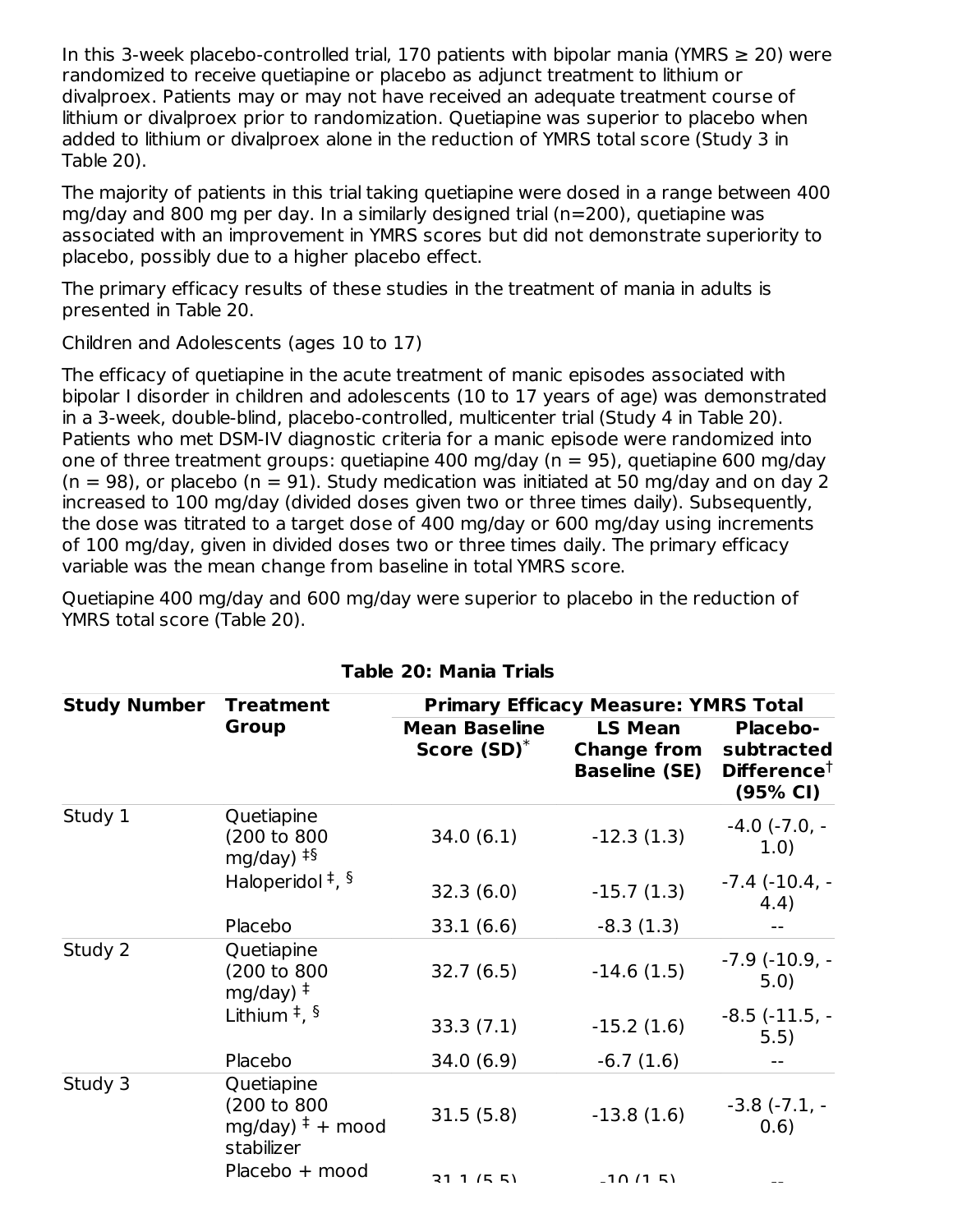In this 3-week placebo-controlled trial, 170 patients with bipolar mania (YMRS ≥ 20) were randomized to receive quetiapine or placebo as adjunct treatment to lithium or divalproex. Patients may or may not have received an adequate treatment course of lithium or divalproex prior to randomization. Quetiapine was superior to placebo when added to lithium or divalproex alone in the reduction of YMRS total score (Study 3 in Table 20).

The majority of patients in this trial taking quetiapine were dosed in a range between 400 mg/day and 800 mg per day. In a similarly designed trial (n=200), quetiapine was associated with an improvement in YMRS scores but did not demonstrate superiority to placebo, possibly due to a higher placebo effect.

The primary efficacy results of these studies in the treatment of mania in adults is presented in Table 20.

Children and Adolescents (ages 10 to 17)

The efficacy of quetiapine in the acute treatment of manic episodes associated with bipolar I disorder in children and adolescents (10 to 17 years of age) was demonstrated in a 3-week, double-blind, placebo-controlled, multicenter trial (Study 4 in Table 20). Patients who met DSM-IV diagnostic criteria for a manic episode were randomized into one of three treatment groups: quetiapine 400 mg/day (n = 95), quetiapine 600 mg/day (n = 98), or placebo (n = 91). Study medication was initiated at 50 mg/day and on day 2 increased to 100 mg/day (divided doses given two or three times daily). Subsequently, the dose was titrated to a target dose of 400 mg/day or 600 mg/day using increments of 100 mg/day, given in divided doses two or three times daily. The primary efficacy variable was the mean change from baseline in total YMRS score.

Quetiapine 400 mg/day and 600 mg/day were superior to placebo in the reduction of YMRS total score (Table 20).

**Table 20: Mania Trials**

| Study Number | Treatment Group | Primary Efficacy Measure: YMRS Total | | |
|---|---|---|---|---|
| | | Mean Baseline Score (SD)* | LS Mean Change from Baseline (SE) | Placebo-subtracted Difference† (95% CI) |
| Study 1 | Quetiapine (200 to 800 mg/day) ‡§ | 34.0 (6.1) | -12.3 (1.3) | -4.0 (-7.0, -1.0) |
| | Haloperidol ‡, § | 32.3 (6.0) | -15.7 (1.3) | -7.4 (-10.4, -4.4) |
| | Placebo | 33.1 (6.6) | -8.3 (1.3) | -- |
| Study 2 | Quetiapine (200 to 800 mg/day) ‡ | 32.7 (6.5) | -14.6 (1.5) | -7.9 (-10.9, -5.0) |
| | Lithium ‡, § | 33.3 (7.1) | -15.2 (1.6) | -8.5 (-11.5, -5.5) |
| | Placebo | 34.0 (6.9) | -6.7 (1.6) | -- |
| Study 3 | Quetiapine (200 to 800 mg/day) ‡ + mood stabilizer | 31.5 (5.8) | -13.8 (1.6) | -3.8 (-7.1, -0.6) |
| | Placebo + mood | 31.1 (5.5) | -10 (1.5) | -- |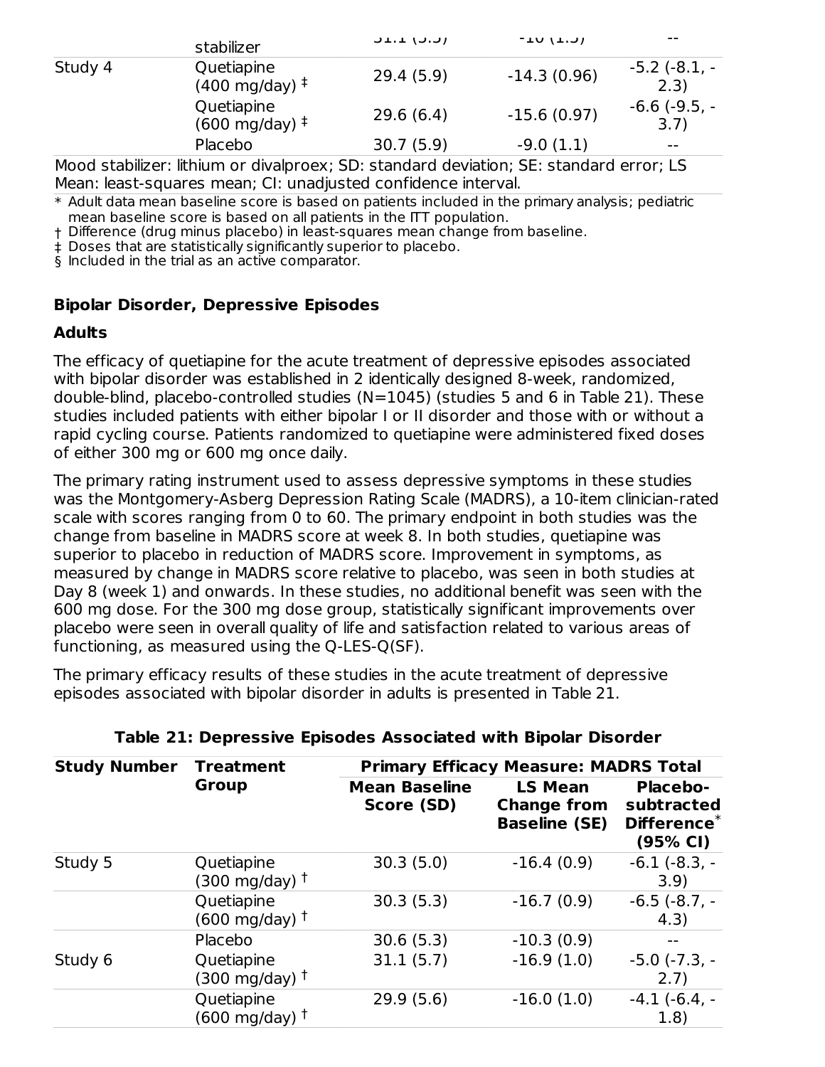| | stabilizer | 31.1 (5.5) | -10 (1.5) | -- |
|---|---|---|---|---|
| Study 4 | Quetiapine (400 mg/day) ‡ | 29.4 (5.9) | -14.3 (0.96) | -5.2 (-8.1, -2.3) |
| | Quetiapine (600 mg/day) ‡ | 29.6 (6.4) | -15.6 (0.97) | -6.6 (-9.5, -3.7) |
| | Placebo | 30.7 (5.9) | -9.0 (1.1) | -- |

Mood stabilizer: lithium or divalproex; SD: standard deviation; SE: standard error; LS Mean: least-squares mean; CI: unadjusted confidence interval.

* Adult data mean baseline score is based on patients included in the primary analysis; pediatric mean baseline score is based on all patients in the ITT population.
† Difference (drug minus placebo) in least-squares mean change from baseline.
‡ Doses that are statistically significantly superior to placebo.
§ Included in the trial as an active comparator.

**Bipolar Disorder, Depressive Episodes**

**Adults**

The efficacy of quetiapine for the acute treatment of depressive episodes associated with bipolar disorder was established in 2 identically designed 8-week, randomized, double-blind, placebo-controlled studies (N=1045) (studies 5 and 6 in Table 21). These studies included patients with either bipolar I or II disorder and those with or without a rapid cycling course. Patients randomized to quetiapine were administered fixed doses of either 300 mg or 600 mg once daily.

The primary rating instrument used to assess depressive symptoms in these studies was the Montgomery-Asberg Depression Rating Scale (MADRS), a 10-item clinician-rated scale with scores ranging from 0 to 60. The primary endpoint in both studies was the change from baseline in MADRS score at week 8. In both studies, quetiapine was superior to placebo in reduction of MADRS score. Improvement in symptoms, as measured by change in MADRS score relative to placebo, was seen in both studies at Day 8 (week 1) and onwards. In these studies, no additional benefit was seen with the 600 mg dose. For the 300 mg dose group, statistically significant improvements over placebo were seen in overall quality of life and satisfaction related to various areas of functioning, as measured using the Q-LES-Q(SF).

The primary efficacy results of these studies in the acute treatment of depressive episodes associated with bipolar disorder in adults is presented in Table 21.

**Table 21: Depressive Episodes Associated with Bipolar Disorder**

| Study Number | Treatment Group | Primary Efficacy Measure: MADRS Total | | |
|---|---|---|---|---|
| | | Mean Baseline Score (SD) | LS Mean Change from Baseline (SE) | Placebo-subtracted Difference* (95% CI) |
| Study 5 | Quetiapine (300 mg/day) † | 30.3 (5.0) | -16.4 (0.9) | -6.1 (-8.3, -3.9) |
| | Quetiapine (600 mg/day) † | 30.3 (5.3) | -16.7 (0.9) | -6.5 (-8.7, -4.3) |
| | Placebo | 30.6 (5.3) | -10.3 (0.9) | -- |
| Study 6 | Quetiapine (300 mg/day) † | 31.1 (5.7) | -16.9 (1.0) | -5.0 (-7.3, -2.7) |
| | Quetiapine (600 mg/day) † | 29.9 (5.6) | -16.0 (1.0) | -4.1 (-6.4, -1.8) |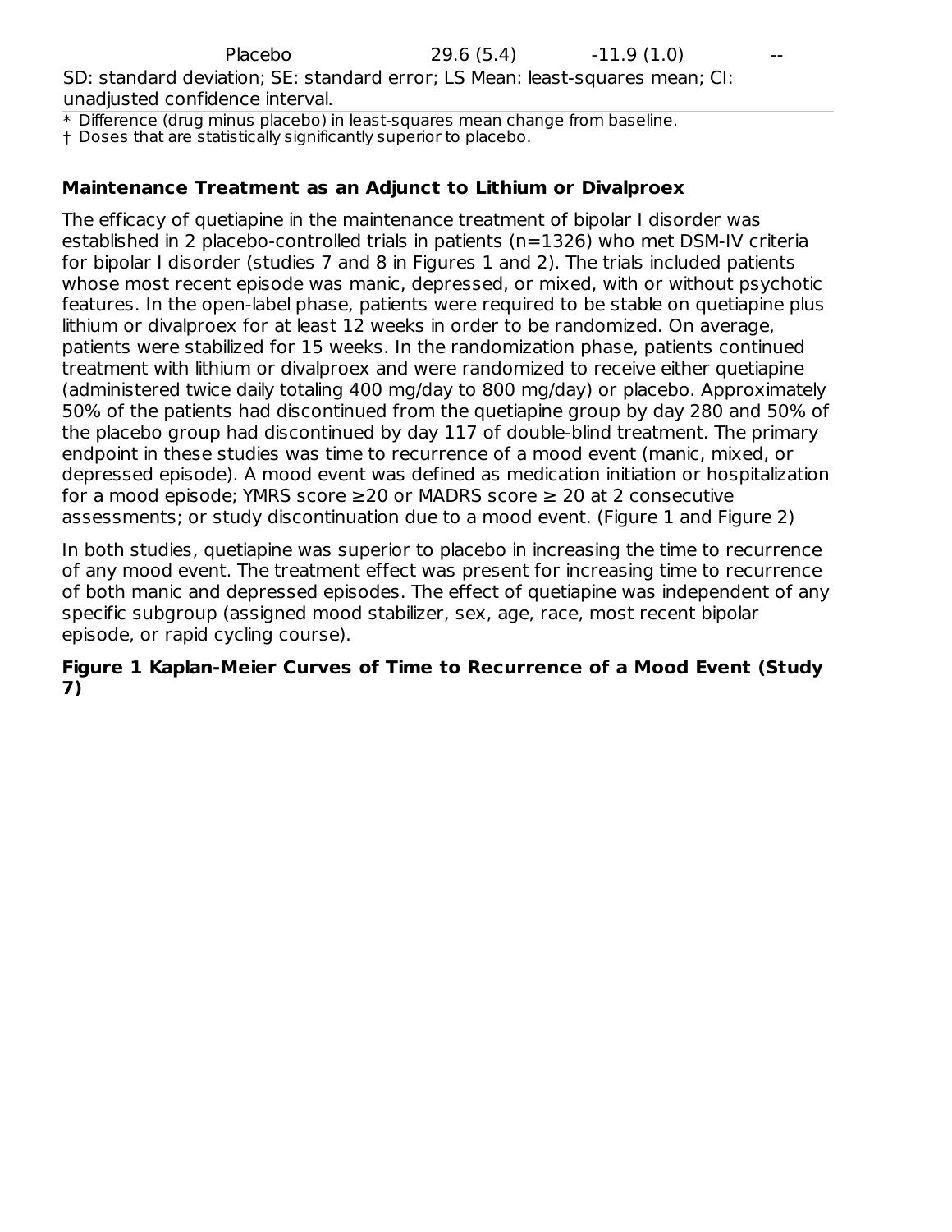| Placebo | 29.6 (5.4) | -11.9 (1.0) | -- |
|---|---|---|---|

SD: standard deviation; SE: standard error; LS Mean: least-squares mean; CI: unadjusted confidence interval.

* Difference (drug minus placebo) in least-squares mean change from baseline.
† Doses that are statistically significantly superior to placebo.

**Maintenance Treatment as an Adjunct to Lithium or Divalproex**

The efficacy of quetiapine in the maintenance treatment of bipolar I disorder was established in 2 placebo-controlled trials in patients (n=1326) who met DSM-IV criteria for bipolar I disorder (studies 7 and 8 in Figures 1 and 2). The trials included patients whose most recent episode was manic, depressed, or mixed, with or without psychotic features. In the open-label phase, patients were required to be stable on quetiapine plus lithium or divalproex for at least 12 weeks in order to be randomized. On average, patients were stabilized for 15 weeks. In the randomization phase, patients continued treatment with lithium or divalproex and were randomized to receive either quetiapine (administered twice daily totaling 400 mg/day to 800 mg/day) or placebo. Approximately 50% of the patients had discontinued from the quetiapine group by day 280 and 50% of the placebo group had discontinued by day 117 of double-blind treatment. The primary endpoint in these studies was time to recurrence of a mood event (manic, mixed, or depressed episode). A mood event was defined as medication initiation or hospitalization for a mood episode; YMRS score ≥20 or MADRS score ≥ 20 at 2 consecutive assessments; or study discontinuation due to a mood event. (Figure 1 and Figure 2)

In both studies, quetiapine was superior to placebo in increasing the time to recurrence of any mood event. The treatment effect was present for increasing time to recurrence of both manic and depressed episodes. The effect of quetiapine was independent of any specific subgroup (assigned mood stabilizer, sex, age, race, most recent bipolar episode, or rapid cycling course).

**Figure 1 Kaplan-Meier Curves of Time to Recurrence of a Mood Event (Study 7)**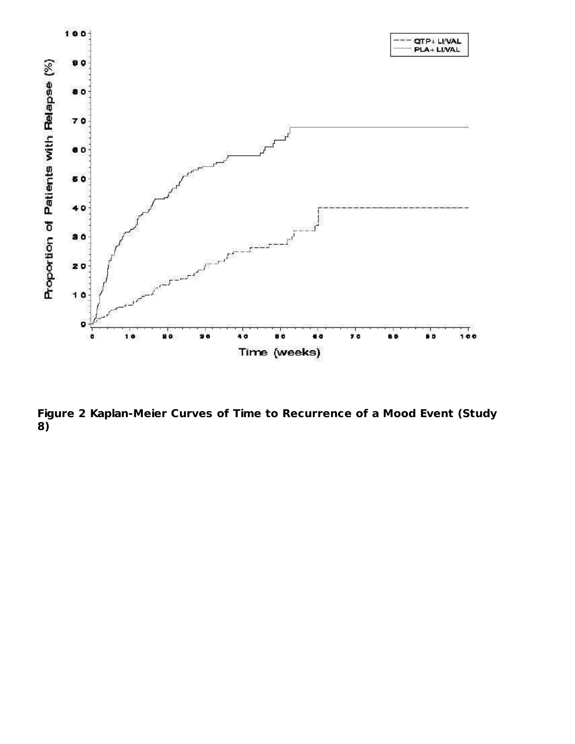**Figure 2 Kaplan-Meier Curves of Time to Recurrence of a Mood Event (Study 8)**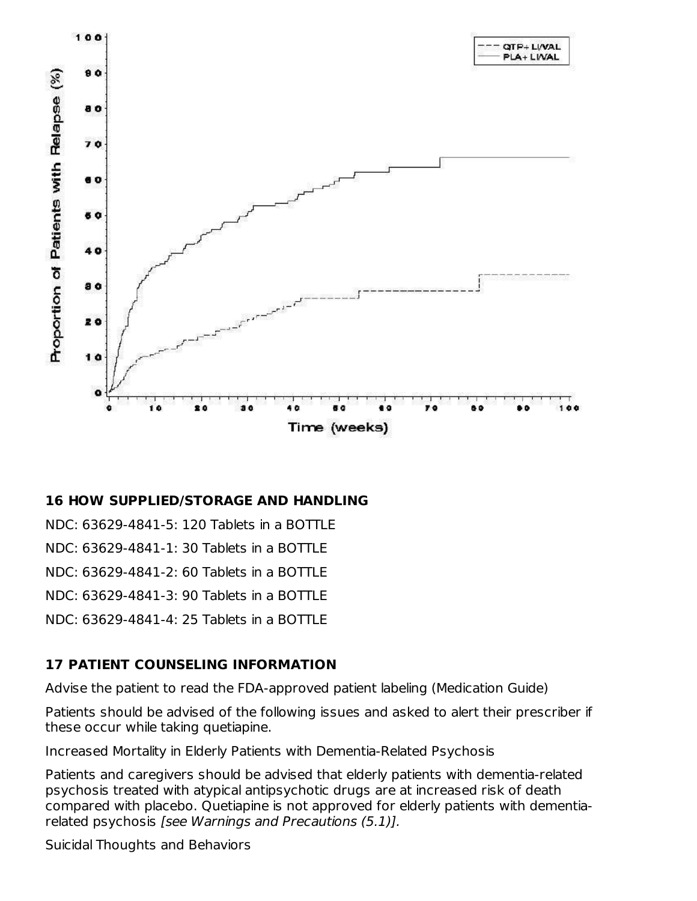## 16 HOW SUPPLIED/STORAGE AND HANDLING

NDC: 63629-4841-5: 120 Tablets in a BOTTLE

NDC: 63629-4841-1: 30 Tablets in a BOTTLE

NDC: 63629-4841-2: 60 Tablets in a BOTTLE

NDC: 63629-4841-3: 90 Tablets in a BOTTLE

NDC: 63629-4841-4: 25 Tablets in a BOTTLE

## 17 PATIENT COUNSELING INFORMATION

Advise the patient to read the FDA-approved patient labeling (Medication Guide)

Patients should be advised of the following issues and asked to alert their prescriber if these occur while taking quetiapine.

Increased Mortality in Elderly Patients with Dementia-Related Psychosis

Patients and caregivers should be advised that elderly patients with dementia-related psychosis treated with atypical antipsychotic drugs are at increased risk of death compared with placebo. Quetiapine is not approved for elderly patients with dementia-related psychosis *[see Warnings and Precautions (5.1)].*

Suicidal Thoughts and Behaviors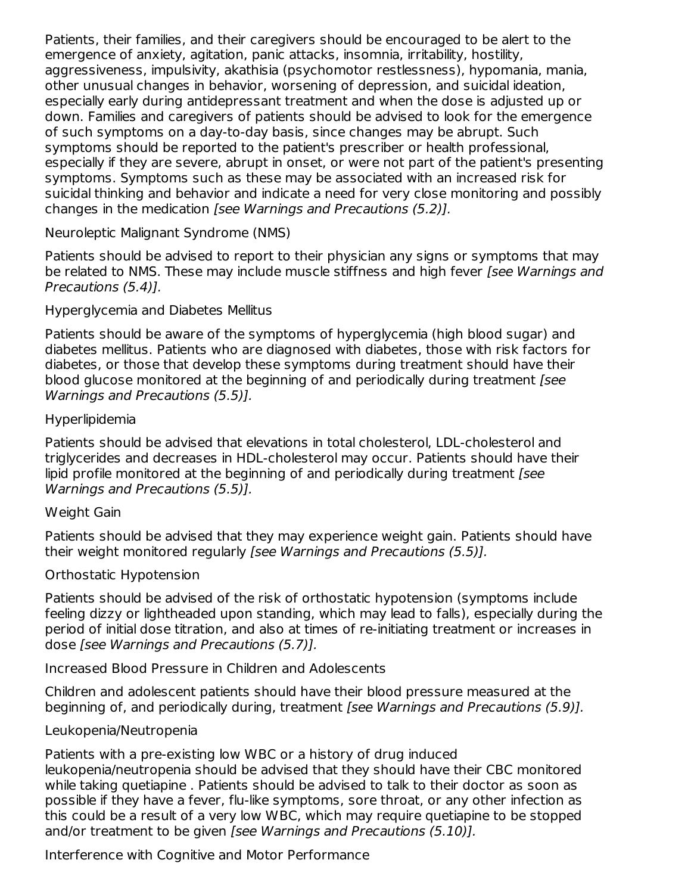Patients, their families, and their caregivers should be encouraged to be alert to the emergence of anxiety, agitation, panic attacks, insomnia, irritability, hostility, aggressiveness, impulsivity, akathisia (psychomotor restlessness), hypomania, mania, other unusual changes in behavior, worsening of depression, and suicidal ideation, especially early during antidepressant treatment and when the dose is adjusted up or down. Families and caregivers of patients should be advised to look for the emergence of such symptoms on a day-to-day basis, since changes may be abrupt. Such symptoms should be reported to the patient's prescriber or health professional, especially if they are severe, abrupt in onset, or were not part of the patient's presenting symptoms. Symptoms such as these may be associated with an increased risk for suicidal thinking and behavior and indicate a need for very close monitoring and possibly changes in the medication *[see Warnings and Precautions (5.2)].*

Neuroleptic Malignant Syndrome (NMS)

Patients should be advised to report to their physician any signs or symptoms that may be related to NMS. These may include muscle stiffness and high fever *[see Warnings and Precautions (5.4)].*

Hyperglycemia and Diabetes Mellitus

Patients should be aware of the symptoms of hyperglycemia (high blood sugar) and diabetes mellitus. Patients who are diagnosed with diabetes, those with risk factors for diabetes, or those that develop these symptoms during treatment should have their blood glucose monitored at the beginning of and periodically during treatment *[see Warnings and Precautions (5.5)].*

Hyperlipidemia

Patients should be advised that elevations in total cholesterol, LDL-cholesterol and triglycerides and decreases in HDL-cholesterol may occur. Patients should have their lipid profile monitored at the beginning of and periodically during treatment *[see Warnings and Precautions (5.5)].*

Weight Gain

Patients should be advised that they may experience weight gain. Patients should have their weight monitored regularly *[see Warnings and Precautions (5.5)].*

Orthostatic Hypotension

Patients should be advised of the risk of orthostatic hypotension (symptoms include feeling dizzy or lightheaded upon standing, which may lead to falls), especially during the period of initial dose titration, and also at times of re-initiating treatment or increases in dose *[see Warnings and Precautions (5.7)].*

Increased Blood Pressure in Children and Adolescents

Children and adolescent patients should have their blood pressure measured at the beginning of, and periodically during, treatment *[see Warnings and Precautions (5.9)].*

Leukopenia/Neutropenia

Patients with a pre-existing low WBC or a history of drug induced leukopenia/neutropenia should be advised that they should have their CBC monitored while taking quetiapine . Patients should be advised to talk to their doctor as soon as possible if they have a fever, flu-like symptoms, sore throat, or any other infection as this could be a result of a very low WBC, which may require quetiapine to be stopped and/or treatment to be given *[see Warnings and Precautions (5.10)].*

Interference with Cognitive and Motor Performance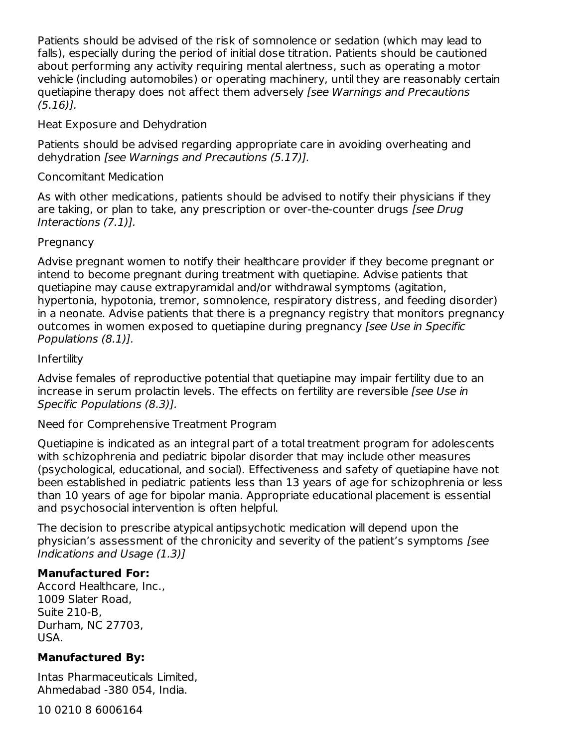Patients should be advised of the risk of somnolence or sedation (which may lead to falls), especially during the period of initial dose titration. Patients should be cautioned about performing any activity requiring mental alertness, such as operating a motor vehicle (including automobiles) or operating machinery, until they are reasonably certain quetiapine therapy does not affect them adversely *[see Warnings and Precautions (5.16)].*

Heat Exposure and Dehydration

Patients should be advised regarding appropriate care in avoiding overheating and dehydration *[see Warnings and Precautions (5.17)].*

Concomitant Medication

As with other medications, patients should be advised to notify their physicians if they are taking, or plan to take, any prescription or over-the-counter drugs *[see Drug Interactions (7.1)].*

Pregnancy

Advise pregnant women to notify their healthcare provider if they become pregnant or intend to become pregnant during treatment with quetiapine. Advise patients that quetiapine may cause extrapyramidal and/or withdrawal symptoms (agitation, hypertonia, hypotonia, tremor, somnolence, respiratory distress, and feeding disorder) in a neonate. Advise patients that there is a pregnancy registry that monitors pregnancy outcomes in women exposed to quetiapine during pregnancy *[see Use in Specific Populations (8.1)].*

Infertility

Advise females of reproductive potential that quetiapine may impair fertility due to an increase in serum prolactin levels. The effects on fertility are reversible *[see Use in Specific Populations (8.3)].*

Need for Comprehensive Treatment Program

Quetiapine is indicated as an integral part of a total treatment program for adolescents with schizophrenia and pediatric bipolar disorder that may include other measures (psychological, educational, and social). Effectiveness and safety of quetiapine have not been established in pediatric patients less than 13 years of age for schizophrenia or less than 10 years of age for bipolar mania. Appropriate educational placement is essential and psychosocial intervention is often helpful.

The decision to prescribe atypical antipsychotic medication will depend upon the physician's assessment of the chronicity and severity of the patient's symptoms *[see Indications and Usage (1.3)]*

**Manufactured For:**
Accord Healthcare, Inc.,
1009 Slater Road,
Suite 210-B,
Durham, NC 27703,
USA.

**Manufactured By:**

Intas Pharmaceuticals Limited,
Ahmedabad -380 054, India.

10 0210 8 6006164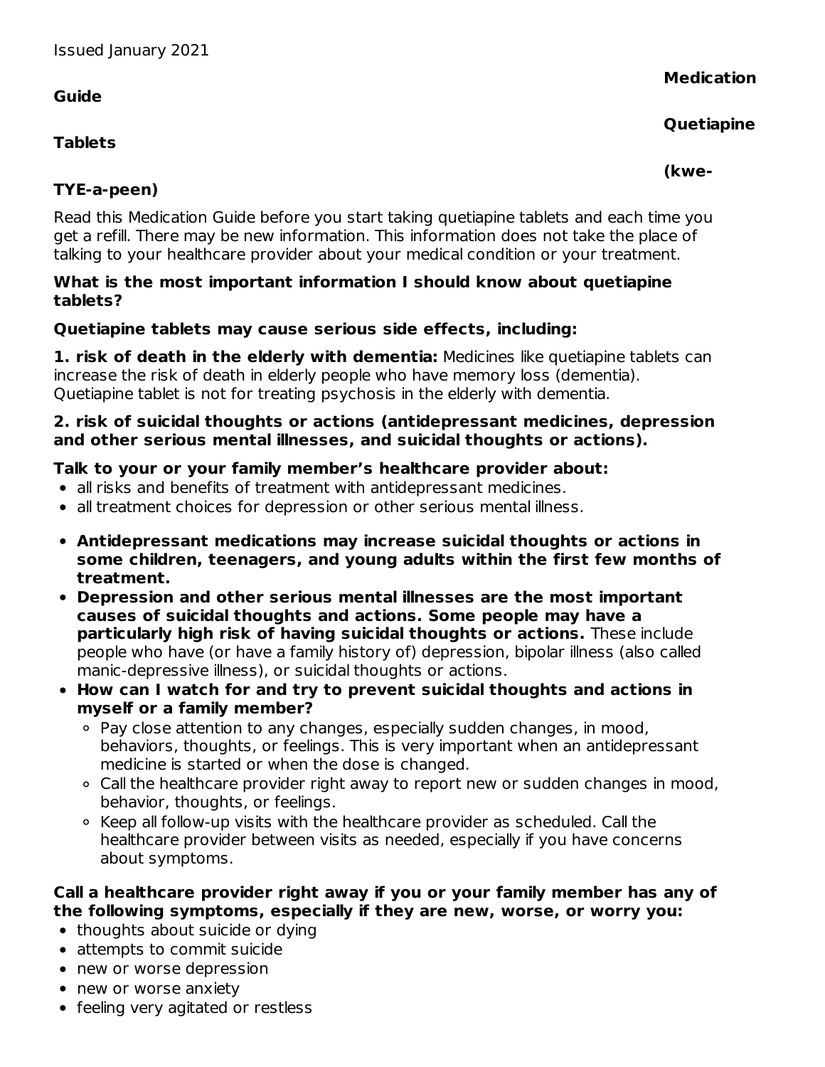Issued January 2021

# Medication Guide
## Quetiapine Tablets
**(kwe-TYE-a-peen)**

Read this Medication Guide before you start taking quetiapine tablets and each time you get a refill. There may be new information. This information does not take the place of talking to your healthcare provider about your medical condition or your treatment.

**What is the most important information I should know about quetiapine tablets?**

**Quetiapine tablets may cause serious side effects, including:**

**1. risk of death in the elderly with dementia:** Medicines like quetiapine tablets can increase the risk of death in elderly people who have memory loss (dementia). Quetiapine tablet is not for treating psychosis in the elderly with dementia.

**2. risk of suicidal thoughts or actions (antidepressant medicines, depression and other serious mental illnesses, and suicidal thoughts or actions).**

**Talk to your or your family member's healthcare provider about:**

- all risks and benefits of treatment with antidepressant medicines.
- all treatment choices for depression or other serious mental illness.

- **Antidepressant medications may increase suicidal thoughts or actions in some children, teenagers, and young adults within the first few months of treatment.**
- **Depression and other serious mental illnesses are the most important causes of suicidal thoughts and actions. Some people may have a particularly high risk of having suicidal thoughts or actions.** These include people who have (or have a family history of) depression, bipolar illness (also called manic-depressive illness), or suicidal thoughts or actions.
- **How can I watch for and try to prevent suicidal thoughts and actions in myself or a family member?**
  - Pay close attention to any changes, especially sudden changes, in mood, behaviors, thoughts, or feelings. This is very important when an antidepressant medicine is started or when the dose is changed.
  - Call the healthcare provider right away to report new or sudden changes in mood, behavior, thoughts, or feelings.
  - Keep all follow-up visits with the healthcare provider as scheduled. Call the healthcare provider between visits as needed, especially if you have concerns about symptoms.

**Call a healthcare provider right away if you or your family member has any of the following symptoms, especially if they are new, worse, or worry you:**

- thoughts about suicide or dying
- attempts to commit suicide
- new or worse depression
- new or worse anxiety
- feeling very agitated or restless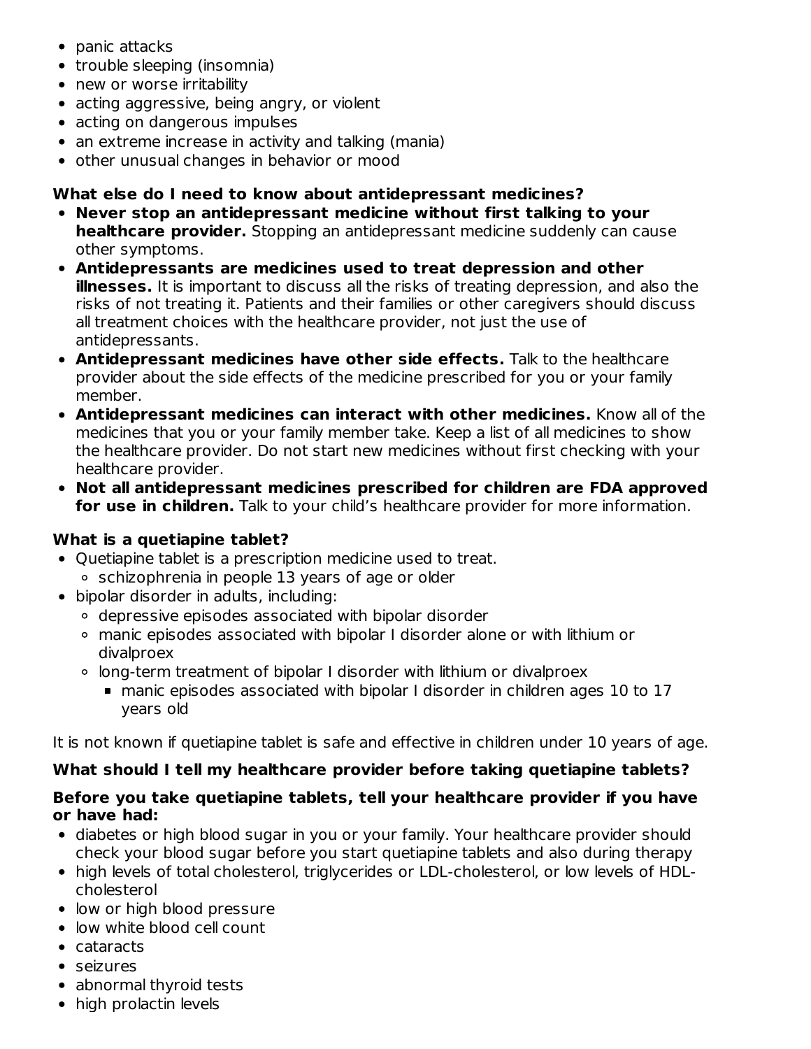- panic attacks
- trouble sleeping (insomnia)
- new or worse irritability
- acting aggressive, being angry, or violent
- acting on dangerous impulses
- an extreme increase in activity and talking (mania)
- other unusual changes in behavior or mood

**What else do I need to know about antidepressant medicines?**

- **Never stop an antidepressant medicine without first talking to your healthcare provider.** Stopping an antidepressant medicine suddenly can cause other symptoms.
- **Antidepressants are medicines used to treat depression and other illnesses.** It is important to discuss all the risks of treating depression, and also the risks of not treating it. Patients and their families or other caregivers should discuss all treatment choices with the healthcare provider, not just the use of antidepressants.
- **Antidepressant medicines have other side effects.** Talk to the healthcare provider about the side effects of the medicine prescribed for you or your family member.
- **Antidepressant medicines can interact with other medicines.** Know all of the medicines that you or your family member take. Keep a list of all medicines to show the healthcare provider. Do not start new medicines without first checking with your healthcare provider.
- **Not all antidepressant medicines prescribed for children are FDA approved for use in children.** Talk to your child's healthcare provider for more information.

**What is a quetiapine tablet?**

- Quetiapine tablet is a prescription medicine used to treat.
  - schizophrenia in people 13 years of age or older
- bipolar disorder in adults, including:
  - depressive episodes associated with bipolar disorder
  - manic episodes associated with bipolar I disorder alone or with lithium or divalproex
  - long-term treatment of bipolar I disorder with lithium or divalproex
    - manic episodes associated with bipolar I disorder in children ages 10 to 17 years old

It is not known if quetiapine tablet is safe and effective in children under 10 years of age.

**What should I tell my healthcare provider before taking quetiapine tablets?**

**Before you take quetiapine tablets, tell your healthcare provider if you have or have had:**

- diabetes or high blood sugar in you or your family. Your healthcare provider should check your blood sugar before you start quetiapine tablets and also during therapy
- high levels of total cholesterol, triglycerides or LDL-cholesterol, or low levels of HDL-cholesterol
- low or high blood pressure
- low white blood cell count
- cataracts
- seizures
- abnormal thyroid tests
- high prolactin levels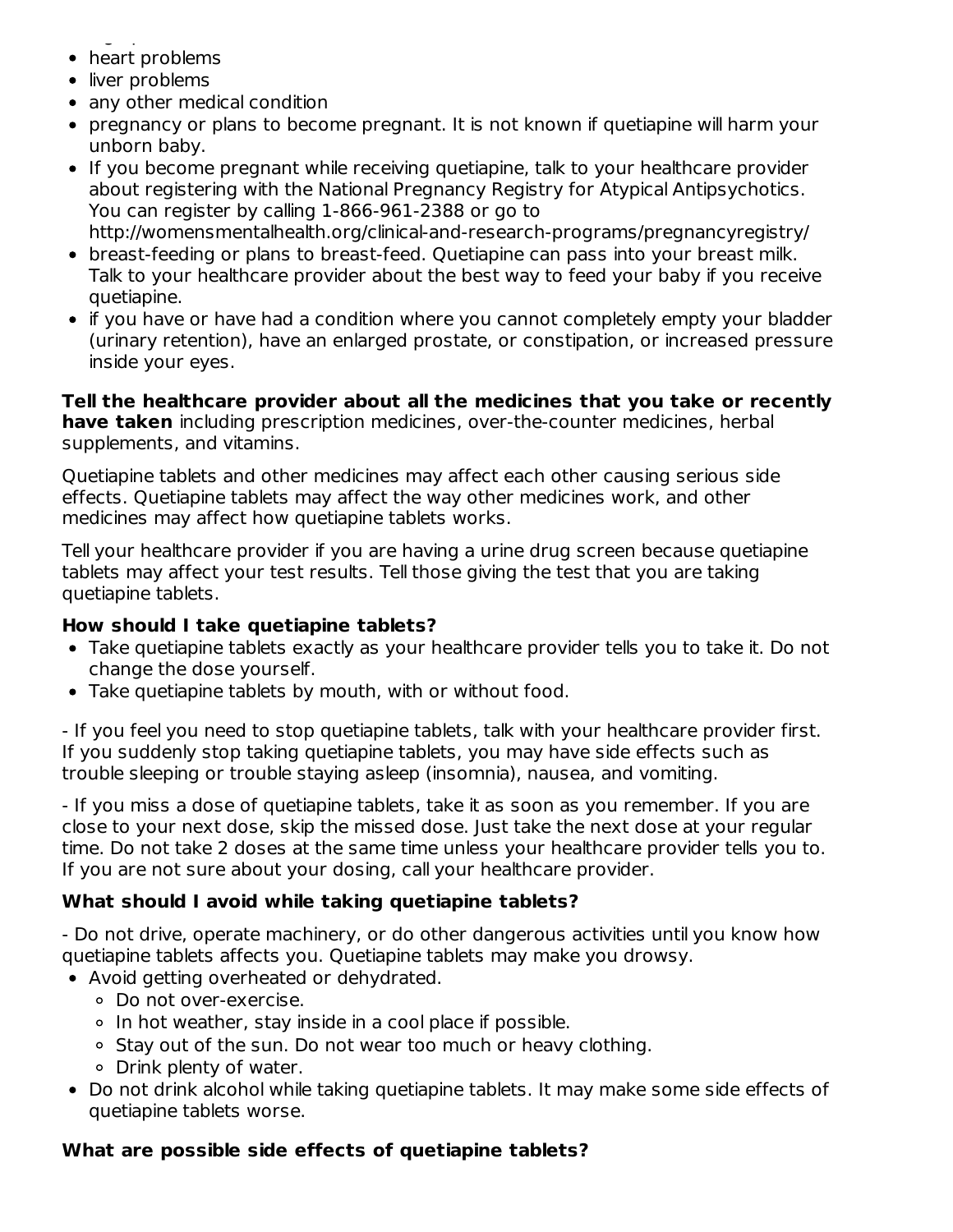- heart problems
- liver problems
- any other medical condition
- pregnancy or plans to become pregnant. It is not known if quetiapine will harm your unborn baby.
- If you become pregnant while receiving quetiapine, talk to your healthcare provider about registering with the National Pregnancy Registry for Atypical Antipsychotics. You can register by calling 1-866-961-2388 or go to http://womensmentalhealth.org/clinical-and-research-programs/pregnancyregistry/
- breast-feeding or plans to breast-feed. Quetiapine can pass into your breast milk. Talk to your healthcare provider about the best way to feed your baby if you receive quetiapine.
- if you have or have had a condition where you cannot completely empty your bladder (urinary retention), have an enlarged prostate, or constipation, or increased pressure inside your eyes.

**Tell the healthcare provider about all the medicines that you take or recently have taken** including prescription medicines, over-the-counter medicines, herbal supplements, and vitamins.

Quetiapine tablets and other medicines may affect each other causing serious side effects. Quetiapine tablets may affect the way other medicines work, and other medicines may affect how quetiapine tablets works.

Tell your healthcare provider if you are having a urine drug screen because quetiapine tablets may affect your test results. Tell those giving the test that you are taking quetiapine tablets.

**How should I take quetiapine tablets?**

- Take quetiapine tablets exactly as your healthcare provider tells you to take it. Do not change the dose yourself.
- Take quetiapine tablets by mouth, with or without food.

- If you feel you need to stop quetiapine tablets, talk with your healthcare provider first. If you suddenly stop taking quetiapine tablets, you may have side effects such as trouble sleeping or trouble staying asleep (insomnia), nausea, and vomiting.

- If you miss a dose of quetiapine tablets, take it as soon as you remember. If you are close to your next dose, skip the missed dose. Just take the next dose at your regular time. Do not take 2 doses at the same time unless your healthcare provider tells you to. If you are not sure about your dosing, call your healthcare provider.

**What should I avoid while taking quetiapine tablets?**

- Do not drive, operate machinery, or do other dangerous activities until you know how quetiapine tablets affects you. Quetiapine tablets may make you drowsy.

- Avoid getting overheated or dehydrated.
  - Do not over-exercise.
  - In hot weather, stay inside in a cool place if possible.
  - Stay out of the sun. Do not wear too much or heavy clothing.
  - Drink plenty of water.
- Do not drink alcohol while taking quetiapine tablets. It may make some side effects of quetiapine tablets worse.

**What are possible side effects of quetiapine tablets?**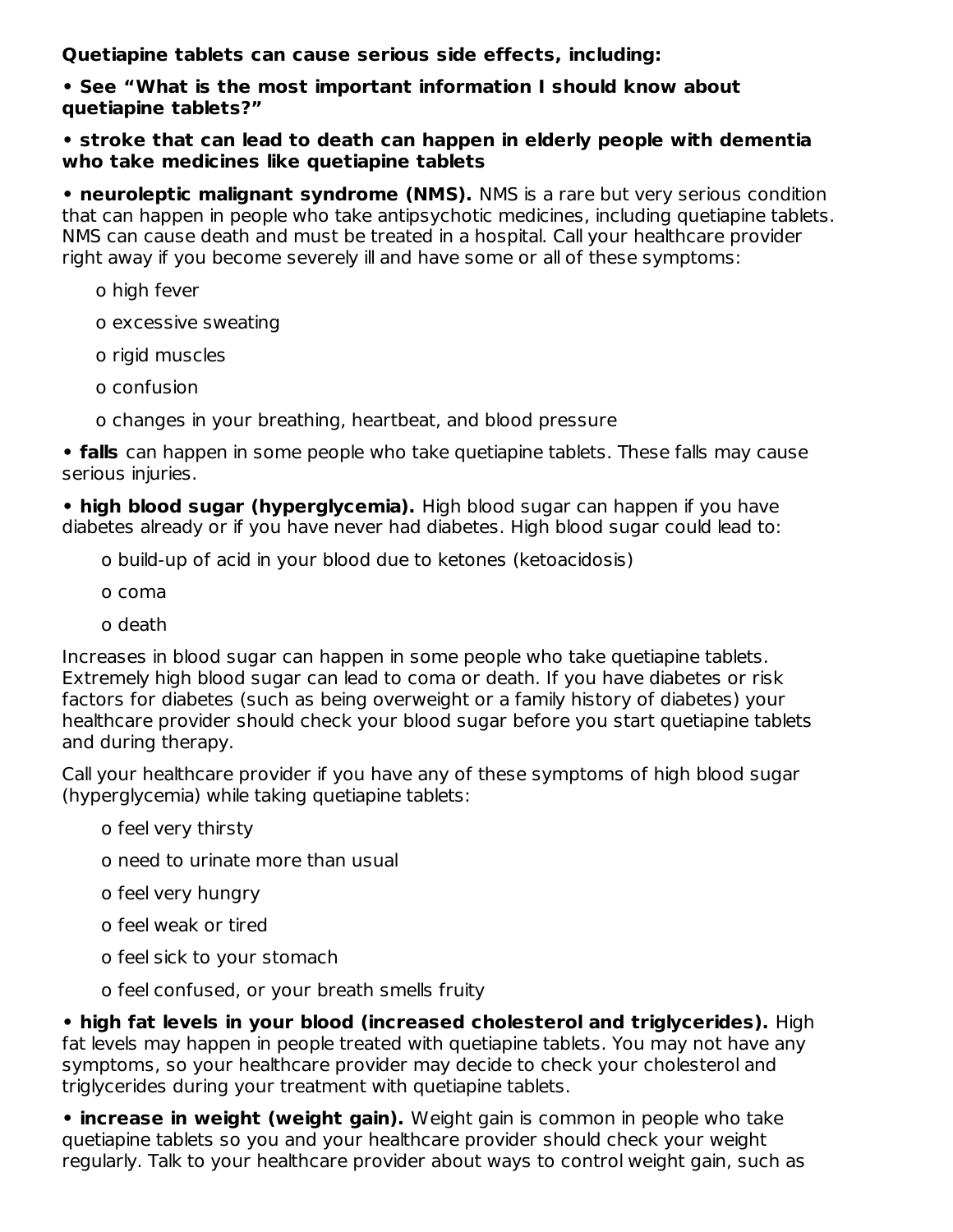**Quetiapine tablets can cause serious side effects, including:**

- **See "What is the most important information I should know about quetiapine tablets?"**
- **stroke that can lead to death can happen in elderly people with dementia who take medicines like quetiapine tablets**
- **neuroleptic malignant syndrome (NMS).** NMS is a rare but very serious condition that can happen in people who take antipsychotic medicines, including quetiapine tablets. NMS can cause death and must be treated in a hospital. Call your healthcare provider right away if you become severely ill and have some or all of these symptoms:
  - o high fever
  - o excessive sweating
  - o rigid muscles
  - o confusion
  - o changes in your breathing, heartbeat, and blood pressure
- **falls** can happen in some people who take quetiapine tablets. These falls may cause serious injuries.
- **high blood sugar (hyperglycemia).** High blood sugar can happen if you have diabetes already or if you have never had diabetes. High blood sugar could lead to:
  - o build-up of acid in your blood due to ketones (ketoacidosis)
  - o coma
  - o death

Increases in blood sugar can happen in some people who take quetiapine tablets. Extremely high blood sugar can lead to coma or death. If you have diabetes or risk factors for diabetes (such as being overweight or a family history of diabetes) your healthcare provider should check your blood sugar before you start quetiapine tablets and during therapy.

Call your healthcare provider if you have any of these symptoms of high blood sugar (hyperglycemia) while taking quetiapine tablets:

- o feel very thirsty
- o need to urinate more than usual
- o feel very hungry
- o feel weak or tired
- o feel sick to your stomach
- o feel confused, or your breath smells fruity

- **high fat levels in your blood (increased cholesterol and triglycerides).** High fat levels may happen in people treated with quetiapine tablets. You may not have any symptoms, so your healthcare provider may decide to check your cholesterol and triglycerides during your treatment with quetiapine tablets.
- **increase in weight (weight gain).** Weight gain is common in people who take quetiapine tablets so you and your healthcare provider should check your weight regularly. Talk to your healthcare provider about ways to control weight gain, such as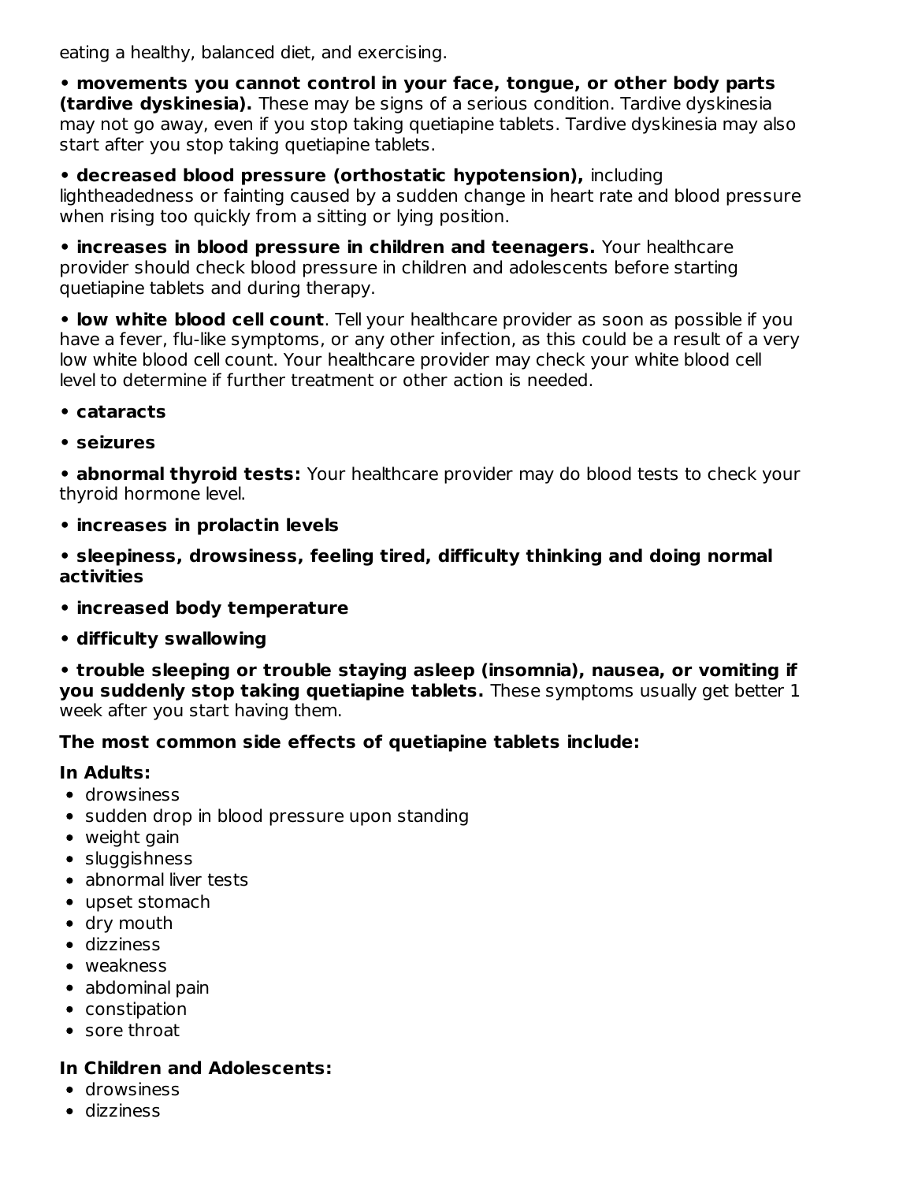eating a healthy, balanced diet, and exercising.

• **movements you cannot control in your face, tongue, or other body parts (tardive dyskinesia).** These may be signs of a serious condition. Tardive dyskinesia may not go away, even if you stop taking quetiapine tablets. Tardive dyskinesia may also start after you stop taking quetiapine tablets.

• **decreased blood pressure (orthostatic hypotension),** including lightheadedness or fainting caused by a sudden change in heart rate and blood pressure when rising too quickly from a sitting or lying position.

• **increases in blood pressure in children and teenagers.** Your healthcare provider should check blood pressure in children and adolescents before starting quetiapine tablets and during therapy.

• **low white blood cell count**. Tell your healthcare provider as soon as possible if you have a fever, flu-like symptoms, or any other infection, as this could be a result of a very low white blood cell count. Your healthcare provider may check your white blood cell level to determine if further treatment or other action is needed.

• **cataracts**

• **seizures**

• **abnormal thyroid tests:** Your healthcare provider may do blood tests to check your thyroid hormone level.

• **increases in prolactin levels**

• **sleepiness, drowsiness, feeling tired, difficulty thinking and doing normal activities**

• **increased body temperature**

• **difficulty swallowing**

• **trouble sleeping or trouble staying asleep (insomnia), nausea, or vomiting if you suddenly stop taking quetiapine tablets.** These symptoms usually get better 1 week after you start having them.

**The most common side effects of quetiapine tablets include:**

**In Adults:**

- drowsiness
- sudden drop in blood pressure upon standing
- weight gain
- sluggishness
- abnormal liver tests
- upset stomach
- dry mouth
- dizziness
- weakness
- abdominal pain
- constipation
- sore throat

**In Children and Adolescents:**

- drowsiness
- dizziness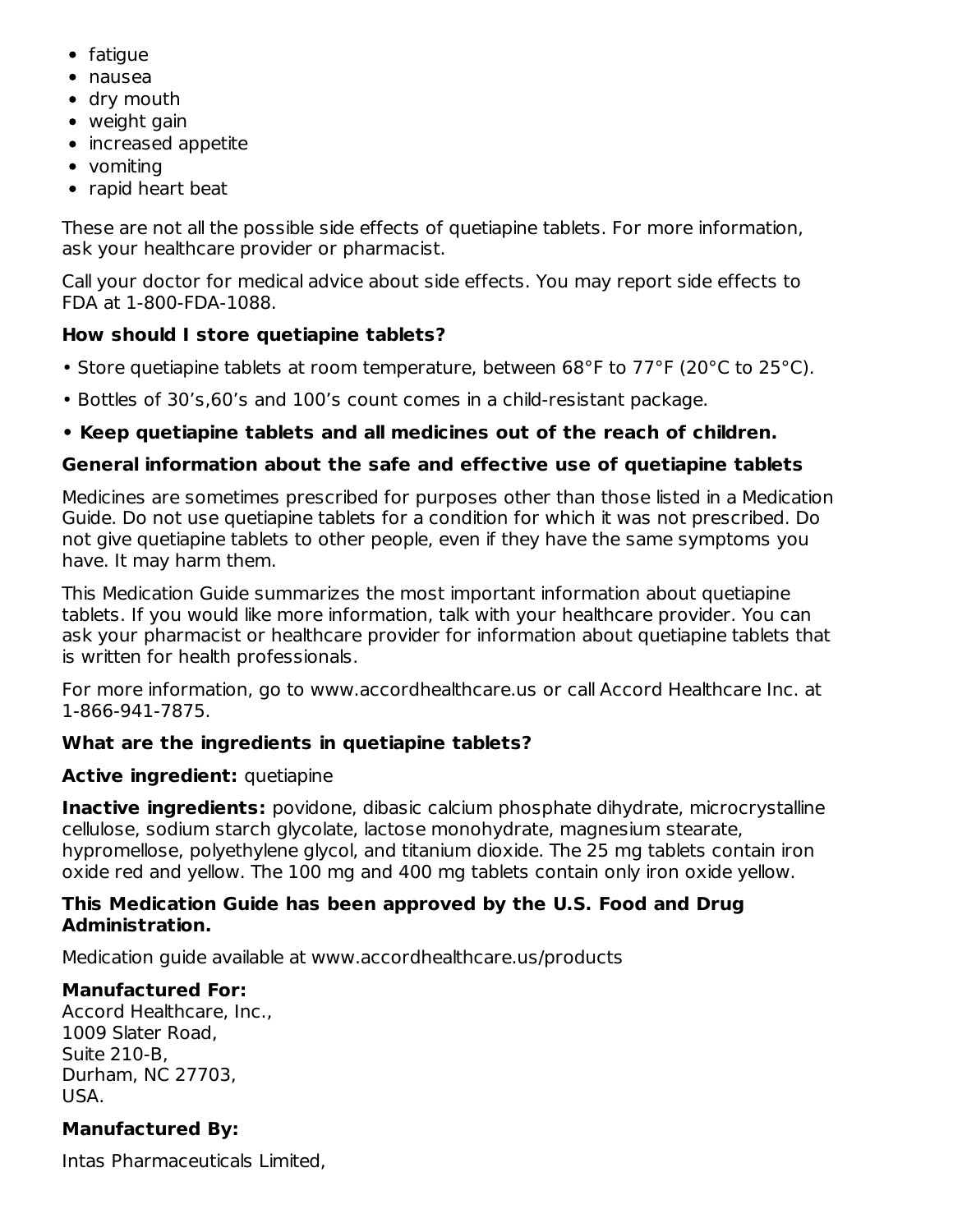- fatigue
- nausea
- dry mouth
- weight gain
- increased appetite
- vomiting
- rapid heart beat

These are not all the possible side effects of quetiapine tablets. For more information, ask your healthcare provider or pharmacist.

Call your doctor for medical advice about side effects. You may report side effects to FDA at 1-800-FDA-1088.

### How should I store quetiapine tablets?

• Store quetiapine tablets at room temperature, between 68°F to 77°F (20°C to 25°C).

• Bottles of 30's,60's and 100's count comes in a child-resistant package.

**• Keep quetiapine tablets and all medicines out of the reach of children.**

### General information about the safe and effective use of quetiapine tablets

Medicines are sometimes prescribed for purposes other than those listed in a Medication Guide. Do not use quetiapine tablets for a condition for which it was not prescribed. Do not give quetiapine tablets to other people, even if they have the same symptoms you have. It may harm them.

This Medication Guide summarizes the most important information about quetiapine tablets. If you would like more information, talk with your healthcare provider. You can ask your pharmacist or healthcare provider for information about quetiapine tablets that is written for health professionals.

For more information, go to www.accordhealthcare.us or call Accord Healthcare Inc. at 1-866-941-7875.

### What are the ingredients in quetiapine tablets?

**Active ingredient:** quetiapine

**Inactive ingredients:** povidone, dibasic calcium phosphate dihydrate, microcrystalline cellulose, sodium starch glycolate, lactose monohydrate, magnesium stearate, hypromellose, polyethylene glycol, and titanium dioxide. The 25 mg tablets contain iron oxide red and yellow. The 100 mg and 400 mg tablets contain only iron oxide yellow.

**This Medication Guide has been approved by the U.S. Food and Drug Administration.**

Medication guide available at www.accordhealthcare.us/products

**Manufactured For:**
Accord Healthcare, Inc.,
1009 Slater Road,
Suite 210-B,
Durham, NC 27703,
USA.

**Manufactured By:**

Intas Pharmaceuticals Limited,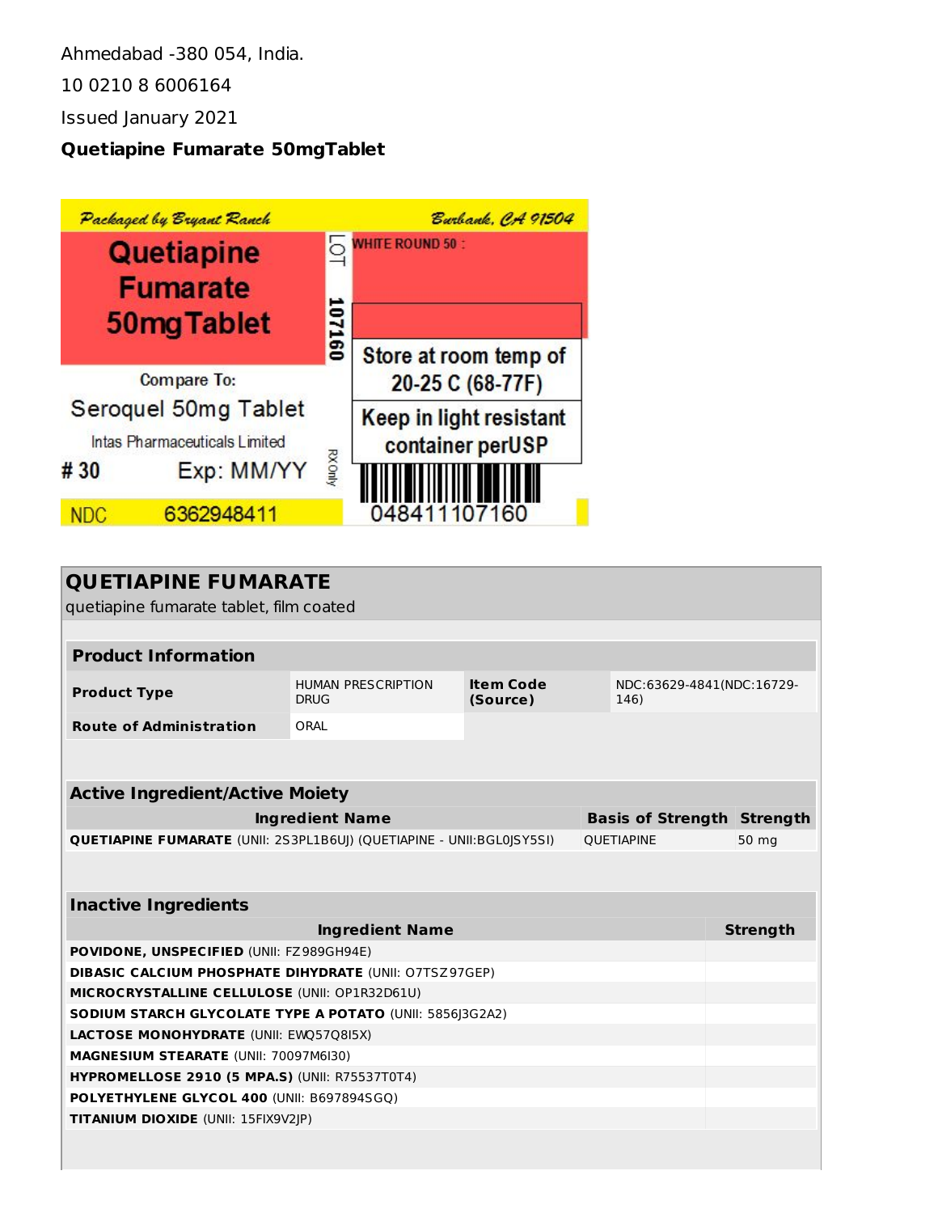Ahmedabad -380 054, India.

10 0210 8 6006164

Issued January 2021

**Quetiapine Fumarate 50mgTablet**

*Packaged by Bryant Ranch* — *Burbank, CA 91504*

**Quetiapine Fumarate 50mgTablet**

LOT **107160**

WHITE ROUND 50 :

Store at room temp of 20-25 C (68-77F)

Keep in light resistant container perUSP

Compare To:

Seroquel 50mg Tablet

Intas Pharmaceuticals Limited

# 30 Exp: MM/YY

RX Only

NDC 6362948411

048411107160

## QUETIAPINE FUMARATE

quetiapine fumarate tablet, film coated

| **Product Information** | | | |
|---|---|---|---|
| **Product Type** | HUMAN PRESCRIPTION DRUG | **Item Code (Source)** | NDC:63629-4841(NDC:16729-146) |
| **Route of Administration** | ORAL | | |

| **Active Ingredient/Active Moiety** | | |
|---|---|---|
| **Ingredient Name** | **Basis of Strength** | **Strength** |
| **QUETIAPINE FUMARATE** (UNII: 2S3PL1B6UJ) (QUETIAPINE - UNII:BGL0JSY5SI) | QUETIAPINE | 50 mg |

| **Inactive Ingredients** | |
|---|---|
| **Ingredient Name** | **Strength** |
| **POVIDONE, UNSPECIFIED** (UNII: FZ989GH94E) | |
| **DIBASIC CALCIUM PHOSPHATE DIHYDRATE** (UNII: O7TSZ97GEP) | |
| **MICROCRYSTALLINE CELLULOSE** (UNII: OP1R32D61U) | |
| **SODIUM STARCH GLYCOLATE TYPE A POTATO** (UNII: 5856J3G2A2) | |
| **LACTOSE MONOHYDRATE** (UNII: EWQ57Q8I5X) | |
| **MAGNESIUM STEARATE** (UNII: 70097M6I30) | |
| **HYPROMELLOSE 2910 (5 MPA.S)** (UNII: R75537T0T4) | |
| **POLYETHYLENE GLYCOL 400** (UNII: B697894SGQ) | |
| **TITANIUM DIOXIDE** (UNII: 15FIX9V2JP) | |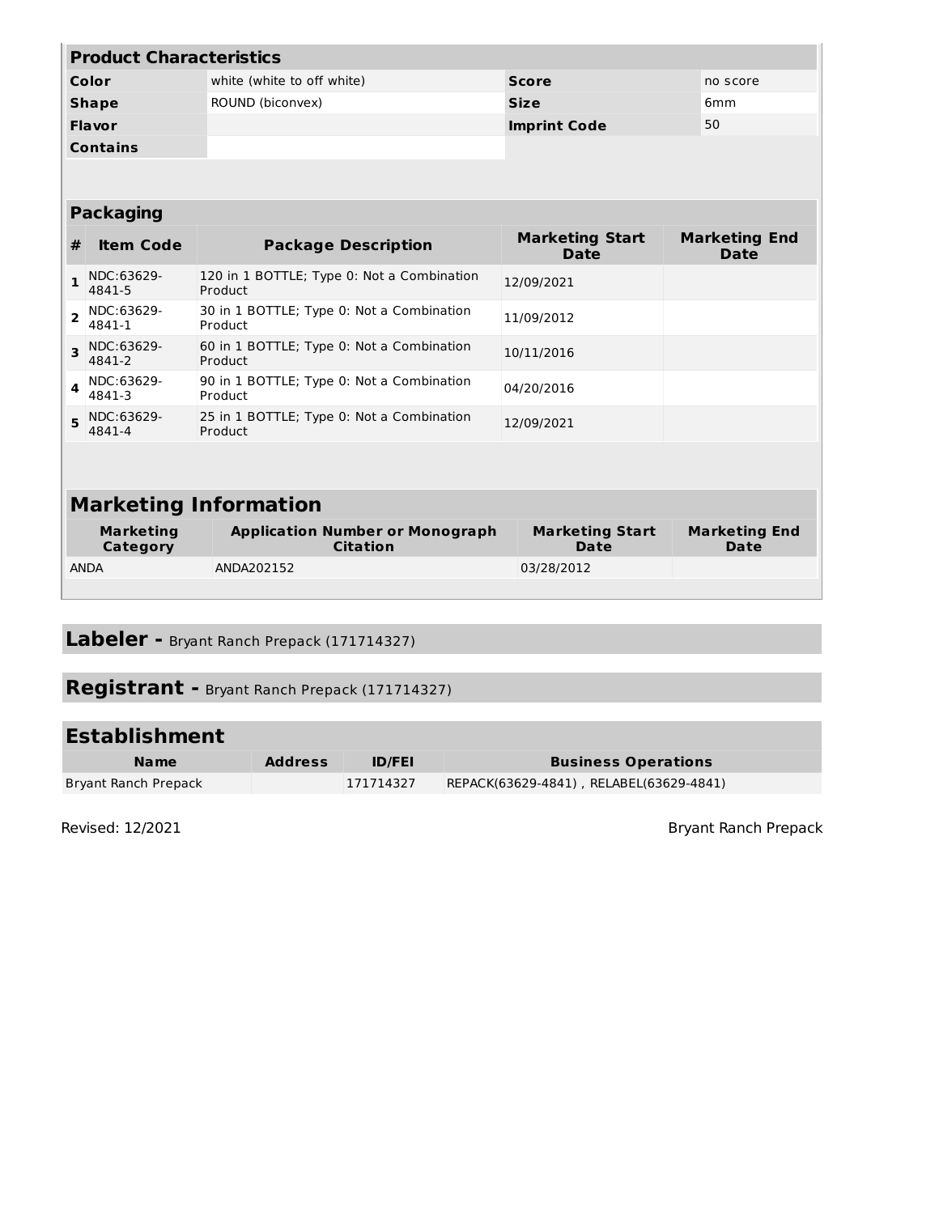| Product Characteristics | | | |
|---|---|---|---|
| **Color** | white (white to off white) | **Score** | no score |
| **Shape** | ROUND (biconvex) | **Size** | 6mm |
| **Flavor** | | **Imprint Code** | 50 |
| **Contains** | | | |

| Packaging | | | | |
|---|---|---|---|---|
| **#** | **Item Code** | **Package Description** | **Marketing Start Date** | **Marketing End Date** |
| 1 | NDC:63629-4841-5 | 120 in 1 BOTTLE; Type 0: Not a Combination Product | 12/09/2021 | |
| 2 | NDC:63629-4841-1 | 30 in 1 BOTTLE; Type 0: Not a Combination Product | 11/09/2012 | |
| 3 | NDC:63629-4841-2 | 60 in 1 BOTTLE; Type 0: Not a Combination Product | 10/11/2016 | |
| 4 | NDC:63629-4841-3 | 90 in 1 BOTTLE; Type 0: Not a Combination Product | 04/20/2016 | |
| 5 | NDC:63629-4841-4 | 25 in 1 BOTTLE; Type 0: Not a Combination Product | 12/09/2021 | |

## Marketing Information

| Marketing Category | Application Number or Monograph Citation | Marketing Start Date | Marketing End Date |
|---|---|---|---|
| ANDA | ANDA202152 | 03/28/2012 | |

## Labeler - Bryant Ranch Prepack (171714327)

## Registrant - Bryant Ranch Prepack (171714327)

## Establishment

| Name | Address | ID/FEI | Business Operations |
|---|---|---|---|
| Bryant Ranch Prepack | | 171714327 | REPACK(63629-4841) , RELABEL(63629-4841) |

Revised: 12/2021

Bryant Ranch Prepack